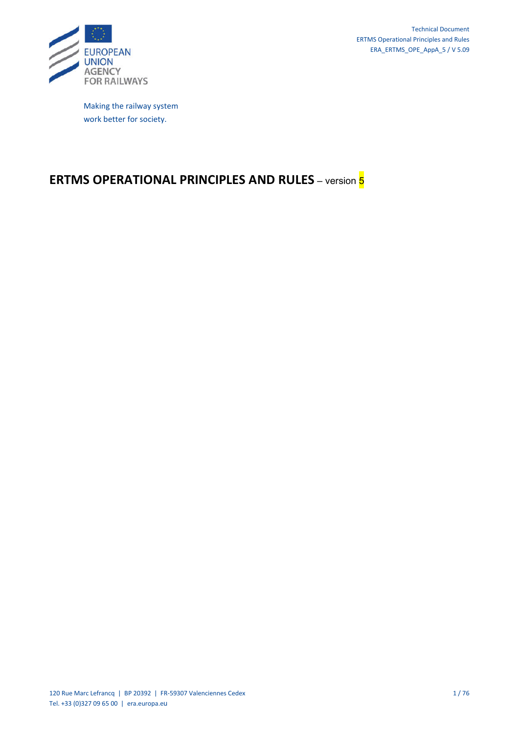Technical Document
ERTMS Operational Principles and Rules
ERA_ERTMS_OPE_AppA_5 / V 5.09

EUROPEAN UNION AGENCY FOR RAILWAYS

Making the railway system
work better for society.

# ERTMS OPERATIONAL PRINCIPLES AND RULES – version 5

120 Rue Marc Lefrancq | BP 20392 | FR-59307 Valenciennes Cedex
Tel. +33 (0)327 09 65 00 | era.europa.eu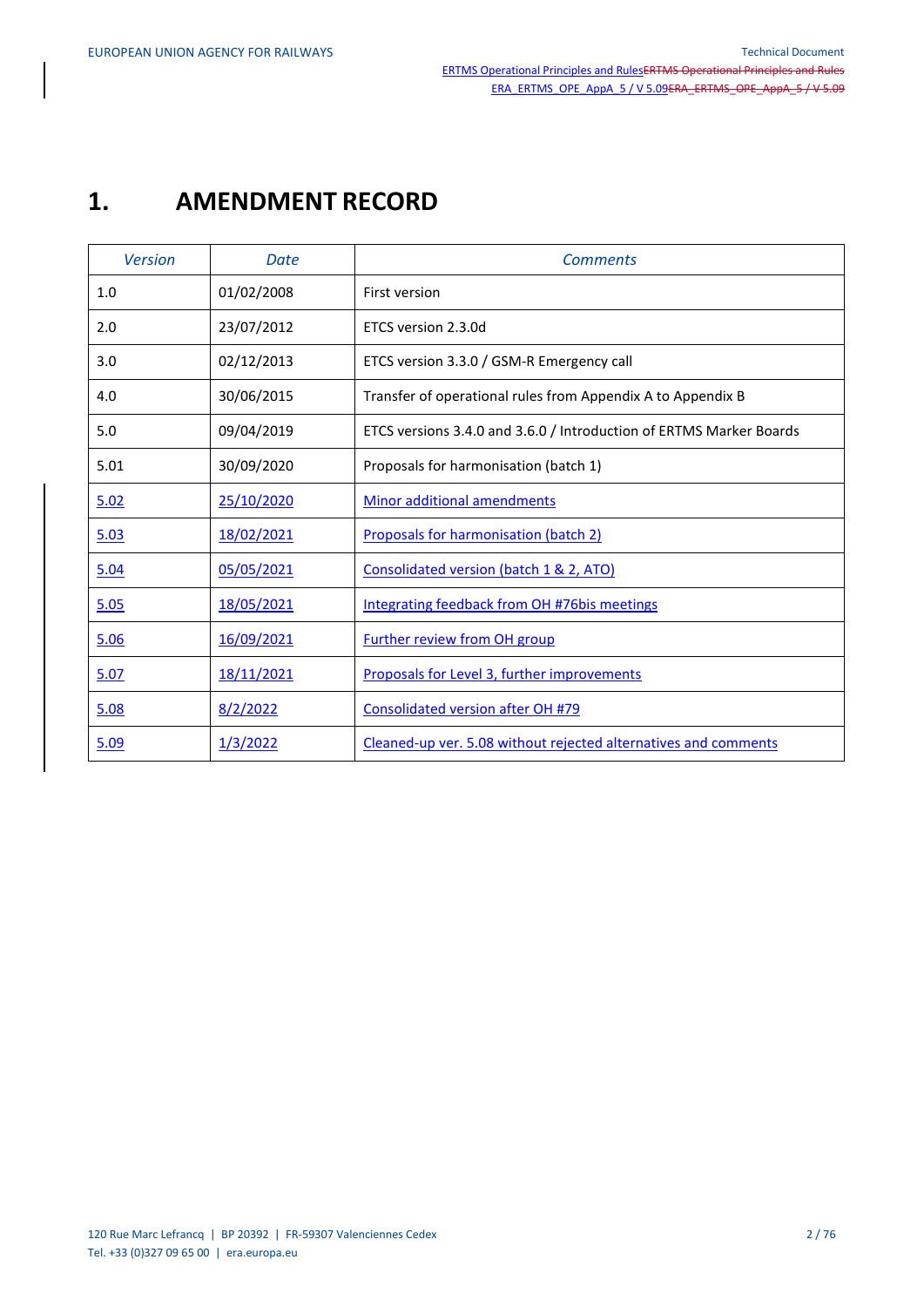# 1. AMENDMENT RECORD

| *Version* | *Date* | *Comments* |
|---|---|---|
| 1.0 | 01/02/2008 | First version |
| 2.0 | 23/07/2012 | ETCS version 2.3.0d |
| 3.0 | 02/12/2013 | ETCS version 3.3.0 / GSM-R Emergency call |
| 4.0 | 30/06/2015 | Transfer of operational rules from Appendix A to Appendix B |
| 5.0 | 09/04/2019 | ETCS versions 3.4.0 and 3.6.0 / Introduction of ERTMS Marker Boards |
| 5.01 | 30/09/2020 | Proposals for harmonisation (batch 1) |
| 5.02 | 25/10/2020 | Minor additional amendments |
| 5.03 | 18/02/2021 | Proposals for harmonisation (batch 2) |
| 5.04 | 05/05/2021 | Consolidated version (batch 1 & 2, ATO) |
| 5.05 | 18/05/2021 | Integrating feedback from OH #76bis meetings |
| 5.06 | 16/09/2021 | Further review from OH group |
| 5.07 | 18/11/2021 | Proposals for Level 3, further improvements |
| 5.08 | 8/2/2022 | Consolidated version after OH #79 |
| 5.09 | 1/3/2022 | Cleaned-up ver. 5.08 without rejected alternatives and comments |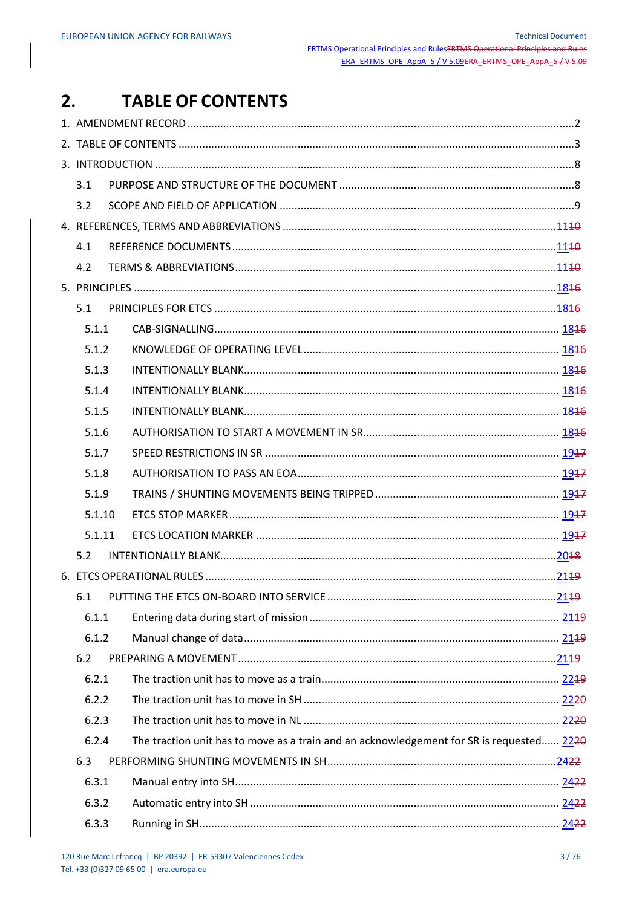# 2. TABLE OF CONTENTS

1. AMENDMENT RECORD ........................................ 2
2. TABLE OF CONTENTS ........................................ 3
3. INTRODUCTION ........................................ 8
   - 3.1 PURPOSE AND STRUCTURE OF THE DOCUMENT ........................................ 8
   - 3.2 SCOPE AND FIELD OF APPLICATION ........................................ 9
4. REFERENCES, TERMS AND ABBREVIATIONS ........................................ 11~~10~~
   - 4.1 REFERENCE DOCUMENTS ........................................ 11~~10~~
   - 4.2 TERMS & ABBREVIATIONS ........................................ 11~~10~~
5. PRINCIPLES ........................................ 18~~16~~
   - 5.1 PRINCIPLES FOR ETCS ........................................ 18~~16~~
     - 5.1.1 CAB-SIGNALLING ........................................ 18~~16~~
     - 5.1.2 KNOWLEDGE OF OPERATING LEVEL ........................................ 18~~16~~
     - 5.1.3 INTENTIONALLY BLANK ........................................ 18~~16~~
     - 5.1.4 INTENTIONALLY BLANK ........................................ 18~~16~~
     - 5.1.5 INTENTIONALLY BLANK ........................................ 18~~16~~
     - 5.1.6 AUTHORISATION TO START A MOVEMENT IN SR ........................................ 18~~16~~
     - 5.1.7 SPEED RESTRICTIONS IN SR ........................................ 19~~17~~
     - 5.1.8 AUTHORISATION TO PASS AN EOA ........................................ 19~~17~~
     - 5.1.9 TRAINS / SHUNTING MOVEMENTS BEING TRIPPED ........................................ 19~~17~~
     - 5.1.10 ETCS STOP MARKER ........................................ 19~~17~~
     - 5.1.11 ETCS LOCATION MARKER ........................................ 19~~17~~
   - 5.2 INTENTIONALLY BLANK ........................................ 20~~18~~
6. ETCS OPERATIONAL RULES ........................................ 21~~19~~
   - 6.1 PUTTING THE ETCS ON-BOARD INTO SERVICE ........................................ 21~~19~~
     - 6.1.1 Entering data during start of mission ........................................ 21~~19~~
     - 6.1.2 Manual change of data ........................................ 21~~19~~
   - 6.2 PREPARING A MOVEMENT ........................................ 21~~19~~
     - 6.2.1 The traction unit has to move as a train ........................................ 22~~19~~
     - 6.2.2 The traction unit has to move in SH ........................................ 22~~20~~
     - 6.2.3 The traction unit has to move in NL ........................................ 22~~20~~
     - 6.2.4 The traction unit has to move as a train and an acknowledgement for SR is requested ........ 22~~20~~
   - 6.3 PERFORMING SHUNTING MOVEMENTS IN SH ........................................ 24~~22~~
     - 6.3.1 Manual entry into SH ........................................ 24~~22~~
     - 6.3.2 Automatic entry into SH ........................................ 24~~22~~
     - 6.3.3 Running in SH ........................................ 24~~22~~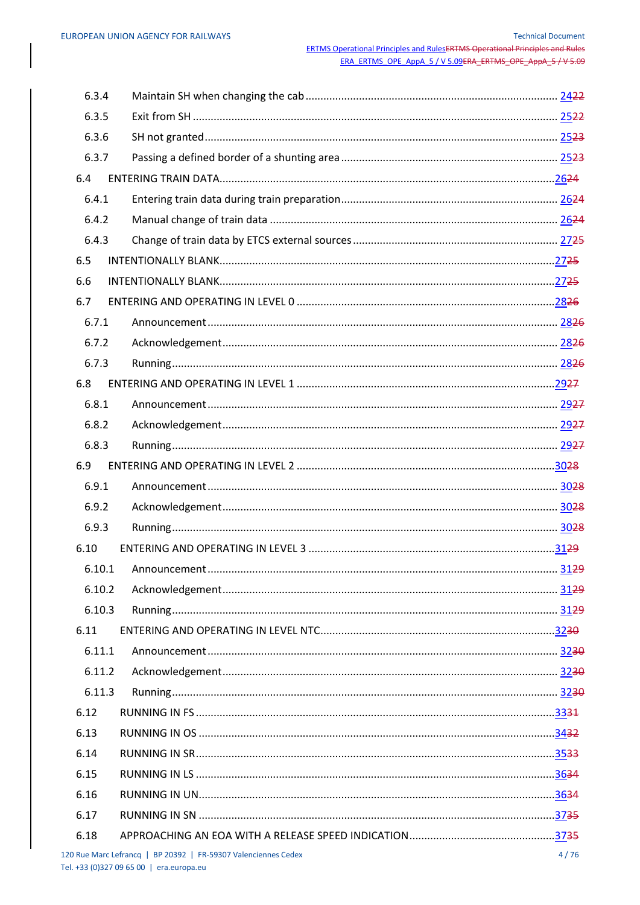| | | |
|---|---|---|
| 6.3.4 | Maintain SH when changing the cab | 2422 |
| 6.3.5 | Exit from SH | 2522 |
| 6.3.6 | SH not granted | 2523 |
| 6.3.7 | Passing a defined border of a shunting area | 2523 |
| 6.4 | ENTERING TRAIN DATA | 2624 |
| 6.4.1 | Entering train data during train preparation | 2624 |
| 6.4.2 | Manual change of train data | 2624 |
| 6.4.3 | Change of train data by ETCS external sources | 2725 |
| 6.5 | INTENTIONALLY BLANK | 2725 |
| 6.6 | INTENTIONALLY BLANK | 2725 |
| 6.7 | ENTERING AND OPERATING IN LEVEL 0 | 2826 |
| 6.7.1 | Announcement | 2826 |
| 6.7.2 | Acknowledgement | 2826 |
| 6.7.3 | Running | 2826 |
| 6.8 | ENTERING AND OPERATING IN LEVEL 1 | 2927 |
| 6.8.1 | Announcement | 2927 |
| 6.8.2 | Acknowledgement | 2927 |
| 6.8.3 | Running | 2927 |
| 6.9 | ENTERING AND OPERATING IN LEVEL 2 | 3028 |
| 6.9.1 | Announcement | 3028 |
| 6.9.2 | Acknowledgement | 3028 |
| 6.9.3 | Running | 3028 |
| 6.10 | ENTERING AND OPERATING IN LEVEL 3 | 3129 |
| 6.10.1 | Announcement | 3129 |
| 6.10.2 | Acknowledgement | 3129 |
| 6.10.3 | Running | 3129 |
| 6.11 | ENTERING AND OPERATING IN LEVEL NTC | 3230 |
| 6.11.1 | Announcement | 3230 |
| 6.11.2 | Acknowledgement | 3230 |
| 6.11.3 | Running | 3230 |
| 6.12 | RUNNING IN FS | 3331 |
| 6.13 | RUNNING IN OS | 3432 |
| 6.14 | RUNNING IN SR | 3533 |
| 6.15 | RUNNING IN LS | 3634 |
| 6.16 | RUNNING IN UN | 3634 |
| 6.17 | RUNNING IN SN | 3735 |
| 6.18 | APPROACHING AN EOA WITH A RELEASE SPEED INDICATION | 3735 |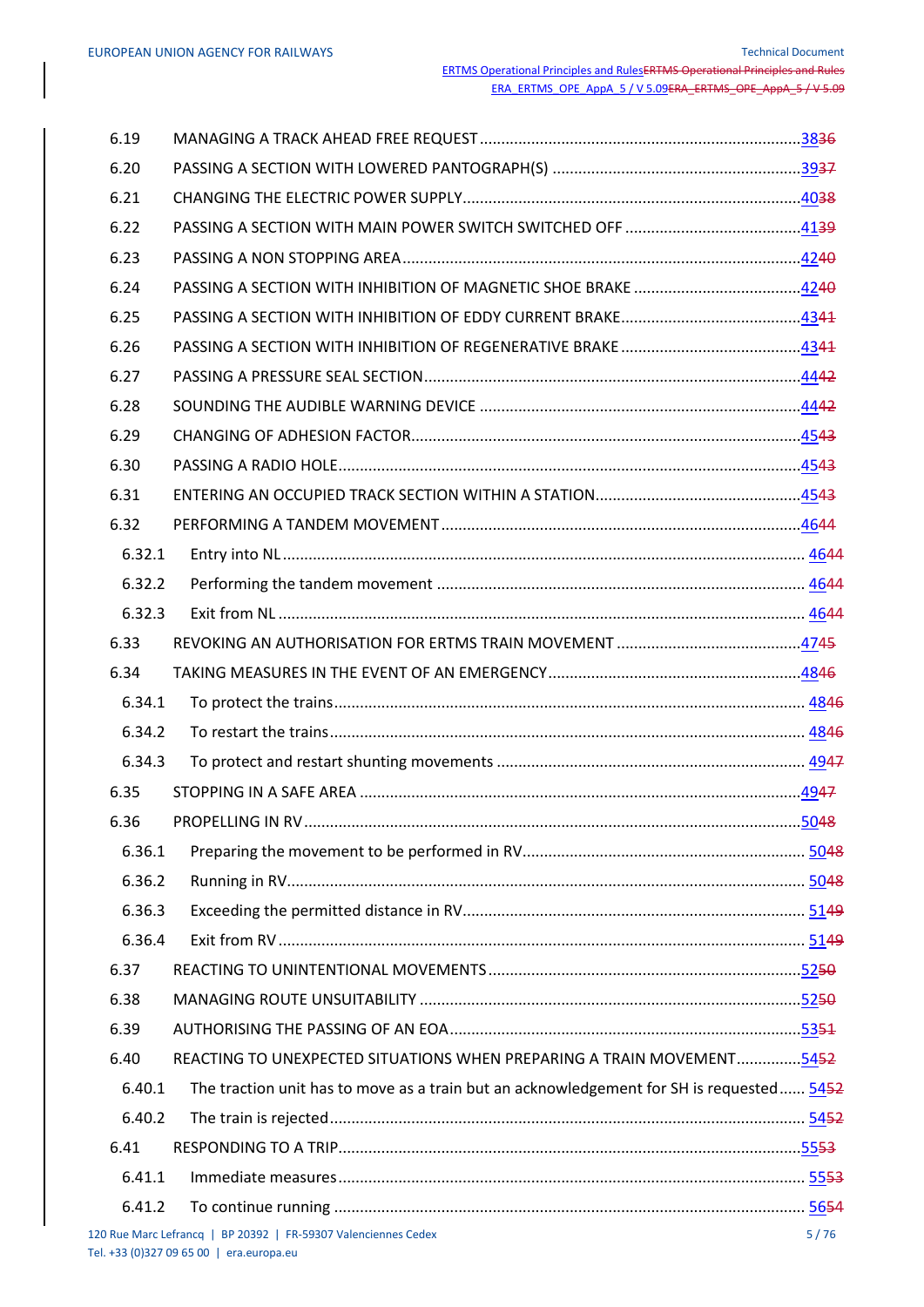| | | |
|---|---|---|
| 6.19 | MANAGING A TRACK AHEAD FREE REQUEST | 38~~36~~ |
| 6.20 | PASSING A SECTION WITH LOWERED PANTOGRAPH(S) | 39~~37~~ |
| 6.21 | CHANGING THE ELECTRIC POWER SUPPLY | 40~~38~~ |
| 6.22 | PASSING A SECTION WITH MAIN POWER SWITCH SWITCHED OFF | 41~~39~~ |
| 6.23 | PASSING A NON STOPPING AREA | 42~~40~~ |
| 6.24 | PASSING A SECTION WITH INHIBITION OF MAGNETIC SHOE BRAKE | 42~~40~~ |
| 6.25 | PASSING A SECTION WITH INHIBITION OF EDDY CURRENT BRAKE | 43~~41~~ |
| 6.26 | PASSING A SECTION WITH INHIBITION OF REGENERATIVE BRAKE | 43~~41~~ |
| 6.27 | PASSING A PRESSURE SEAL SECTION | 44~~42~~ |
| 6.28 | SOUNDING THE AUDIBLE WARNING DEVICE | 44~~42~~ |
| 6.29 | CHANGING OF ADHESION FACTOR | 45~~43~~ |
| 6.30 | PASSING A RADIO HOLE | 45~~43~~ |
| 6.31 | ENTERING AN OCCUPIED TRACK SECTION WITHIN A STATION | 45~~43~~ |
| 6.32 | PERFORMING A TANDEM MOVEMENT | 46~~44~~ |
| 6.32.1 | Entry into NL | 46~~44~~ |
| 6.32.2 | Performing the tandem movement | 46~~44~~ |
| 6.32.3 | Exit from NL | 46~~44~~ |
| 6.33 | REVOKING AN AUTHORISATION FOR ERTMS TRAIN MOVEMENT | 47~~45~~ |
| 6.34 | TAKING MEASURES IN THE EVENT OF AN EMERGENCY | 48~~46~~ |
| 6.34.1 | To protect the trains | 48~~46~~ |
| 6.34.2 | To restart the trains | 48~~46~~ |
| 6.34.3 | To protect and restart shunting movements | 49~~47~~ |
| 6.35 | STOPPING IN A SAFE AREA | 49~~47~~ |
| 6.36 | PROPELLING IN RV | 50~~48~~ |
| 6.36.1 | Preparing the movement to be performed in RV | 50~~48~~ |
| 6.36.2 | Running in RV | 50~~48~~ |
| 6.36.3 | Exceeding the permitted distance in RV | 51~~49~~ |
| 6.36.4 | Exit from RV | 51~~49~~ |
| 6.37 | REACTING TO UNINTENTIONAL MOVEMENTS | 52~~50~~ |
| 6.38 | MANAGING ROUTE UNSUITABILITY | 52~~50~~ |
| 6.39 | AUTHORISING THE PASSING OF AN EOA | 53~~51~~ |
| 6.40 | REACTING TO UNEXPECTED SITUATIONS WHEN PREPARING A TRAIN MOVEMENT | 54~~52~~ |
| 6.40.1 | The traction unit has to move as a train but an acknowledgement for SH is requested | 54~~52~~ |
| 6.40.2 | The train is rejected | 54~~52~~ |
| 6.41 | RESPONDING TO A TRIP | 55~~53~~ |
| 6.41.1 | Immediate measures | 55~~53~~ |
| 6.41.2 | To continue running | 56~~54~~ |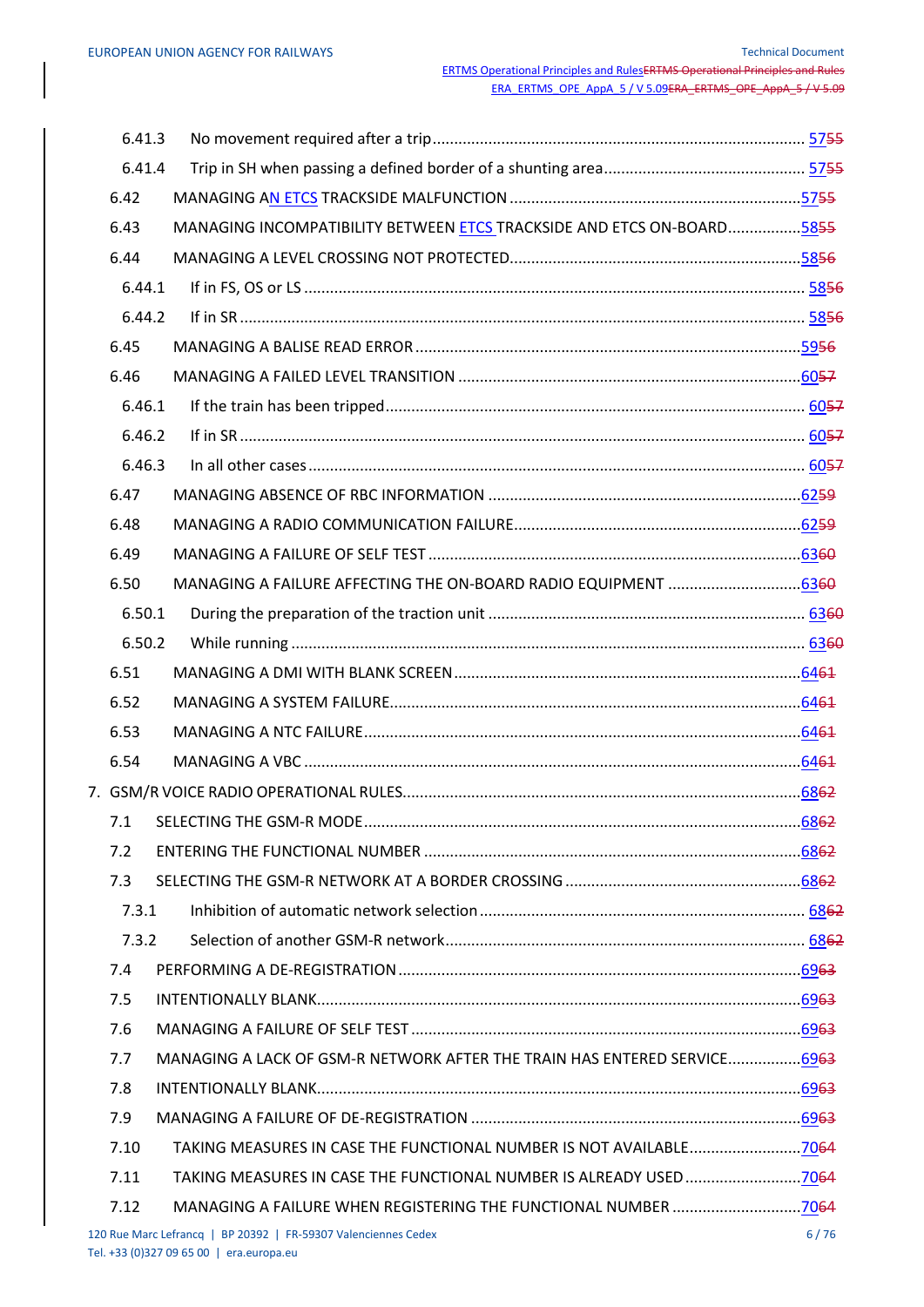| | | |
|---|---|---|
| 6.41.3 | No movement required after a trip | 5755 |
| 6.41.4 | Trip in SH when passing a defined border of a shunting area | 5755 |
| 6.42 | MANAGING AN ETCS TRACKSIDE MALFUNCTION | 5755 |
| 6.43 | MANAGING INCOMPATIBILITY BETWEEN ETCS TRACKSIDE AND ETCS ON-BOARD | 5855 |
| 6.44 | MANAGING A LEVEL CROSSING NOT PROTECTED | 5856 |
| 6.44.1 | If in FS, OS or LS | 5856 |
| 6.44.2 | If in SR | 5856 |
| 6.45 | MANAGING A BALISE READ ERROR | 5956 |
| 6.46 | MANAGING A FAILED LEVEL TRANSITION | 6057 |
| 6.46.1 | If the train has been tripped | 6057 |
| 6.46.2 | If in SR | 6057 |
| 6.46.3 | In all other cases | 6057 |
| 6.47 | MANAGING ABSENCE OF RBC INFORMATION | 6259 |
| 6.48 | MANAGING A RADIO COMMUNICATION FAILURE | 6259 |
| 6.49 | MANAGING A FAILURE OF SELF TEST | 6360 |
| 6.50 | MANAGING A FAILURE AFFECTING THE ON-BOARD RADIO EQUIPMENT | 6360 |
| 6.50.1 | During the preparation of the traction unit | 6360 |
| 6.50.2 | While running | 6360 |
| 6.51 | MANAGING A DMI WITH BLANK SCREEN | 6461 |
| 6.52 | MANAGING A SYSTEM FAILURE | 6461 |
| 6.53 | MANAGING A NTC FAILURE | 6461 |
| 6.54 | MANAGING A VBC | 6461 |
| 7. | GSM/R VOICE RADIO OPERATIONAL RULES | 6862 |
| 7.1 | SELECTING THE GSM-R MODE | 6862 |
| 7.2 | ENTERING THE FUNCTIONAL NUMBER | 6862 |
| 7.3 | SELECTING THE GSM-R NETWORK AT A BORDER CROSSING | 6862 |
| 7.3.1 | Inhibition of automatic network selection | 6862 |
| 7.3.2 | Selection of another GSM-R network | 6862 |
| 7.4 | PERFORMING A DE-REGISTRATION | 6963 |
| 7.5 | INTENTIONALLY BLANK | 6963 |
| 7.6 | MANAGING A FAILURE OF SELF TEST | 6963 |
| 7.7 | MANAGING A LACK OF GSM-R NETWORK AFTER THE TRAIN HAS ENTERED SERVICE | 6963 |
| 7.8 | INTENTIONALLY BLANK | 6963 |
| 7.9 | MANAGING A FAILURE OF DE-REGISTRATION | 6963 |
| 7.10 | TAKING MEASURES IN CASE THE FUNCTIONAL NUMBER IS NOT AVAILABLE | 7064 |
| 7.11 | TAKING MEASURES IN CASE THE FUNCTIONAL NUMBER IS ALREADY USED | 7064 |
| 7.12 | MANAGING A FAILURE WHEN REGISTERING THE FUNCTIONAL NUMBER | 7064 |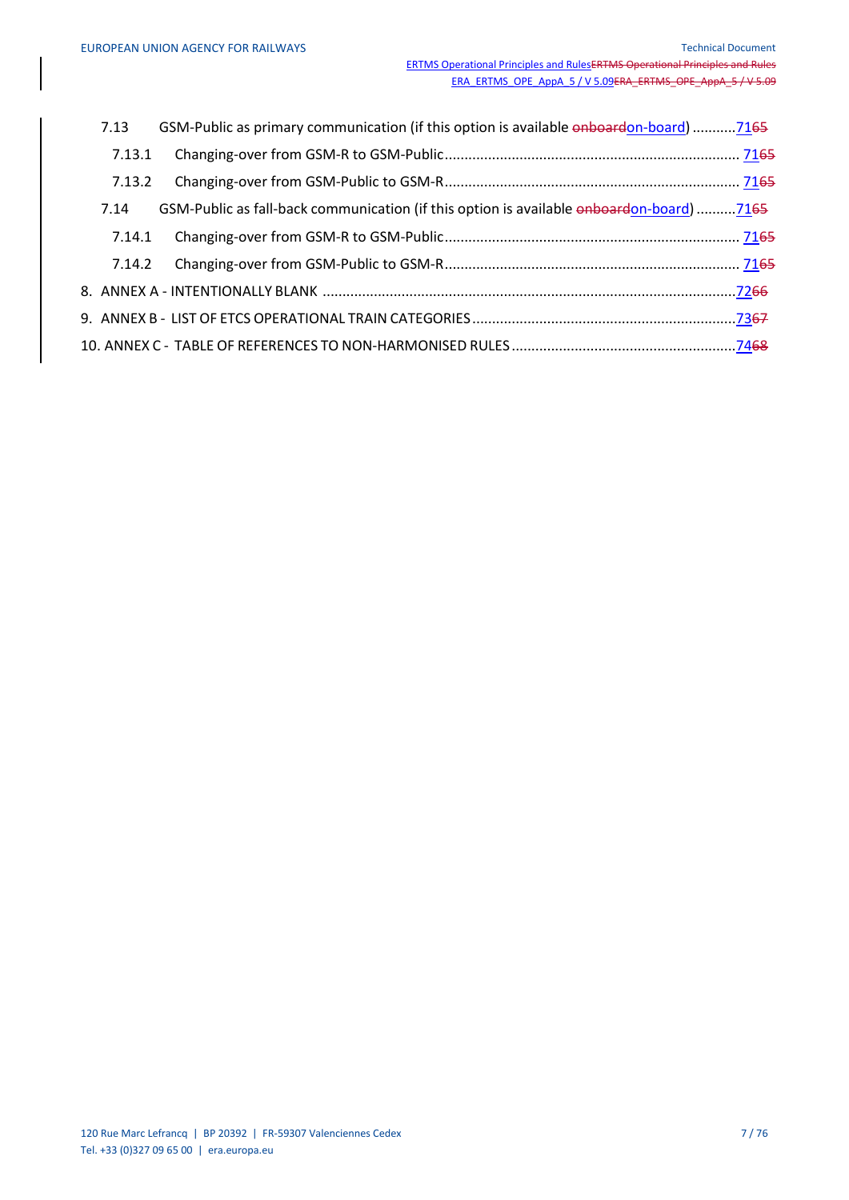7.13 GSM-Public as primary communication (if this option is available ~~onboard~~on-board) ........... 71~~65~~

7.13.1 Changing-over from GSM-R to GSM-Public ........... 71~~65~~

7.13.2 Changing-over from GSM-Public to GSM-R ........... 71~~65~~

7.14 GSM-Public as fall-back communication (if this option is available ~~onboard~~on-board) ........... 71~~65~~

7.14.1 Changing-over from GSM-R to GSM-Public ........... 71~~65~~

7.14.2 Changing-over from GSM-Public to GSM-R ........... 71~~65~~

8. ANNEX A - INTENTIONALLY BLANK ........... 72~~66~~

9. ANNEX B - LIST OF ETCS OPERATIONAL TRAIN CATEGORIES ........... 73~~67~~

10. ANNEX C - TABLE OF REFERENCES TO NON-HARMONISED RULES ........... 74~~68~~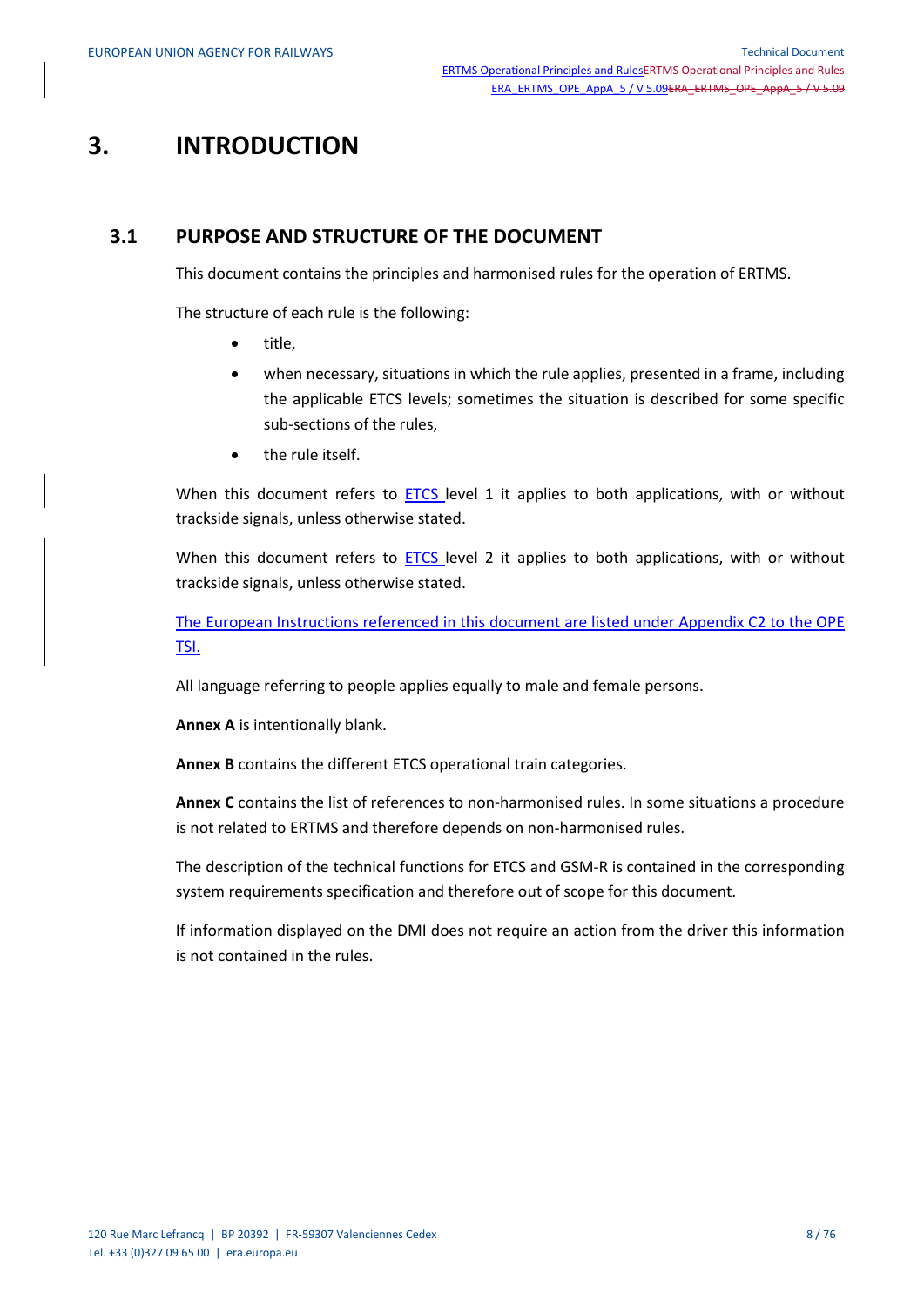# 3. INTRODUCTION

## 3.1 PURPOSE AND STRUCTURE OF THE DOCUMENT

This document contains the principles and harmonised rules for the operation of ERTMS.

The structure of each rule is the following:

- title,
- when necessary, situations in which the rule applies, presented in a frame, including the applicable ETCS levels; sometimes the situation is described for some specific sub-sections of the rules,
- the rule itself.

When this document refers to ETCS level 1 it applies to both applications, with or without trackside signals, unless otherwise stated.

When this document refers to ETCS level 2 it applies to both applications, with or without trackside signals, unless otherwise stated.

The European Instructions referenced in this document are listed under Appendix C2 to the OPE TSI.

All language referring to people applies equally to male and female persons.

**Annex A** is intentionally blank.

**Annex B** contains the different ETCS operational train categories.

**Annex C** contains the list of references to non-harmonised rules. In some situations a procedure is not related to ERTMS and therefore depends on non-harmonised rules.

The description of the technical functions for ETCS and GSM-R is contained in the corresponding system requirements specification and therefore out of scope for this document.

If information displayed on the DMI does not require an action from the driver this information is not contained in the rules.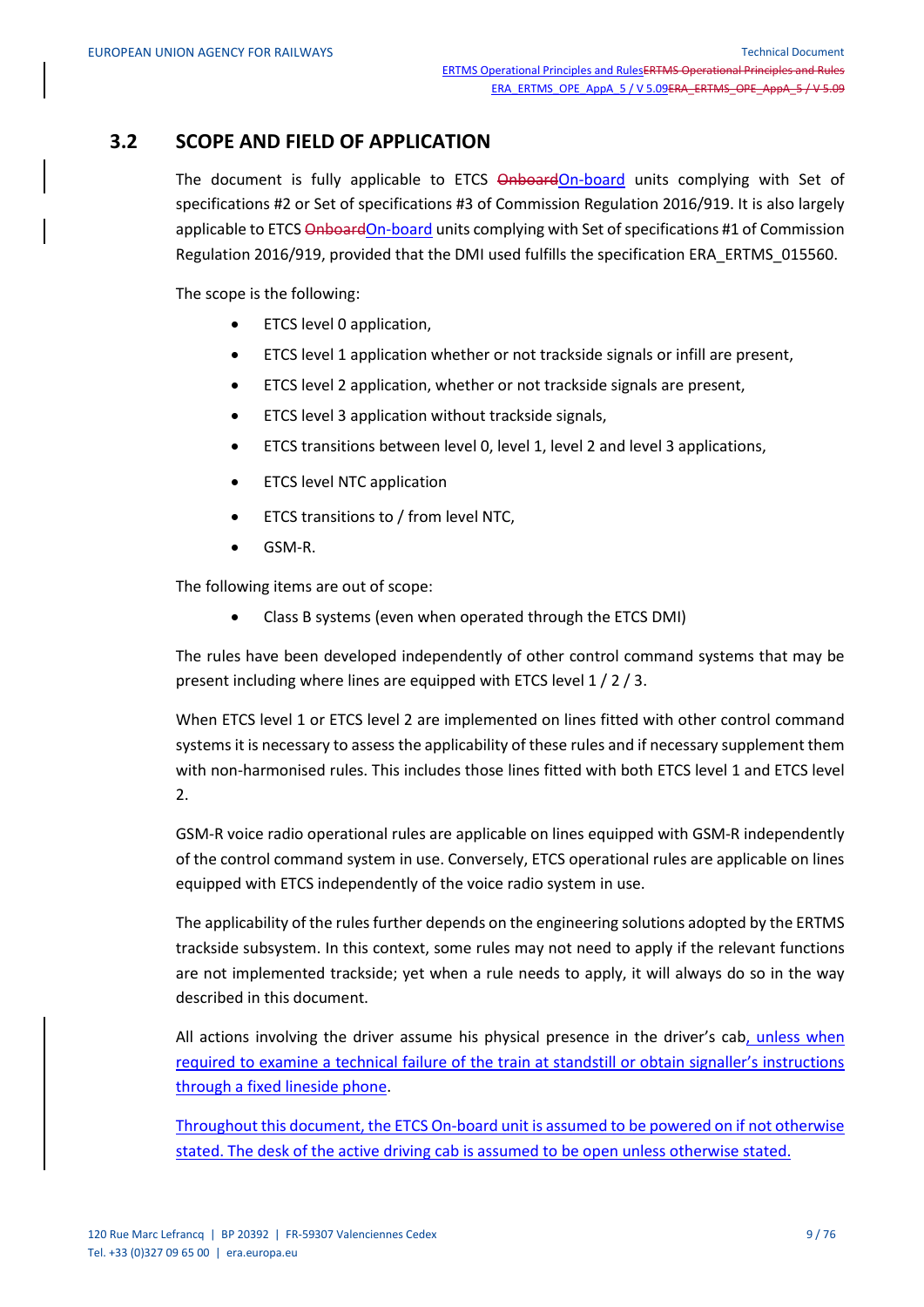## 3.2 SCOPE AND FIELD OF APPLICATION

The document is fully applicable to ETCS ~~Onboard~~On-board units complying with Set of specifications #2 or Set of specifications #3 of Commission Regulation 2016/919. It is also largely applicable to ETCS ~~Onboard~~On-board units complying with Set of specifications #1 of Commission Regulation 2016/919, provided that the DMI used fulfills the specification ERA_ERTMS_015560.

The scope is the following:

- ETCS level 0 application,
- ETCS level 1 application whether or not trackside signals or infill are present,
- ETCS level 2 application, whether or not trackside signals are present,
- ETCS level 3 application without trackside signals,
- ETCS transitions between level 0, level 1, level 2 and level 3 applications,
- ETCS level NTC application
- ETCS transitions to / from level NTC,
- GSM-R.

The following items are out of scope:

- Class B systems (even when operated through the ETCS DMI)

The rules have been developed independently of other control command systems that may be present including where lines are equipped with ETCS level 1 / 2 / 3.

When ETCS level 1 or ETCS level 2 are implemented on lines fitted with other control command systems it is necessary to assess the applicability of these rules and if necessary supplement them with non-harmonised rules. This includes those lines fitted with both ETCS level 1 and ETCS level 2.

GSM-R voice radio operational rules are applicable on lines equipped with GSM-R independently of the control command system in use. Conversely, ETCS operational rules are applicable on lines equipped with ETCS independently of the voice radio system in use.

The applicability of the rules further depends on the engineering solutions adopted by the ERTMS trackside subsystem. In this context, some rules may not need to apply if the relevant functions are not implemented trackside; yet when a rule needs to apply, it will always do so in the way described in this document.

All actions involving the driver assume his physical presence in the driver's cab, unless when required to examine a technical failure of the train at standstill or obtain signaller's instructions through a fixed lineside phone.

Throughout this document, the ETCS On-board unit is assumed to be powered on if not otherwise stated. The desk of the active driving cab is assumed to be open unless otherwise stated.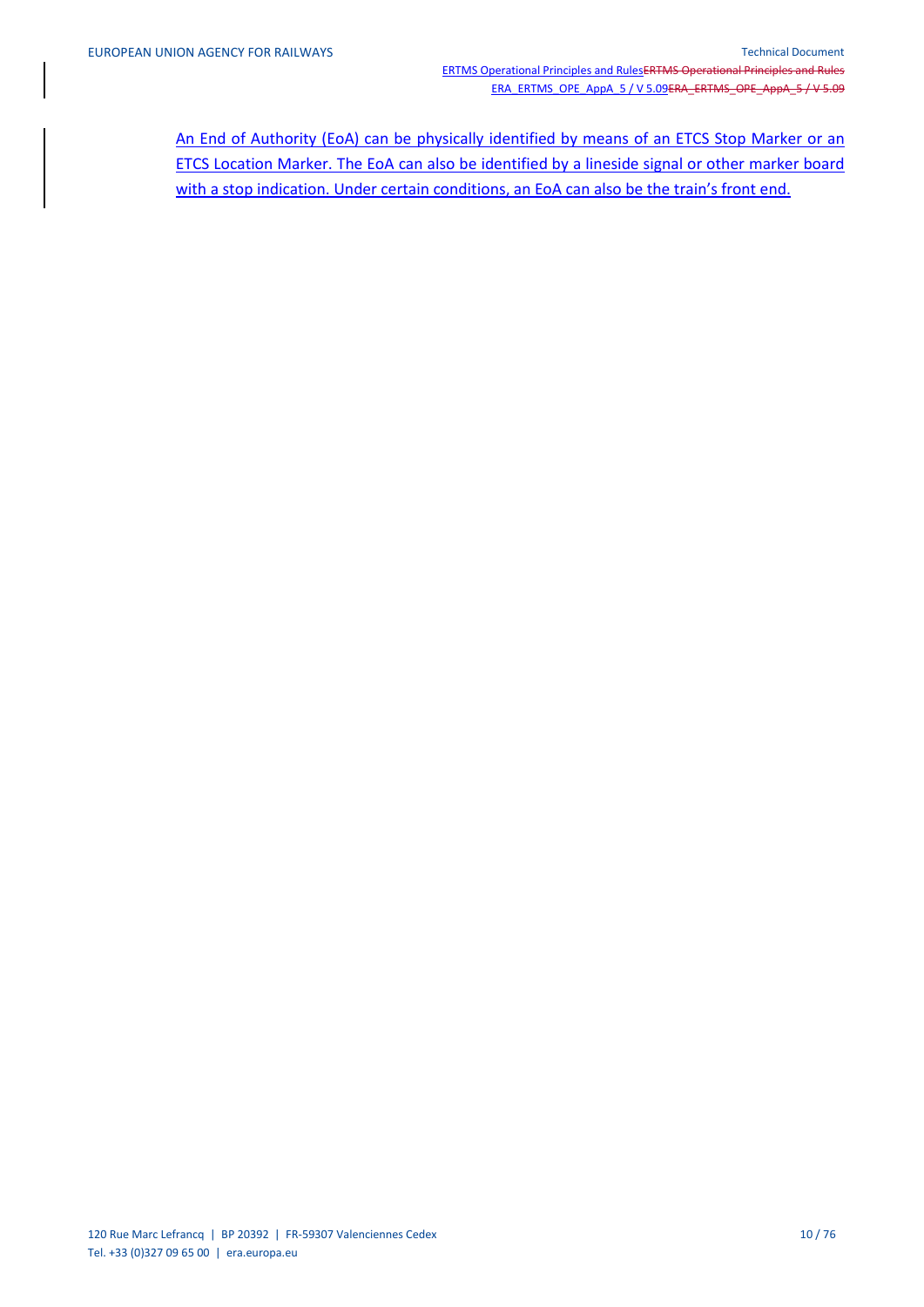An End of Authority (EoA) can be physically identified by means of an ETCS Stop Marker or an ETCS Location Marker. The EoA can also be identified by a lineside signal or other marker board with a stop indication. Under certain conditions, an EoA can also be the train's front end.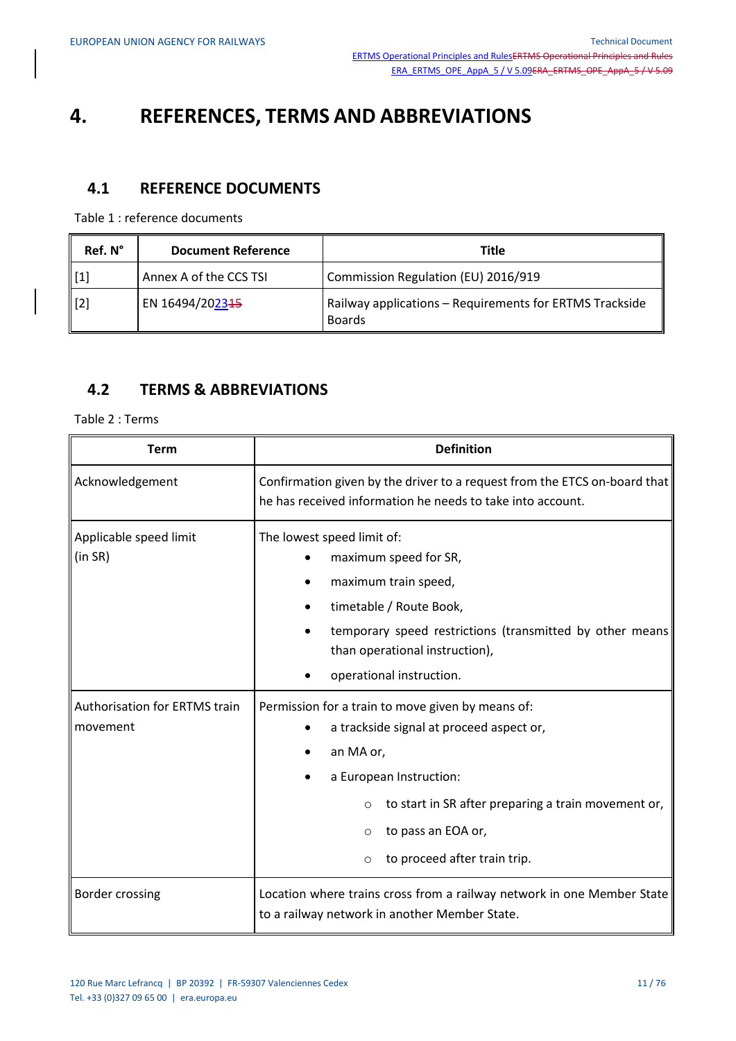# 4. REFERENCES, TERMS AND ABBREVIATIONS

## 4.1 REFERENCE DOCUMENTS

Table 1 : reference documents

| Ref. N° | Document Reference | Title |
|---|---|---|
| [1] | Annex A of the CCS TSI | Commission Regulation (EU) 2016/919 |
| [2] | EN 16494/2023 | Railway applications – Requirements for ERTMS Trackside Boards |

## 4.2 TERMS & ABBREVIATIONS

Table 2 : Terms

| Term | Definition |
|---|---|
| Acknowledgement | Confirmation given by the driver to a request from the ETCS on-board that he has received information he needs to take into account. |
| Applicable speed limit (in SR) | The lowest speed limit of:<br>• maximum speed for SR,<br>• maximum train speed,<br>• timetable / Route Book,<br>• temporary speed restrictions (transmitted by other means than operational instruction),<br>• operational instruction. |
| Authorisation for ERTMS train movement | Permission for a train to move given by means of:<br>• a trackside signal at proceed aspect or,<br>• an MA or,<br>• a European Instruction:<br>○ to start in SR after preparing a train movement or,<br>○ to pass an EOA or,<br>○ to proceed after train trip. |
| Border crossing | Location where trains cross from a railway network in one Member State to a railway network in another Member State. |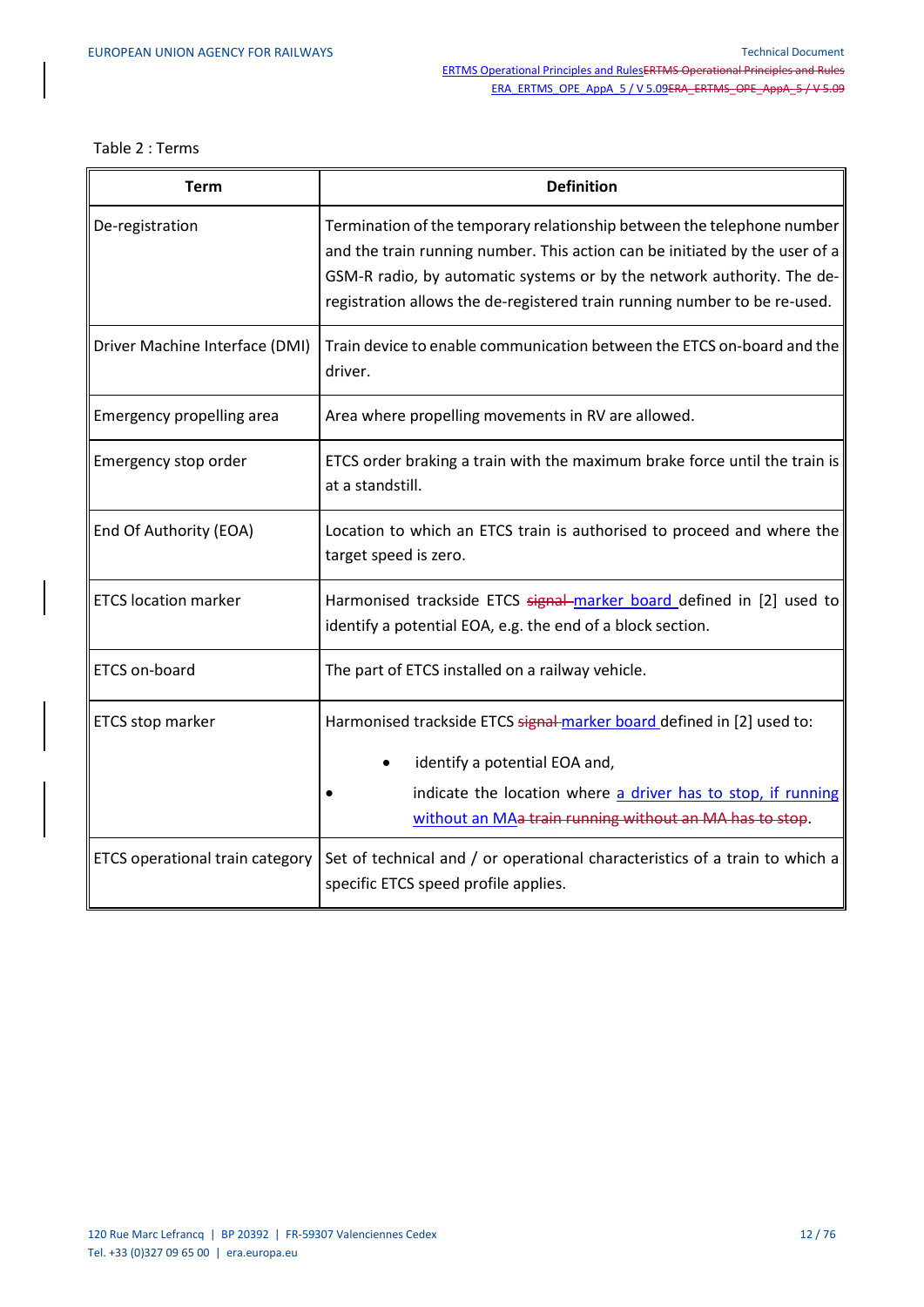Table 2 : Terms

| Term | Definition |
|---|---|
| De-registration | Termination of the temporary relationship between the telephone number and the train running number. This action can be initiated by the user of a GSM-R radio, by automatic systems or by the network authority. The de-registration allows the de-registered train running number to be re-used. |
| Driver Machine Interface (DMI) | Train device to enable communication between the ETCS on-board and the driver. |
| Emergency propelling area | Area where propelling movements in RV are allowed. |
| Emergency stop order | ETCS order braking a train with the maximum brake force until the train is at a standstill. |
| End Of Authority (EOA) | Location to which an ETCS train is authorised to proceed and where the target speed is zero. |
| ETCS location marker | Harmonised trackside ETCS ~~signal~~ marker board defined in [2] used to identify a potential EOA, e.g. the end of a block section. |
| ETCS on-board | The part of ETCS installed on a railway vehicle. |
| ETCS stop marker | Harmonised trackside ETCS ~~signal~~ marker board defined in [2] used to: <br>• identify a potential EOA and, <br>• indicate the location where a driver has to stop, if running without an MA~~a train running without an MA has to stop~~. |
| ETCS operational train category | Set of technical and / or operational characteristics of a train to which a specific ETCS speed profile applies. |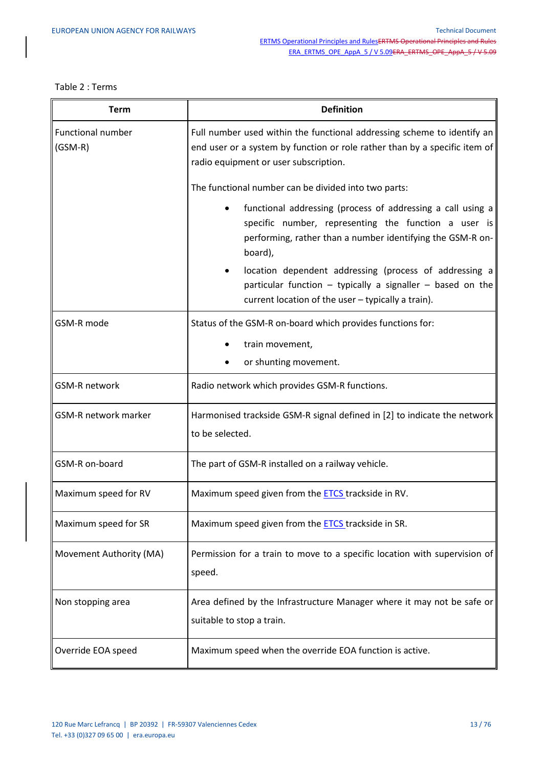Table 2 : Terms

| Term | Definition |
|---|---|
| Functional number (GSM-R) | Full number used within the functional addressing scheme to identify an end user or a system by function or role rather than by a specific item of radio equipment or user subscription.<br><br>The functional number can be divided into two parts:<br><br>• functional addressing (process of addressing a call using a specific number, representing the function a user is performing, rather than a number identifying the GSM-R on-board),<br>• location dependent addressing (process of addressing a particular function – typically a signaller – based on the current location of the user – typically a train). |
| GSM-R mode | Status of the GSM-R on-board which provides functions for:<br><br>• train movement,<br>• or shunting movement. |
| GSM-R network | Radio network which provides GSM-R functions. |
| GSM-R network marker | Harmonised trackside GSM-R signal defined in [2] to indicate the network to be selected. |
| GSM-R on-board | The part of GSM-R installed on a railway vehicle. |
| Maximum speed for RV | Maximum speed given from the ETCS trackside in RV. |
| Maximum speed for SR | Maximum speed given from the ETCS trackside in SR. |
| Movement Authority (MA) | Permission for a train to move to a specific location with supervision of speed. |
| Non stopping area | Area defined by the Infrastructure Manager where it may not be safe or suitable to stop a train. |
| Override EOA speed | Maximum speed when the override EOA function is active. |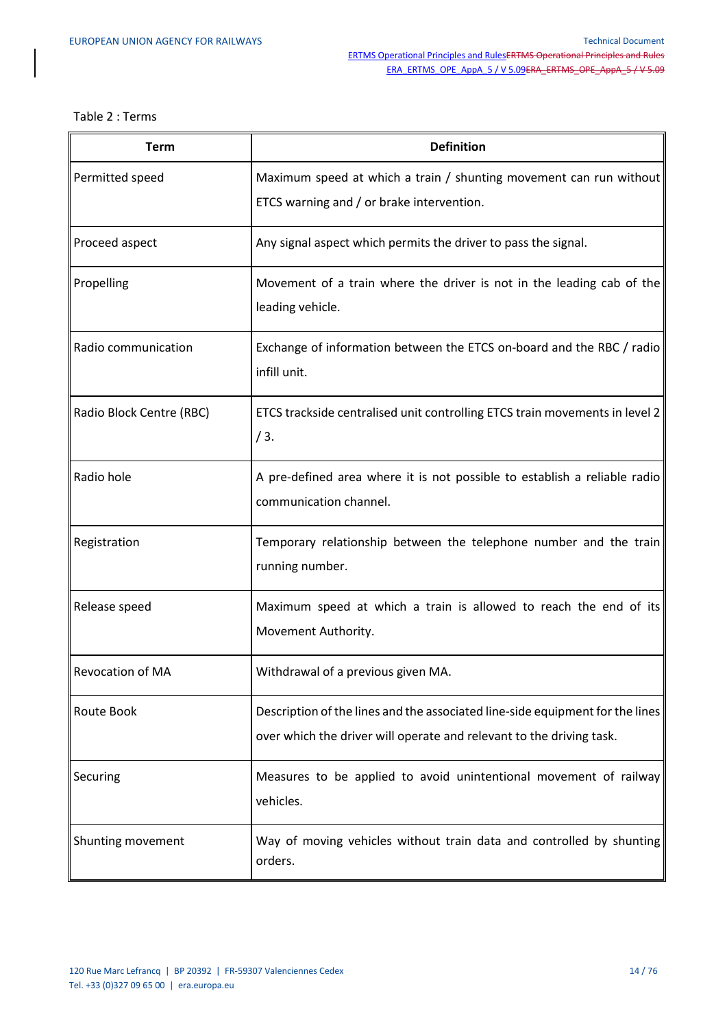Table 2 : Terms

| Term | Definition |
| --- | --- |
| Permitted speed | Maximum speed at which a train / shunting movement can run without ETCS warning and / or brake intervention. |
| Proceed aspect | Any signal aspect which permits the driver to pass the signal. |
| Propelling | Movement of a train where the driver is not in the leading cab of the leading vehicle. |
| Radio communication | Exchange of information between the ETCS on-board and the RBC / radio infill unit. |
| Radio Block Centre (RBC) | ETCS trackside centralised unit controlling ETCS train movements in level 2 / 3. |
| Radio hole | A pre-defined area where it is not possible to establish a reliable radio communication channel. |
| Registration | Temporary relationship between the telephone number and the train running number. |
| Release speed | Maximum speed at which a train is allowed to reach the end of its Movement Authority. |
| Revocation of MA | Withdrawal of a previous given MA. |
| Route Book | Description of the lines and the associated line-side equipment for the lines over which the driver will operate and relevant to the driving task. |
| Securing | Measures to be applied to avoid unintentional movement of railway vehicles. |
| Shunting movement | Way of moving vehicles without train data and controlled by shunting orders. |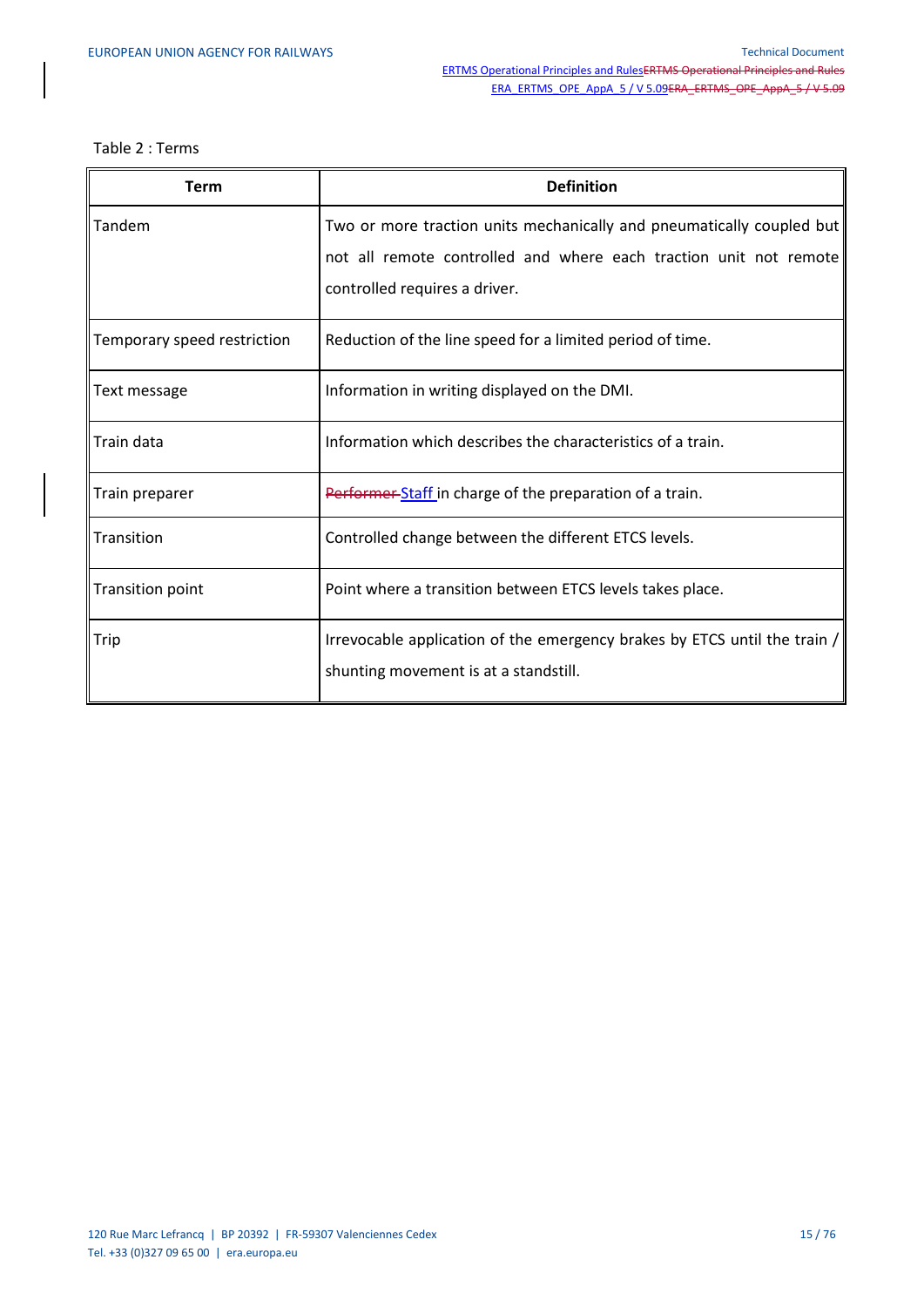Table 2 : Terms

| Term | Definition |
|---|---|
| Tandem | Two or more traction units mechanically and pneumatically coupled but not all remote controlled and where each traction unit not remote controlled requires a driver. |
| Temporary speed restriction | Reduction of the line speed for a limited period of time. |
| Text message | Information in writing displayed on the DMI. |
| Train data | Information which describes the characteristics of a train. |
| Train preparer | ~~Performer~~ Staff in charge of the preparation of a train. |
| Transition | Controlled change between the different ETCS levels. |
| Transition point | Point where a transition between ETCS levels takes place. |
| Trip | Irrevocable application of the emergency brakes by ETCS until the train / shunting movement is at a standstill. |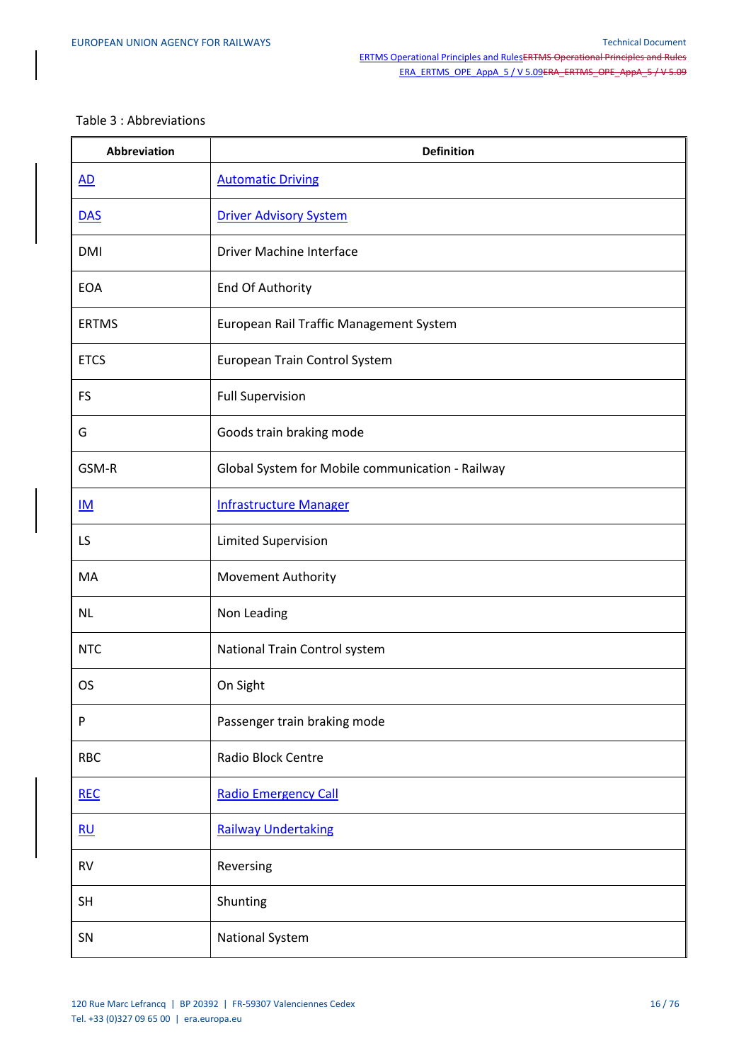Table 3 : Abbreviations

| Abbreviation | Definition |
|---|---|
| AD | Automatic Driving |
| DAS | Driver Advisory System |
| DMI | Driver Machine Interface |
| EOA | End Of Authority |
| ERTMS | European Rail Traffic Management System |
| ETCS | European Train Control System |
| FS | Full Supervision |
| G | Goods train braking mode |
| GSM-R | Global System for Mobile communication - Railway |
| IM | Infrastructure Manager |
| LS | Limited Supervision |
| MA | Movement Authority |
| NL | Non Leading |
| NTC | National Train Control system |
| OS | On Sight |
| P | Passenger train braking mode |
| RBC | Radio Block Centre |
| REC | Radio Emergency Call |
| RU | Railway Undertaking |
| RV | Reversing |
| SH | Shunting |
| SN | National System |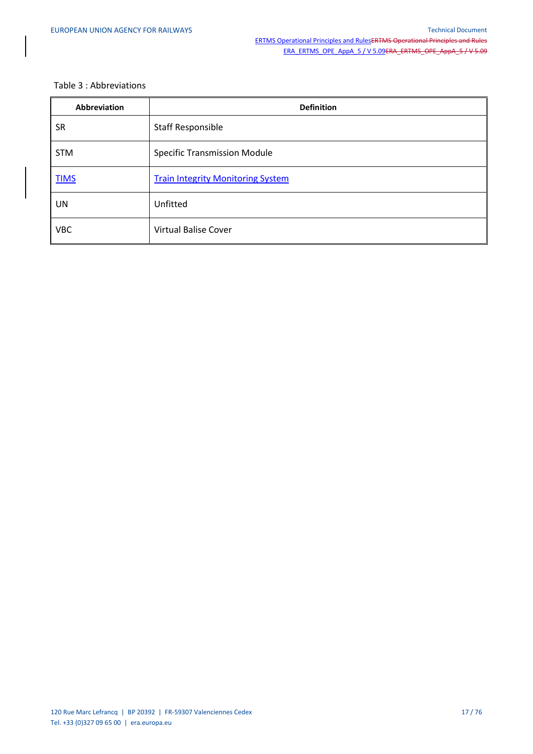Table 3 : Abbreviations

| Abbreviation | Definition |
|---|---|
| SR | Staff Responsible |
| STM | Specific Transmission Module |
| TIMS | Train Integrity Monitoring System |
| UN | Unfitted |
| VBC | Virtual Balise Cover |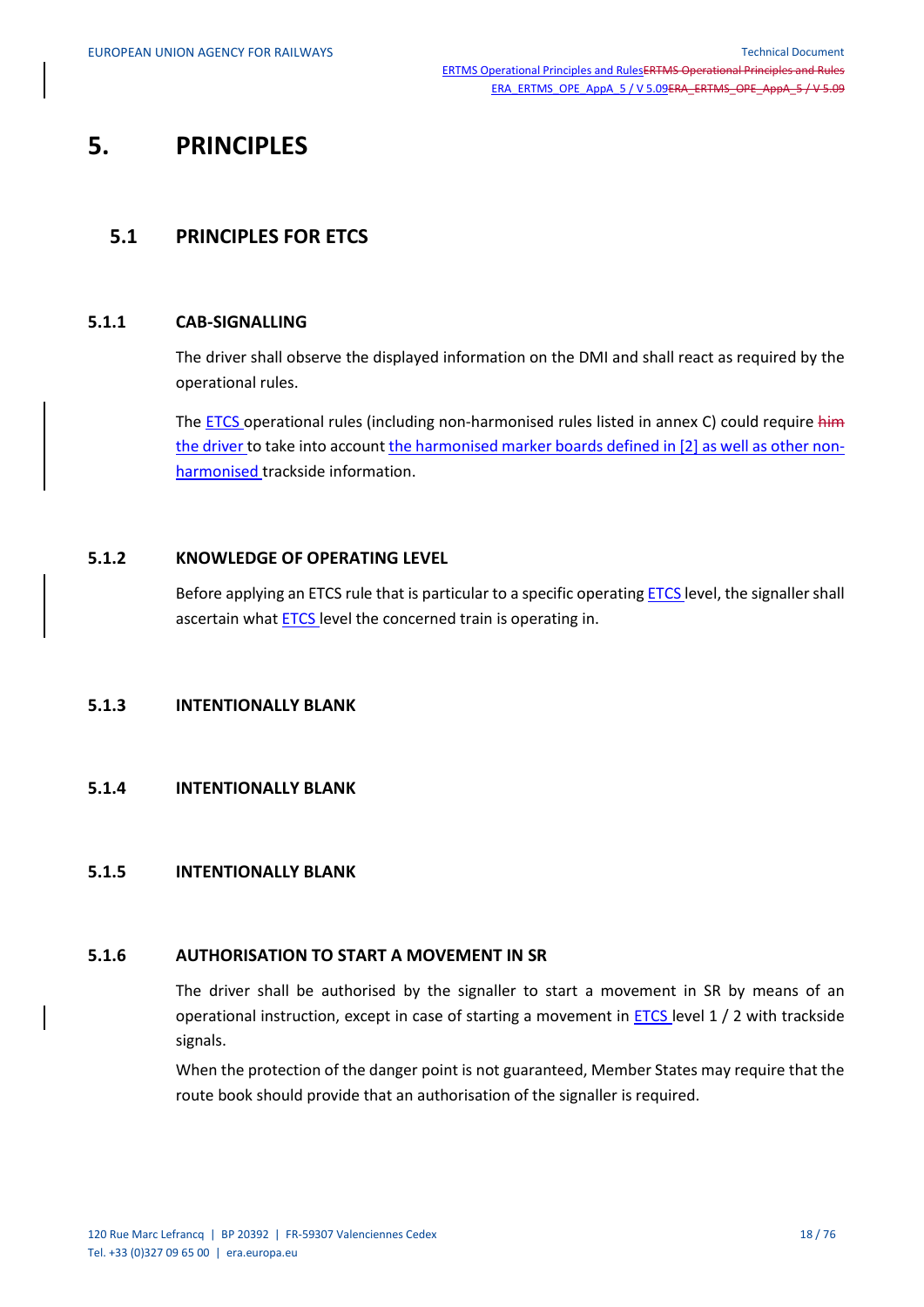# 5. PRINCIPLES

## 5.1 PRINCIPLES FOR ETCS

### 5.1.1 CAB-SIGNALLING

The driver shall observe the displayed information on the DMI and shall react as required by the operational rules.

The ETCS operational rules (including non-harmonised rules listed in annex C) could require ~~him~~ the driver to take into account the harmonised marker boards defined in [2] as well as other non-harmonised trackside information.

### 5.1.2 KNOWLEDGE OF OPERATING LEVEL

Before applying an ETCS rule that is particular to a specific operating ETCS level, the signaller shall ascertain what ETCS level the concerned train is operating in.

### 5.1.3 INTENTIONALLY BLANK

### 5.1.4 INTENTIONALLY BLANK

### 5.1.5 INTENTIONALLY BLANK

### 5.1.6 AUTHORISATION TO START A MOVEMENT IN SR

The driver shall be authorised by the signaller to start a movement in SR by means of an operational instruction, except in case of starting a movement in ETCS level 1 / 2 with trackside signals.

When the protection of the danger point is not guaranteed, Member States may require that the route book should provide that an authorisation of the signaller is required.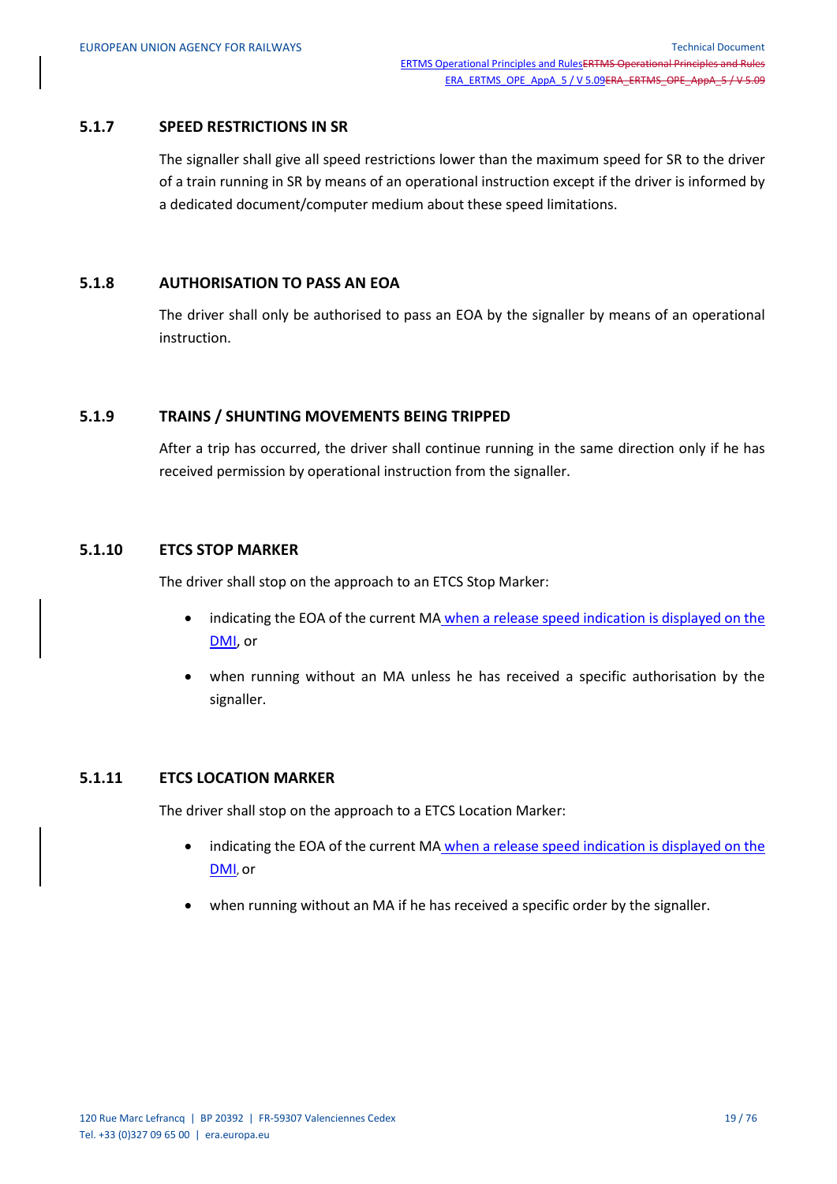### 5.1.7 SPEED RESTRICTIONS IN SR

The signaller shall give all speed restrictions lower than the maximum speed for SR to the driver of a train running in SR by means of an operational instruction except if the driver is informed by a dedicated document/computer medium about these speed limitations.

### 5.1.8 AUTHORISATION TO PASS AN EOA

The driver shall only be authorised to pass an EOA by the signaller by means of an operational instruction.

### 5.1.9 TRAINS / SHUNTING MOVEMENTS BEING TRIPPED

After a trip has occurred, the driver shall continue running in the same direction only if he has received permission by operational instruction from the signaller.

### 5.1.10 ETCS STOP MARKER

The driver shall stop on the approach to an ETCS Stop Marker:

- indicating the EOA of the current MA when a release speed indication is displayed on the DMI, or
- when running without an MA unless he has received a specific authorisation by the signaller.

### 5.1.11 ETCS LOCATION MARKER

The driver shall stop on the approach to a ETCS Location Marker:

- indicating the EOA of the current MA when a release speed indication is displayed on the DMI, or
- when running without an MA if he has received a specific order by the signaller.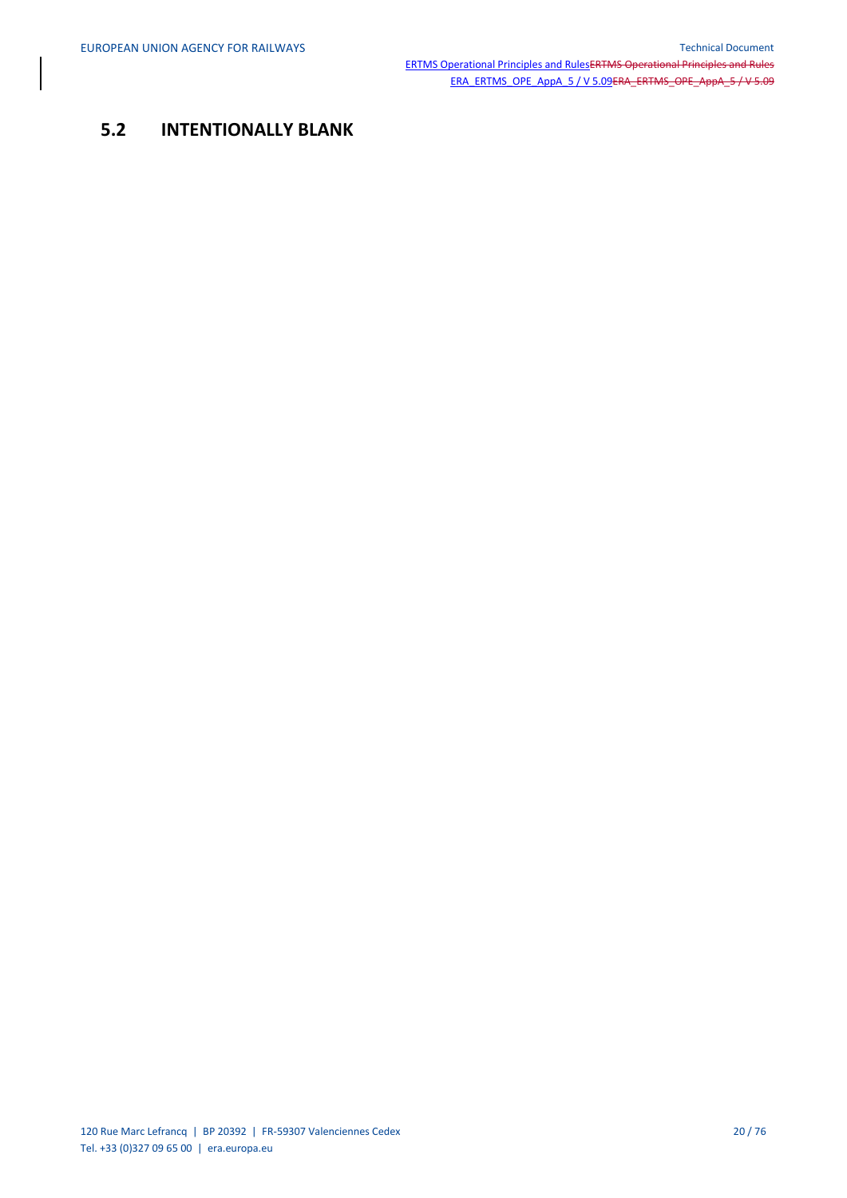## 5.2 INTENTIONALLY BLANK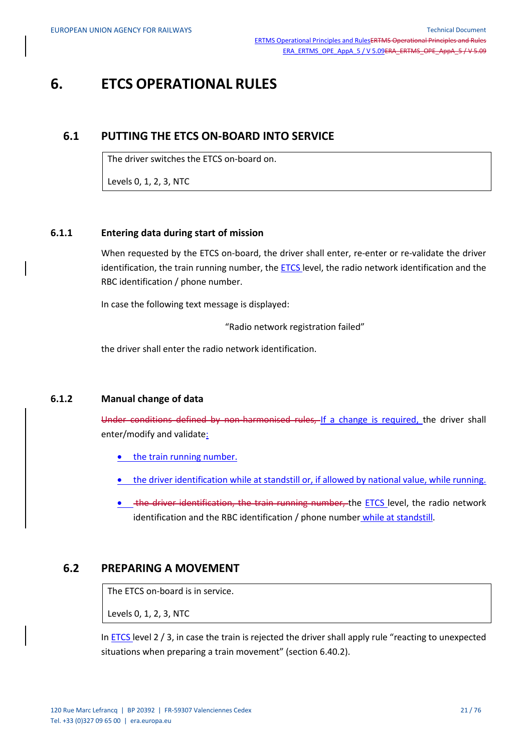# 6. ETCS OPERATIONAL RULES

## 6.1 PUTTING THE ETCS ON-BOARD INTO SERVICE

| The driver switches the ETCS on-board on.<br><br>Levels 0, 1, 2, 3, NTC |
|---|

### 6.1.1 Entering data during start of mission

When requested by the ETCS on-board, the driver shall enter, re-enter or re-validate the driver identification, the train running number, the ETCS level, the radio network identification and the RBC identification / phone number.

In case the following text message is displayed:

"Radio network registration failed"

the driver shall enter the radio network identification.

### 6.1.2 Manual change of data

~~Under conditions defined by non-harmonised rules,~~ If a change is required, the driver shall enter/modify and validate:

- the train running number.
- the driver identification while at standstill or, if allowed by national value, while running.
- ~~the driver identification, the train running number,~~ the ETCS level, the radio network identification and the RBC identification / phone number while at standstill.

## 6.2 PREPARING A MOVEMENT

| The ETCS on-board is in service.<br><br>Levels 0, 1, 2, 3, NTC |
|---|

In ETCS level 2 / 3, in case the train is rejected the driver shall apply rule "reacting to unexpected situations when preparing a train movement" (section 6.40.2).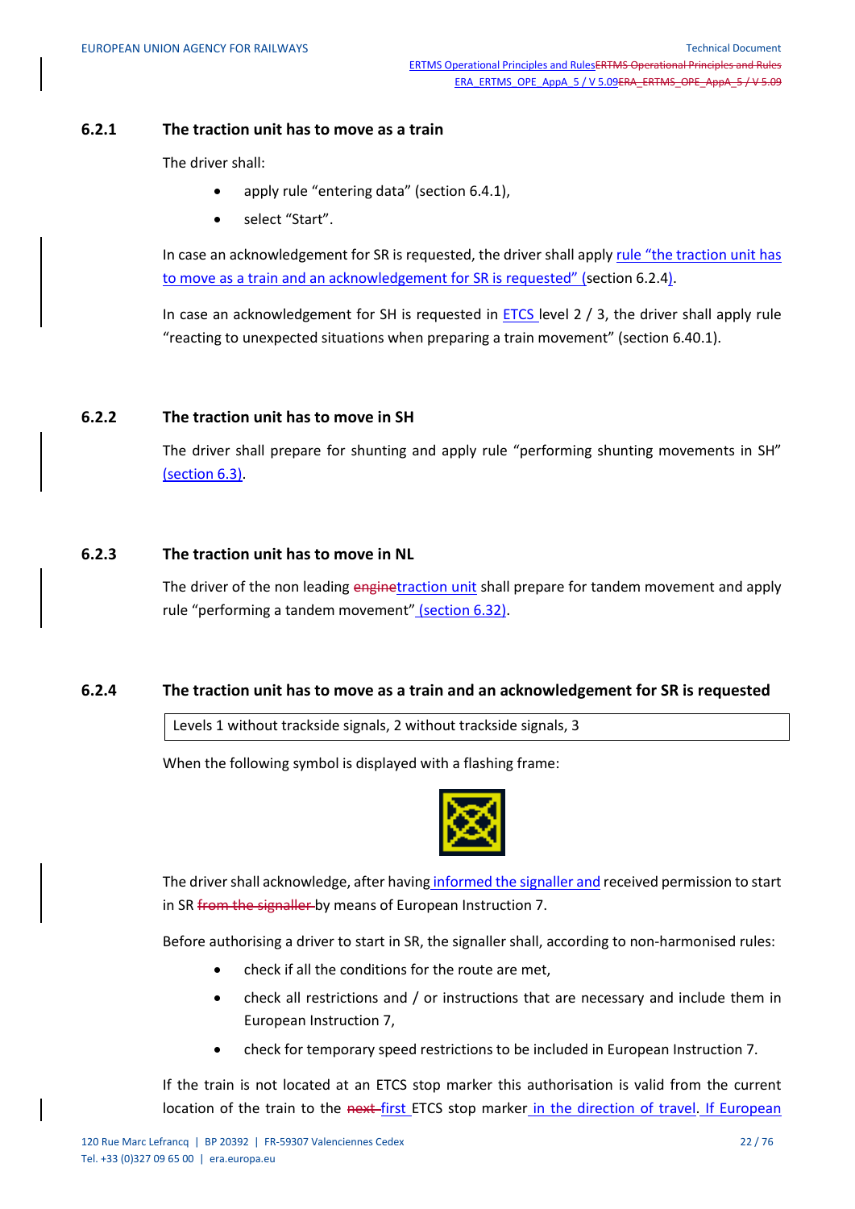### 6.2.1 The traction unit has to move as a train

The driver shall:

- apply rule "entering data" (section 6.4.1),
- select "Start".

In case an acknowledgement for SR is requested, the driver shall apply rule "the traction unit has to move as a train and an acknowledgement for SR is requested" (section 6.2.4).

In case an acknowledgement for SH is requested in ETCS level 2 / 3, the driver shall apply rule "reacting to unexpected situations when preparing a train movement" (section 6.40.1).

### 6.2.2 The traction unit has to move in SH

The driver shall prepare for shunting and apply rule "performing shunting movements in SH" (section 6.3).

### 6.2.3 The traction unit has to move in NL

The driver of the non leading ~~engine~~traction unit shall prepare for tandem movement and apply rule "performing a tandem movement" (section 6.32).

### 6.2.4 The traction unit has to move as a train and an acknowledgement for SR is requested

| Levels 1 without trackside signals, 2 without trackside signals, 3 |
|---|

When the following symbol is displayed with a flashing frame:

The driver shall acknowledge, after having informed the signaller and received permission to start in SR ~~from the signaller~~ by means of European Instruction 7.

Before authorising a driver to start in SR, the signaller shall, according to non-harmonised rules:

- check if all the conditions for the route are met,
- check all restrictions and / or instructions that are necessary and include them in European Instruction 7,
- check for temporary speed restrictions to be included in European Instruction 7.

If the train is not located at an ETCS stop marker this authorisation is valid from the current location of the train to the ~~next~~ first ETCS stop marker in the direction of travel. If European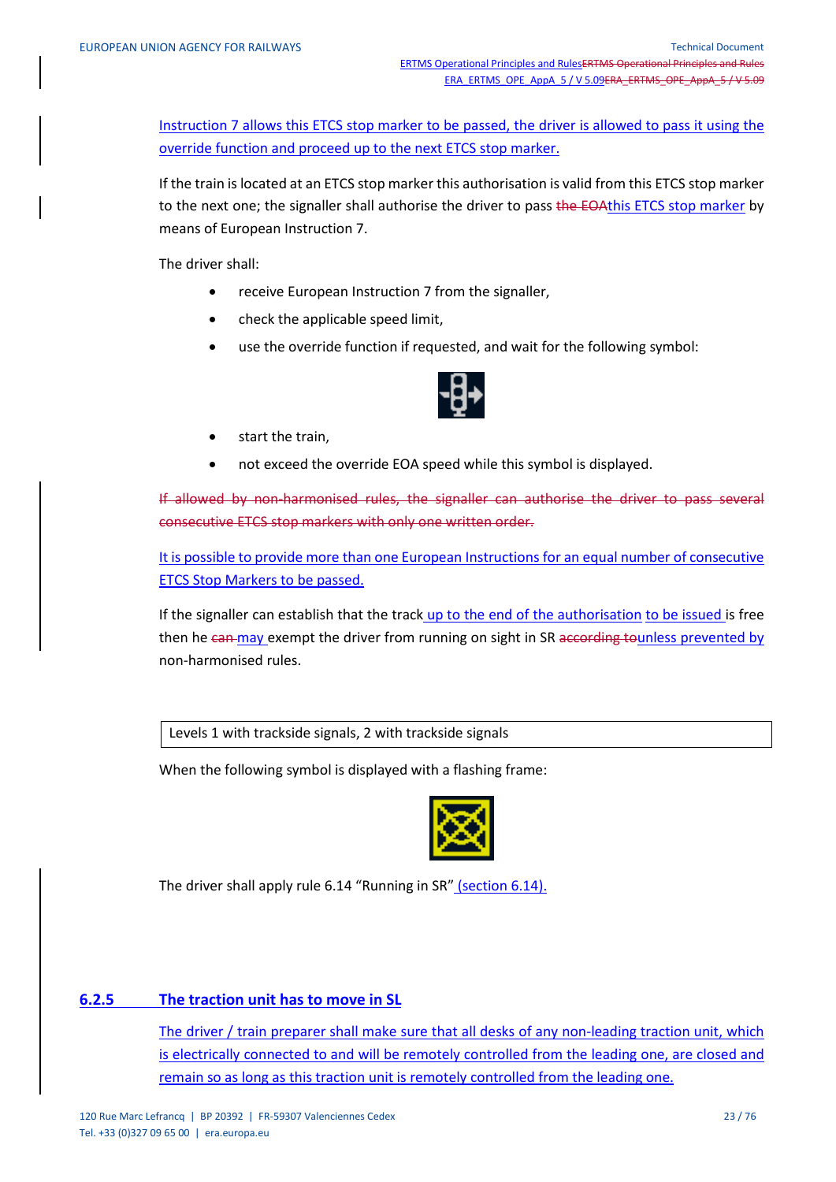Instruction 7 allows this ETCS stop marker to be passed, the driver is allowed to pass it using the override function and proceed up to the next ETCS stop marker.

If the train is located at an ETCS stop marker this authorisation is valid from this ETCS stop marker to the next one; the signaller shall authorise the driver to pass ~~the EOA~~this ETCS stop marker by means of European Instruction 7.

The driver shall:

- receive European Instruction 7 from the signaller,
- check the applicable speed limit,
- use the override function if requested, and wait for the following symbol:

- start the train,
- not exceed the override EOA speed while this symbol is displayed.

~~If allowed by non-harmonised rules, the signaller can authorise the driver to pass several consecutive ETCS stop markers with only one written order.~~

It is possible to provide more than one European Instructions for an equal number of consecutive ETCS Stop Markers to be passed.

If the signaller can establish that the track up to the end of the authorisation to be issued is free then he ~~can~~ may exempt the driver from running on sight in SR ~~according to~~unless prevented by non-harmonised rules.

| Levels 1 with trackside signals, 2 with trackside signals |
|---|

When the following symbol is displayed with a flashing frame:

The driver shall apply rule 6.14 “Running in SR” (section 6.14).

### 6.2.5 The traction unit has to move in SL

The driver / train preparer shall make sure that all desks of any non-leading traction unit, which is electrically connected to and will be remotely controlled from the leading one, are closed and remain so as long as this traction unit is remotely controlled from the leading one.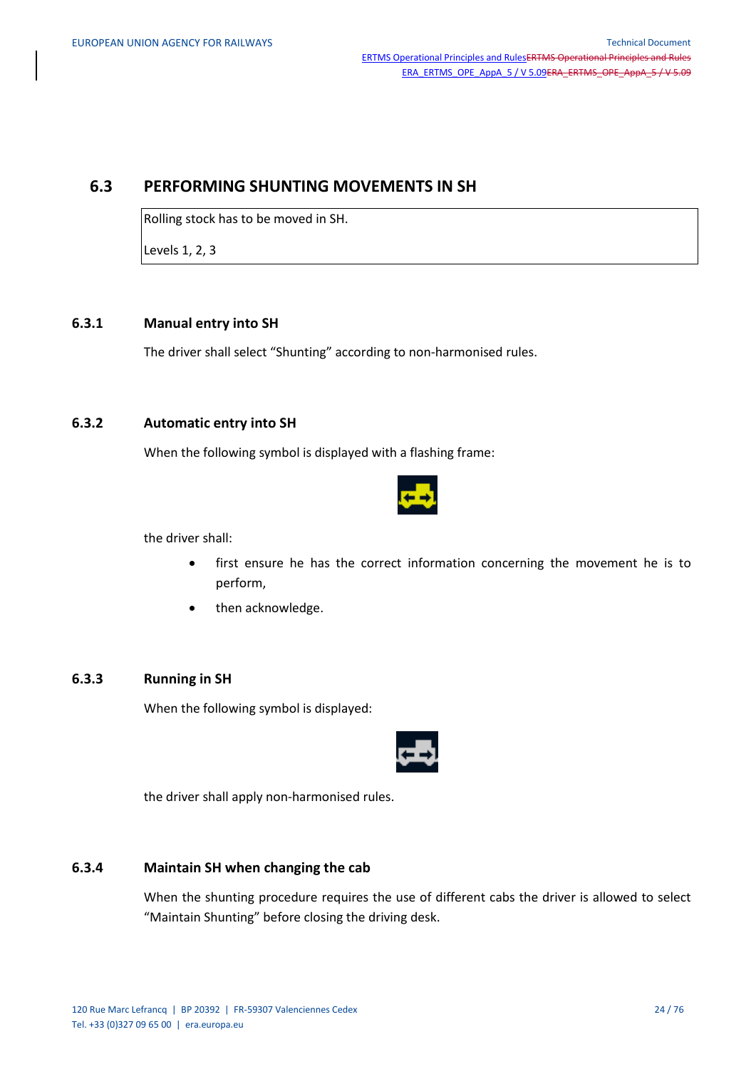## 6.3 PERFORMING SHUNTING MOVEMENTS IN SH

| Rolling stock has to be moved in SH. |
|---|
| Levels 1, 2, 3 |

### 6.3.1 Manual entry into SH

The driver shall select "Shunting" according to non-harmonised rules.

### 6.3.2 Automatic entry into SH

When the following symbol is displayed with a flashing frame:

the driver shall:

- first ensure he has the correct information concerning the movement he is to perform,
- then acknowledge.

### 6.3.3 Running in SH

When the following symbol is displayed:

the driver shall apply non-harmonised rules.

### 6.3.4 Maintain SH when changing the cab

When the shunting procedure requires the use of different cabs the driver is allowed to select "Maintain Shunting" before closing the driving desk.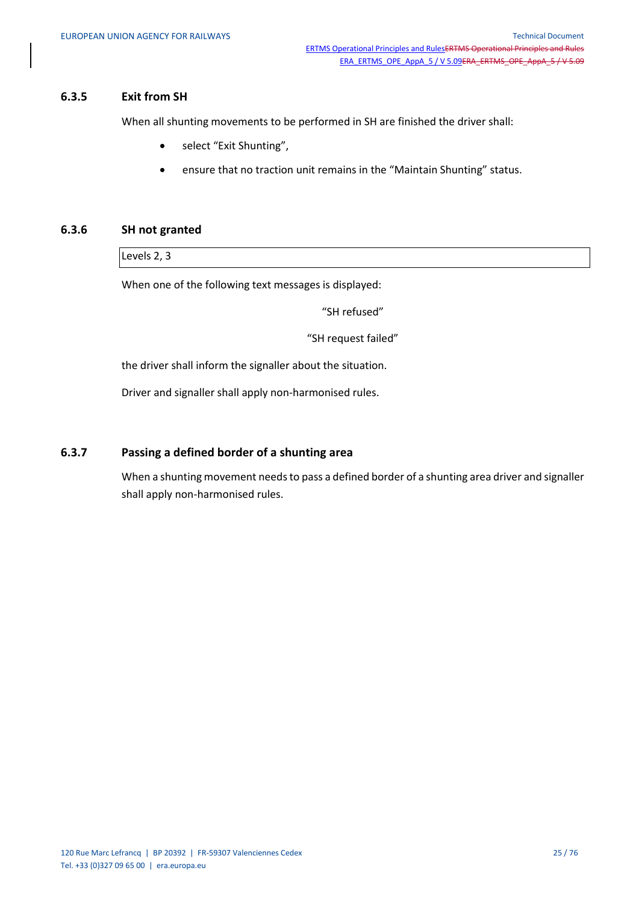### 6.3.5 Exit from SH

When all shunting movements to be performed in SH are finished the driver shall:

- select "Exit Shunting",
- ensure that no traction unit remains in the "Maintain Shunting" status.

### 6.3.6 SH not granted

| Levels 2, 3 |
|---|

When one of the following text messages is displayed:

"SH refused"

"SH request failed"

the driver shall inform the signaller about the situation.

Driver and signaller shall apply non-harmonised rules.

### 6.3.7 Passing a defined border of a shunting area

When a shunting movement needs to pass a defined border of a shunting area driver and signaller shall apply non-harmonised rules.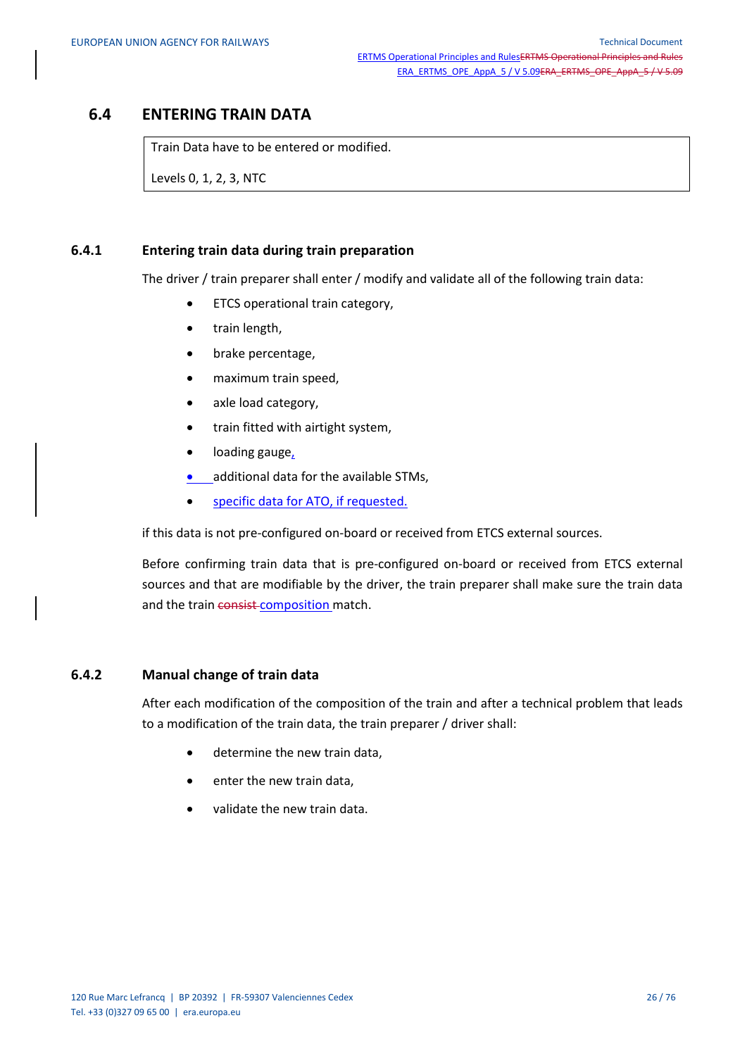## 6.4 ENTERING TRAIN DATA

| Train Data have to be entered or modified. |
| --- |
| Levels 0, 1, 2, 3, NTC |

### 6.4.1 Entering train data during train preparation

The driver / train preparer shall enter / modify and validate all of the following train data:

- ETCS operational train category,
- train length,
- brake percentage,
- maximum train speed,
- axle load category,
- train fitted with airtight system,
- loading gauge,
- additional data for the available STMs,
- specific data for ATO, if requested.

if this data is not pre-configured on-board or received from ETCS external sources.

Before confirming train data that is pre-configured on-board or received from ETCS external sources and that are modifiable by the driver, the train preparer shall make sure the train data and the train ~~consist~~ composition match.

### 6.4.2 Manual change of train data

After each modification of the composition of the train and after a technical problem that leads to a modification of the train data, the train preparer / driver shall:

- determine the new train data,
- enter the new train data,
- validate the new train data.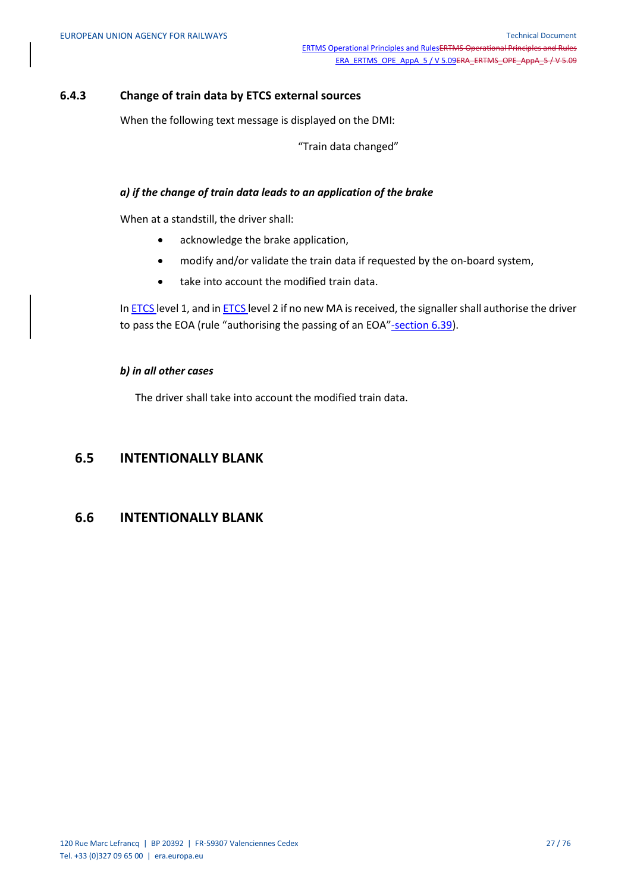### 6.4.3 Change of train data by ETCS external sources

When the following text message is displayed on the DMI:

"Train data changed"

***a) if the change of train data leads to an application of the brake***

When at a standstill, the driver shall:

- acknowledge the brake application,
- modify and/or validate the train data if requested by the on-board system,
- take into account the modified train data.

In ETCS level 1, and in ETCS level 2 if no new MA is received, the signaller shall authorise the driver to pass the EOA (rule "authorising the passing of an EOA"-section 6.39).

***b) in all other cases***

The driver shall take into account the modified train data.

## 6.5 INTENTIONALLY BLANK

## 6.6 INTENTIONALLY BLANK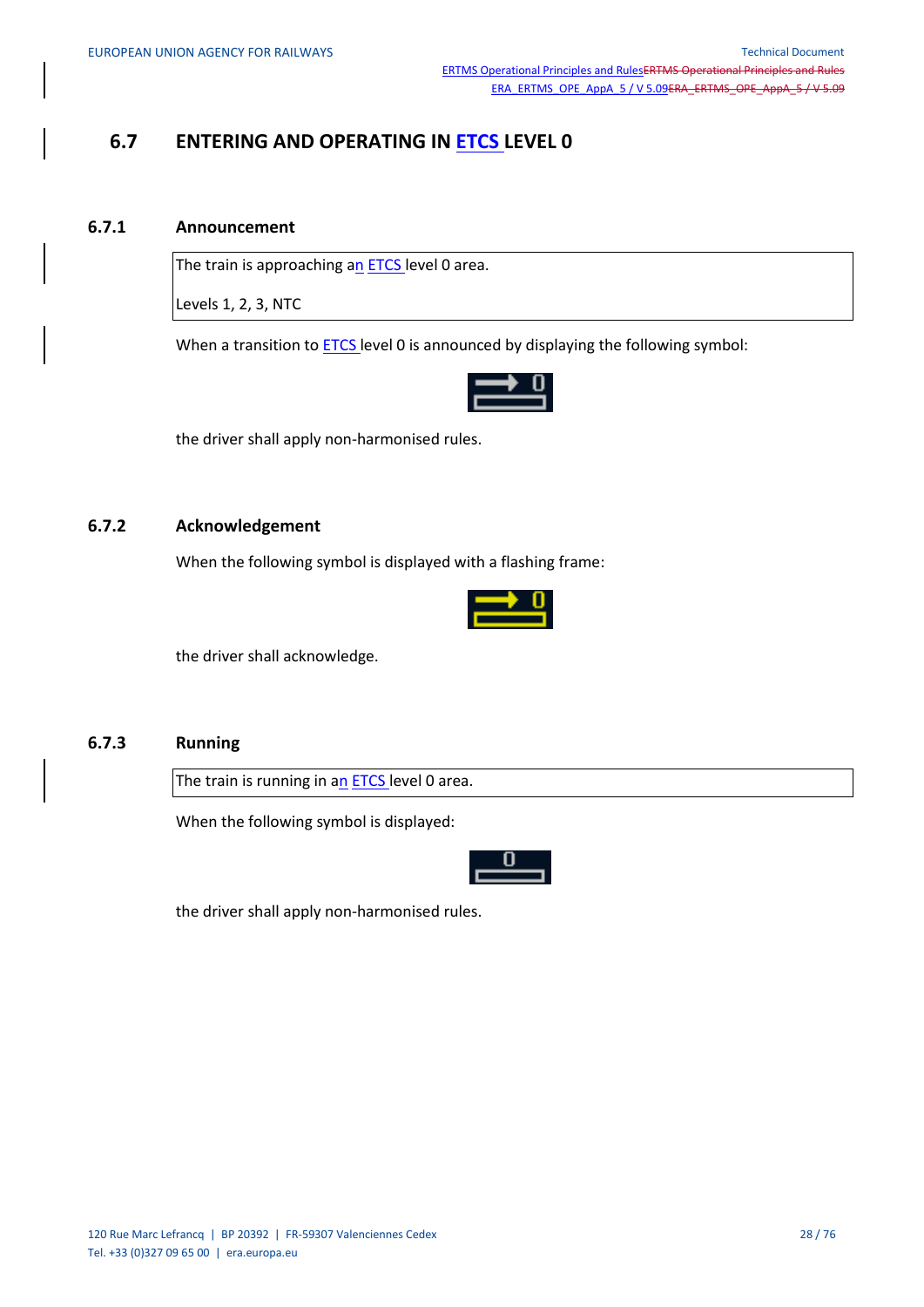## 6.7 ENTERING AND OPERATING IN ETCS LEVEL 0

### 6.7.1 Announcement

| The train is approaching an ETCS level 0 area. |
| --- |
| Levels 1, 2, 3, NTC |

When a transition to ETCS level 0 is announced by displaying the following symbol:

the driver shall apply non-harmonised rules.

### 6.7.2 Acknowledgement

When the following symbol is displayed with a flashing frame:

the driver shall acknowledge.

### 6.7.3 Running

| The train is running in an ETCS level 0 area. |
| --- |

When the following symbol is displayed:

the driver shall apply non-harmonised rules.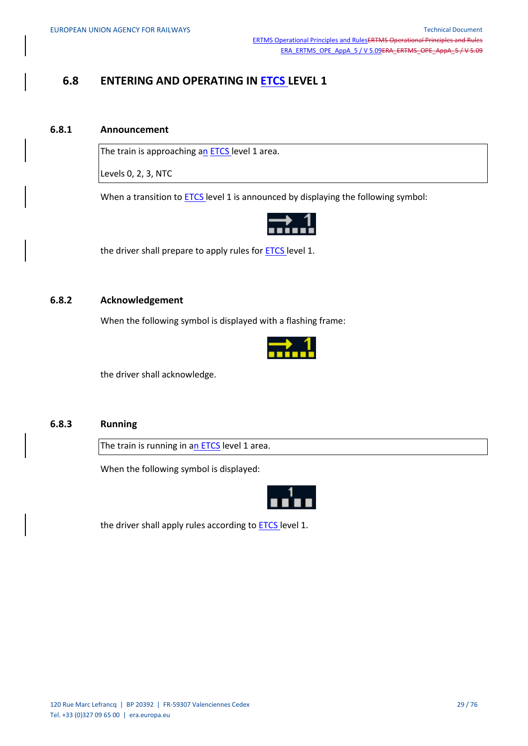## 6.8 ENTERING AND OPERATING IN ETCS LEVEL 1

### 6.8.1 Announcement

| The train is approaching an ETCS level 1 area. |
|---|
| Levels 0, 2, 3, NTC |

When a transition to ETCS level 1 is announced by displaying the following symbol:

the driver shall prepare to apply rules for ETCS level 1.

### 6.8.2 Acknowledgement

When the following symbol is displayed with a flashing frame:

the driver shall acknowledge.

### 6.8.3 Running

| The train is running in an ETCS level 1 area. |
|---|

When the following symbol is displayed:

the driver shall apply rules according to ETCS level 1.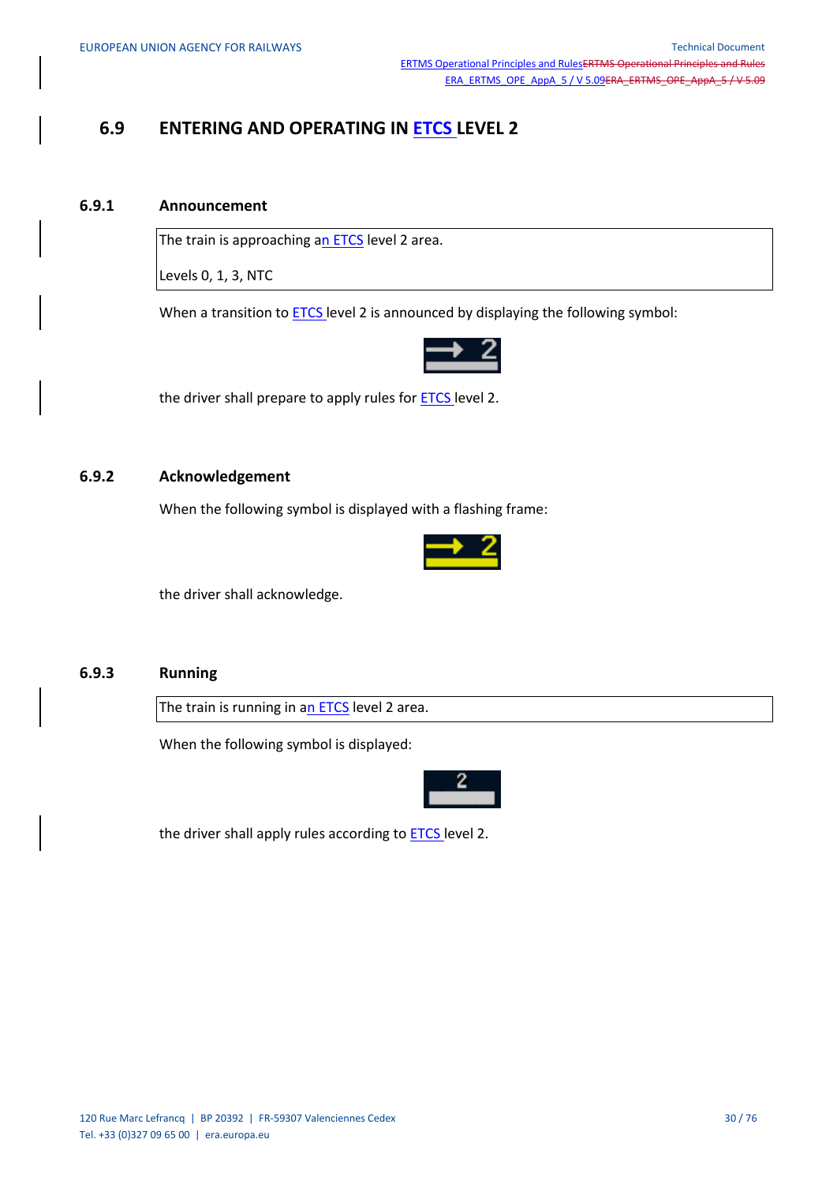## 6.9 ENTERING AND OPERATING IN ETCS LEVEL 2

### 6.9.1 Announcement

| The train is approaching an ETCS level 2 area. |
|---|
| Levels 0, 1, 3, NTC |

When a transition to ETCS level 2 is announced by displaying the following symbol:

the driver shall prepare to apply rules for ETCS level 2.

### 6.9.2 Acknowledgement

When the following symbol is displayed with a flashing frame:

the driver shall acknowledge.

### 6.9.3 Running

| The train is running in an ETCS level 2 area. |
|---|

When the following symbol is displayed:

the driver shall apply rules according to ETCS level 2.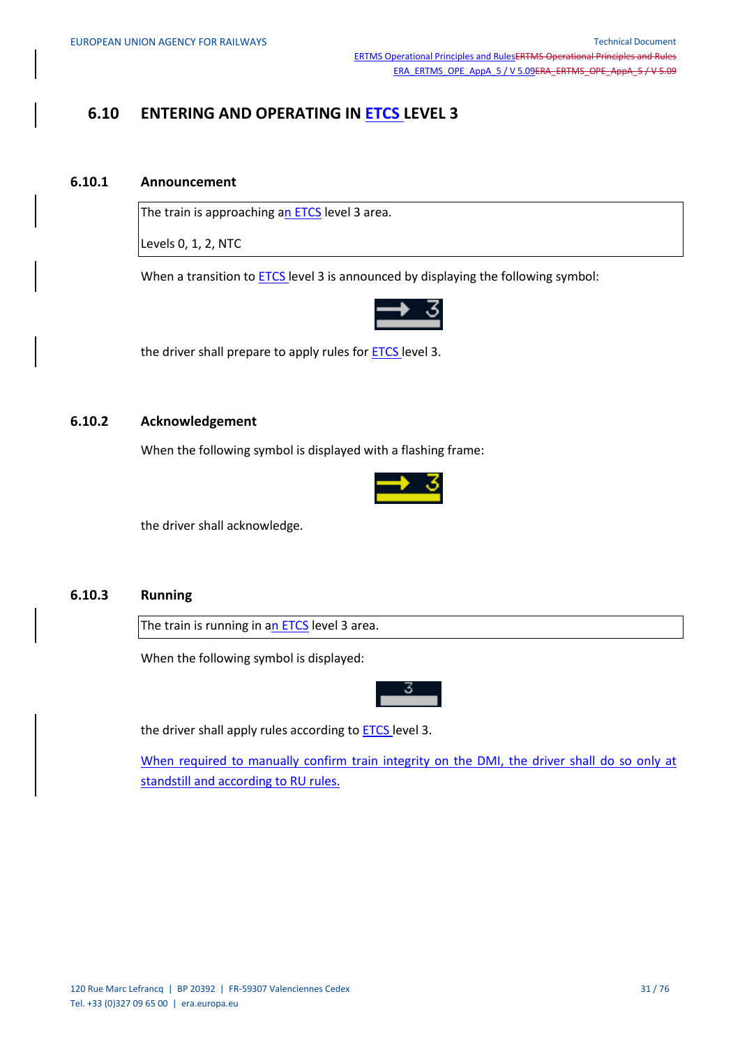## 6.10 ENTERING AND OPERATING IN ETCS LEVEL 3

### 6.10.1 Announcement

| The train is approaching an ETCS level 3 area. |
|---|
| Levels 0, 1, 2, NTC |

When a transition to ETCS level 3 is announced by displaying the following symbol:

the driver shall prepare to apply rules for ETCS level 3.

### 6.10.2 Acknowledgement

When the following symbol is displayed with a flashing frame:

the driver shall acknowledge.

### 6.10.3 Running

| The train is running in an ETCS level 3 area. |
|---|

When the following symbol is displayed:

the driver shall apply rules according to ETCS level 3.

When required to manually confirm train integrity on the DMI, the driver shall do so only at standstill and according to RU rules.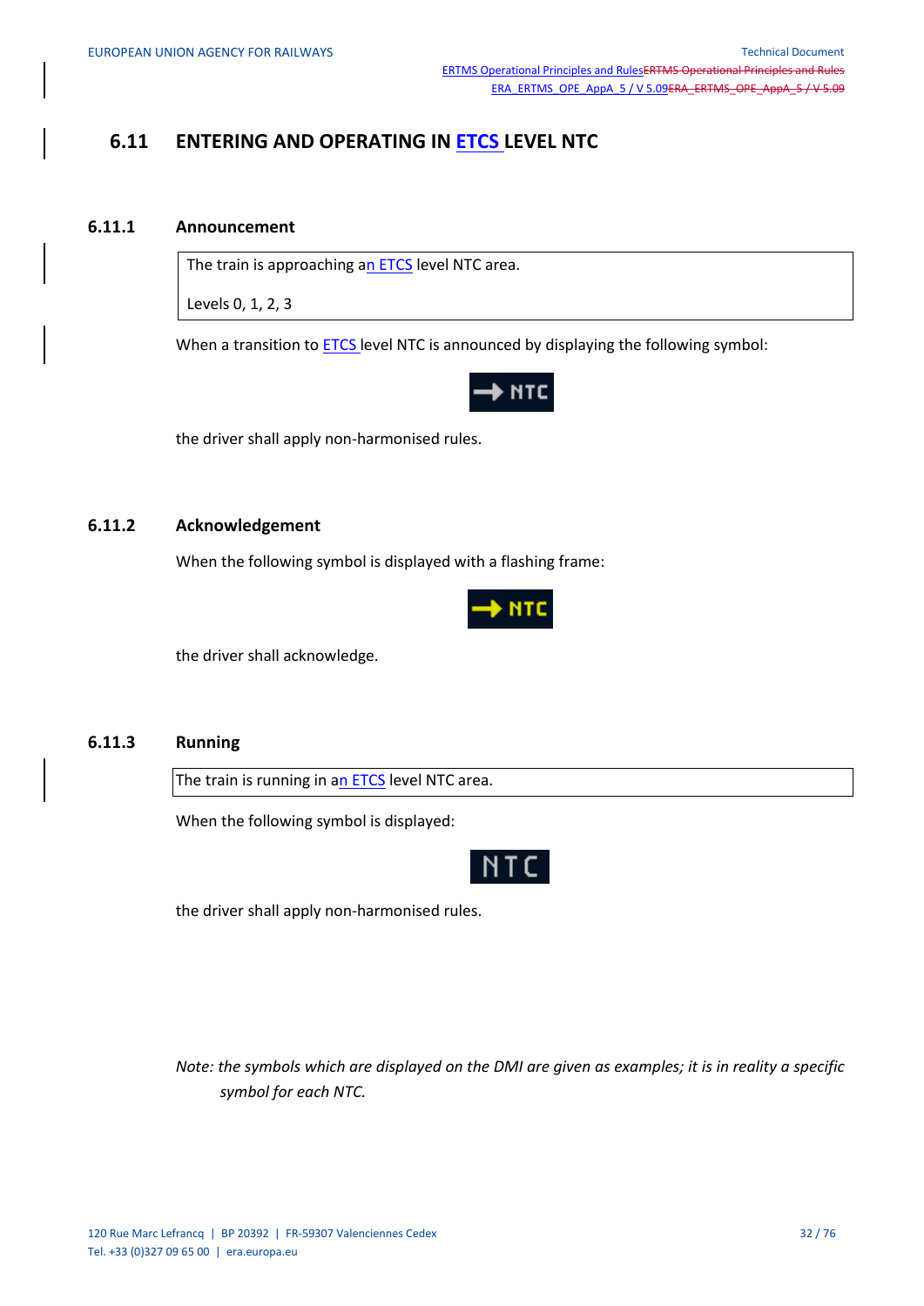## 6.11 ENTERING AND OPERATING IN ETCS LEVEL NTC

### 6.11.1 Announcement

| The train is approaching an ETCS level NTC area. |
|---|
| Levels 0, 1, 2, 3 |

When a transition to ETCS level NTC is announced by displaying the following symbol:

the driver shall apply non-harmonised rules.

### 6.11.2 Acknowledgement

When the following symbol is displayed with a flashing frame:

the driver shall acknowledge.

### 6.11.3 Running

| The train is running in an ETCS level NTC area. |
|---|

When the following symbol is displayed:

the driver shall apply non-harmonised rules.

*Note: the symbols which are displayed on the DMI are given as examples; it is in reality a specific symbol for each NTC.*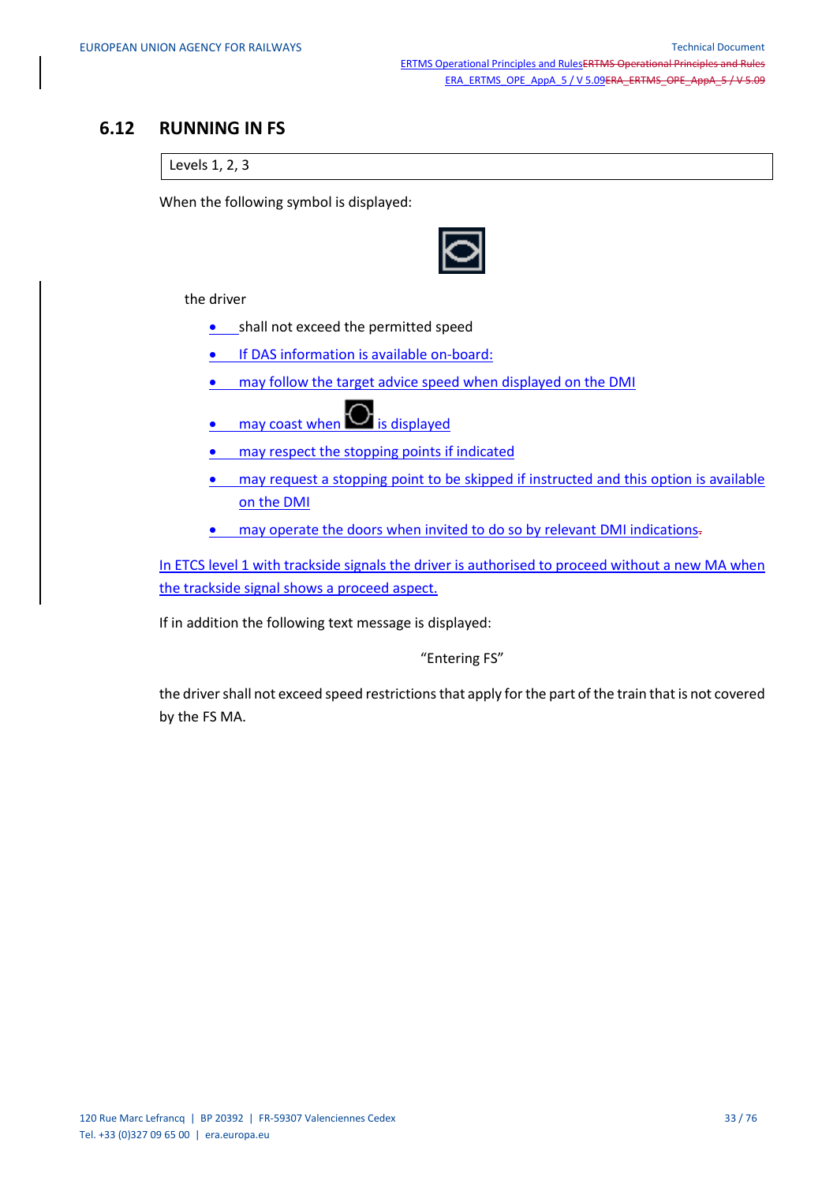## 6.12 RUNNING IN FS

| Levels 1, 2, 3 |
| --- |

When the following symbol is displayed:

the driver

- shall not exceed the permitted speed
- If DAS information is available on-board:
- may follow the target advice speed when displayed on the DMI
- may coast when  is displayed
- may respect the stopping points if indicated
- may request a stopping point to be skipped if instructed and this option is available on the DMI
- may operate the doors when invited to do so by relevant DMI indications.

In ETCS level 1 with trackside signals the driver is authorised to proceed without a new MA when the trackside signal shows a proceed aspect.

If in addition the following text message is displayed:

"Entering FS"

the driver shall not exceed speed restrictions that apply for the part of the train that is not covered by the FS MA.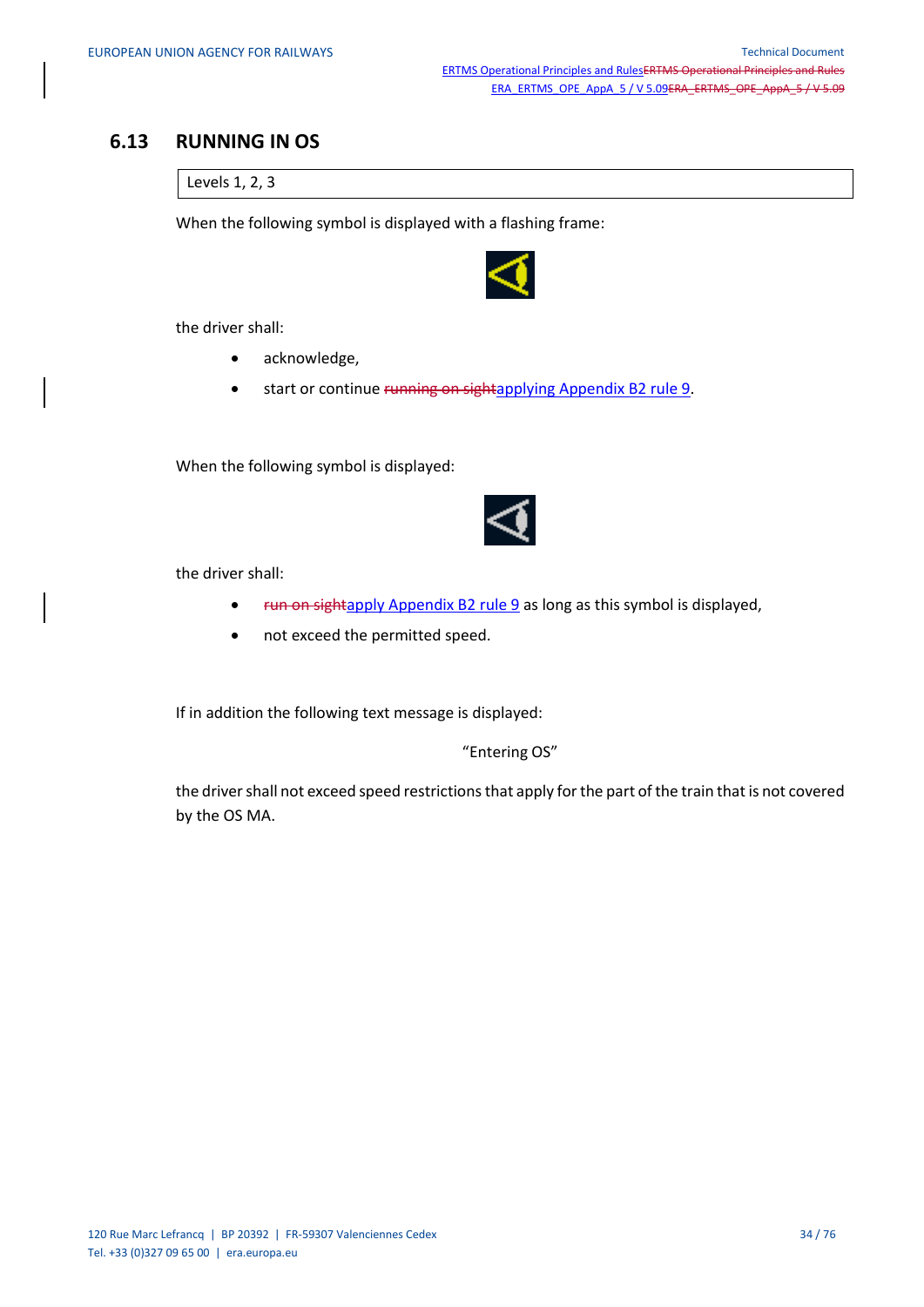## 6.13 RUNNING IN OS

| Levels 1, 2, 3 |
|---|

When the following symbol is displayed with a flashing frame:

the driver shall:

- acknowledge,
- start or continue ~~running on sight~~applying Appendix B2 rule 9.

When the following symbol is displayed:

the driver shall:

- ~~run on sight~~apply Appendix B2 rule 9 as long as this symbol is displayed,
- not exceed the permitted speed.

If in addition the following text message is displayed:

"Entering OS"

the driver shall not exceed speed restrictions that apply for the part of the train that is not covered by the OS MA.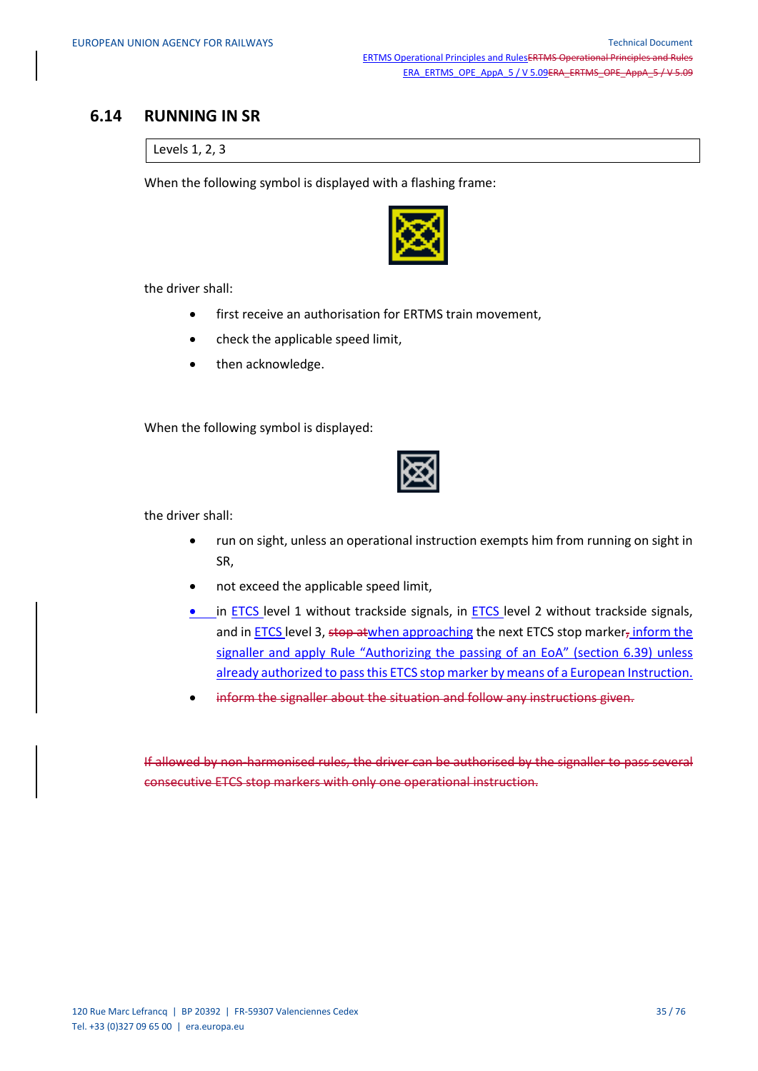## 6.14 RUNNING IN SR

| Levels 1, 2, 3 |
|---|

When the following symbol is displayed with a flashing frame:

the driver shall:

- first receive an authorisation for ERTMS train movement,
- check the applicable speed limit,
- then acknowledge.

When the following symbol is displayed:

the driver shall:

- run on sight, unless an operational instruction exempts him from running on sight in SR,
- not exceed the applicable speed limit,
- in ETCS level 1 without trackside signals, in ETCS level 2 without trackside signals, and in ETCS level 3, ~~stop at~~when approaching the next ETCS stop marker~~,~~ inform the signaller and apply Rule "Authorizing the passing of an EoA" (section 6.39) unless already authorized to pass this ETCS stop marker by means of a European Instruction.
- ~~inform the signaller about the situation and follow any instructions given.~~

~~If allowed by non-harmonised rules, the driver can be authorised by the signaller to pass several consecutive ETCS stop markers with only one operational instruction.~~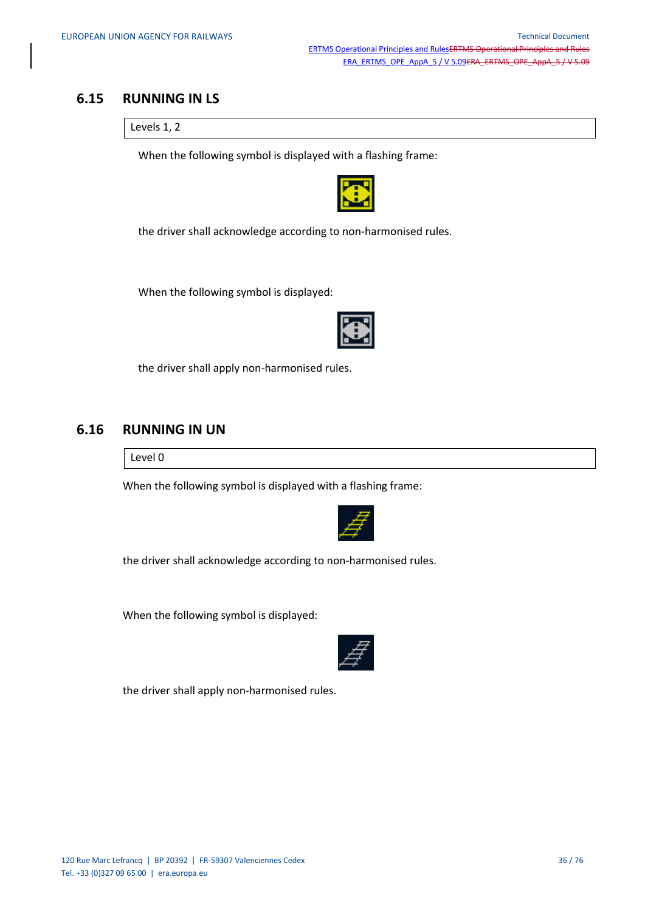## 6.15 RUNNING IN LS

| Levels 1, 2 |
|---|

When the following symbol is displayed with a flashing frame:

the driver shall acknowledge according to non-harmonised rules.

When the following symbol is displayed:

the driver shall apply non-harmonised rules.

## 6.16 RUNNING IN UN

| Level 0 |
|---|

When the following symbol is displayed with a flashing frame:

the driver shall acknowledge according to non-harmonised rules.

When the following symbol is displayed:

the driver shall apply non-harmonised rules.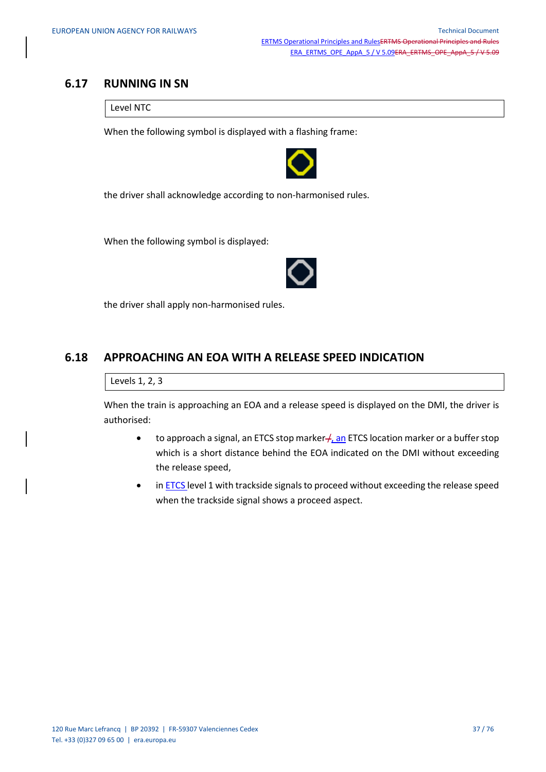## 6.17 RUNNING IN SN

| Level NTC |
|---|

When the following symbol is displayed with a flashing frame:

the driver shall acknowledge according to non-harmonised rules.

When the following symbol is displayed:

the driver shall apply non-harmonised rules.

## 6.18 APPROACHING AN EOA WITH A RELEASE SPEED INDICATION

| Levels 1, 2, 3 |
|---|

When the train is approaching an EOA and a release speed is displayed on the DMI, the driver is authorised:

- to approach a signal, an ETCS stop marker, an ETCS location marker or a buffer stop which is a short distance behind the EOA indicated on the DMI without exceeding the release speed,
- in ETCS level 1 with trackside signals to proceed without exceeding the release speed when the trackside signal shows a proceed aspect.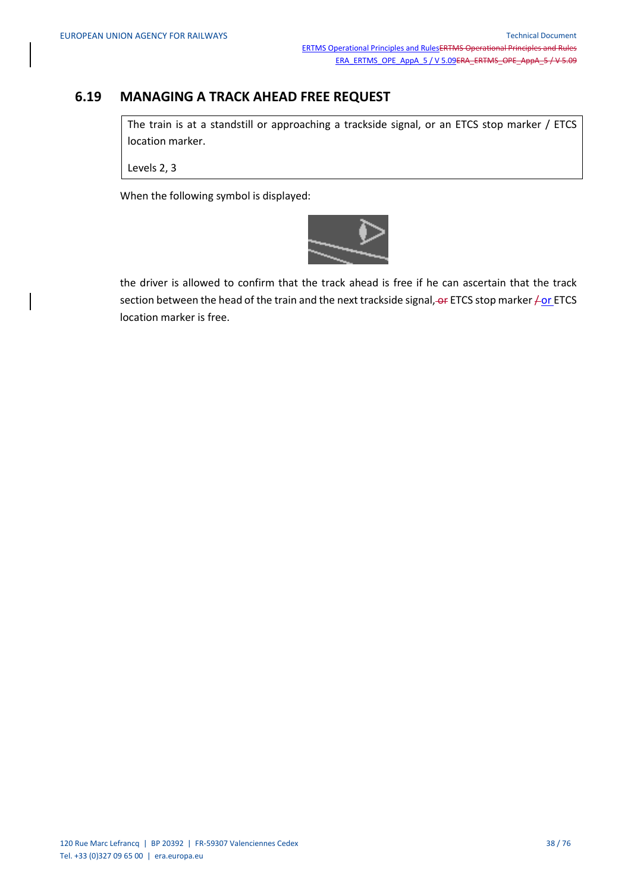## 6.19 MANAGING A TRACK AHEAD FREE REQUEST

| The train is at a standstill or approaching a trackside signal, or an ETCS stop marker / ETCS location marker. Levels 2, 3 |
|---|

When the following symbol is displayed:

the driver is allowed to confirm that the track ahead is free if he can ascertain that the track section between the head of the train and the next trackside signal, ETCS stop marker or ETCS location marker is free.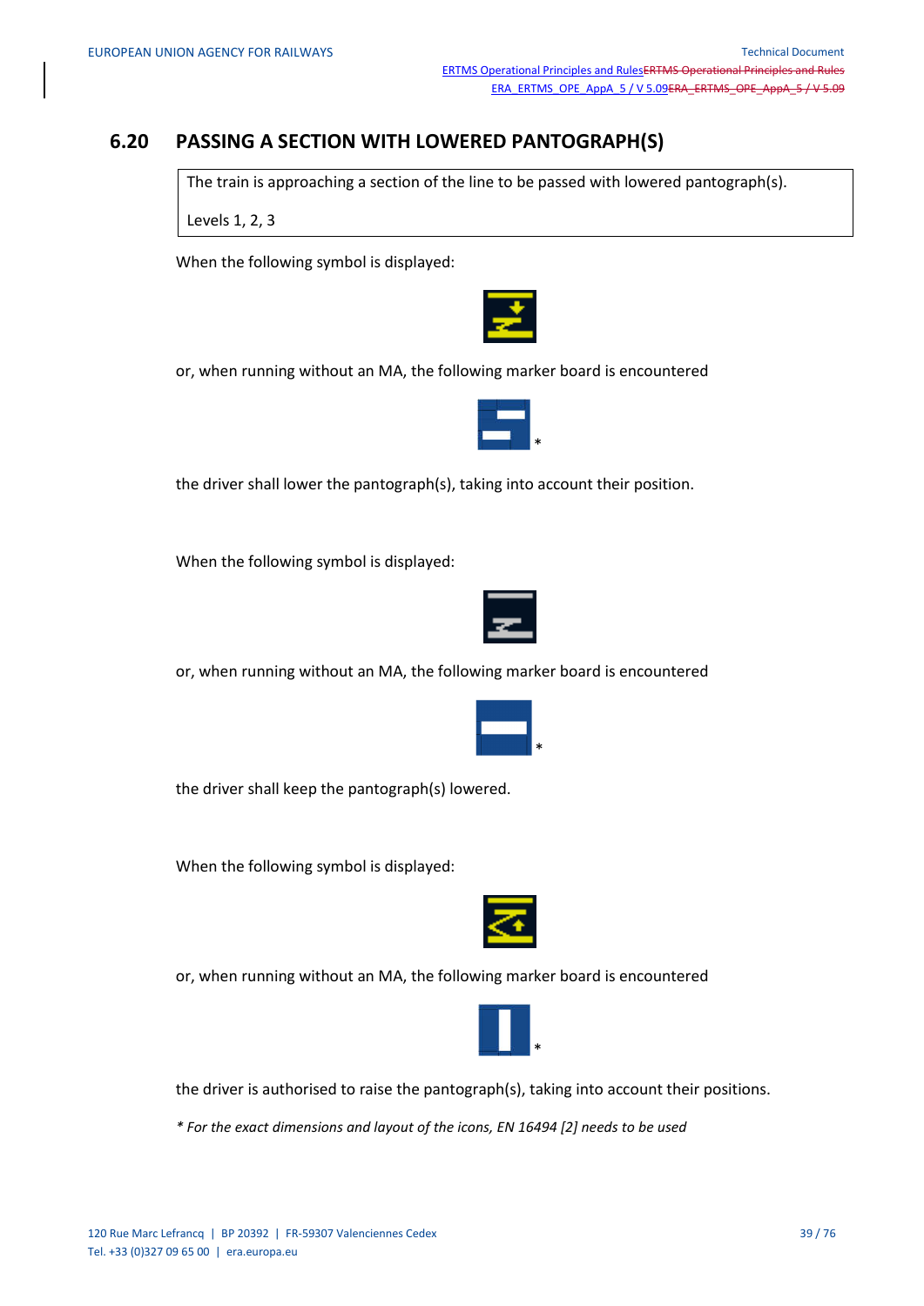## 6.20 PASSING A SECTION WITH LOWERED PANTOGRAPH(S)

| The train is approaching a section of the line to be passed with lowered pantograph(s).<br><br>Levels 1, 2, 3 |
|---|

When the following symbol is displayed:

or, when running without an MA, the following marker board is encountered

*

the driver shall lower the pantograph(s), taking into account their position.

When the following symbol is displayed:

or, when running without an MA, the following marker board is encountered

*

the driver shall keep the pantograph(s) lowered.

When the following symbol is displayed:

or, when running without an MA, the following marker board is encountered

*

the driver is authorised to raise the pantograph(s), taking into account their positions.

*\* For the exact dimensions and layout of the icons, EN 16494 [2] needs to be used*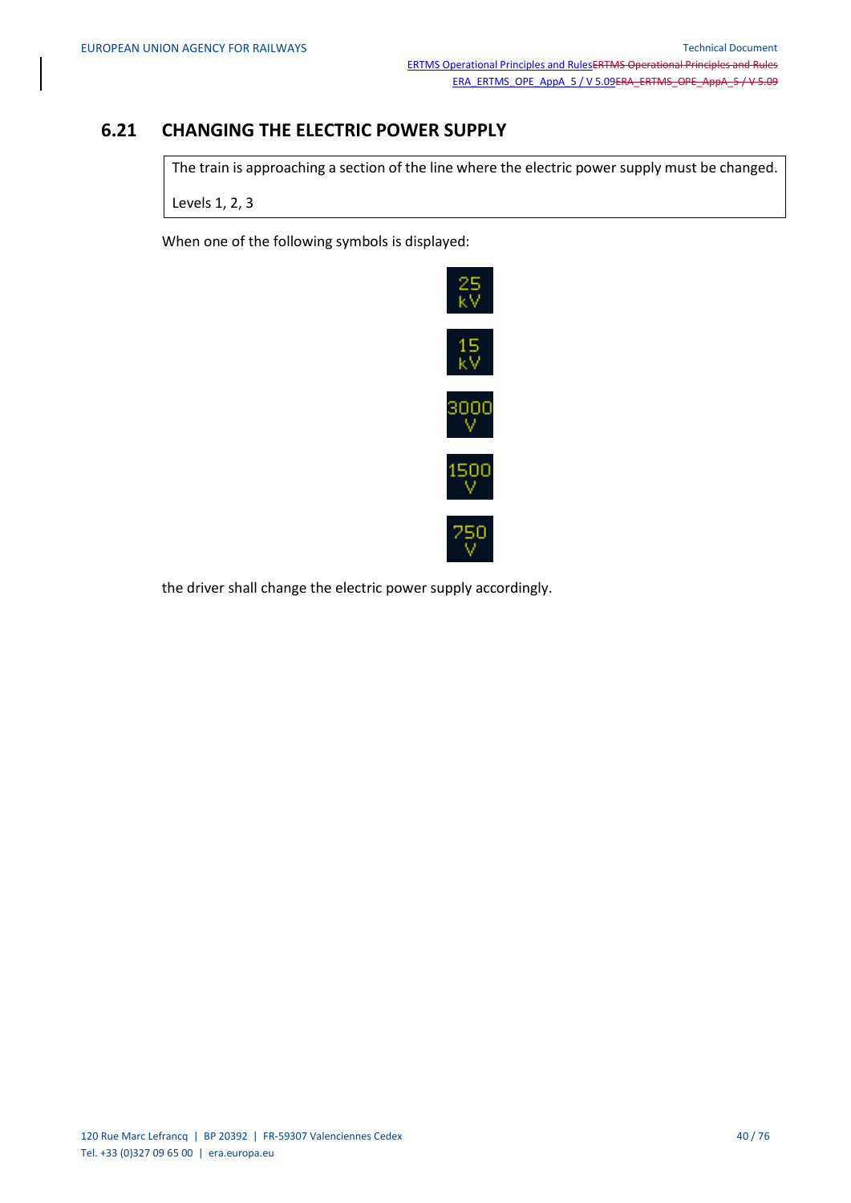## 6.21 CHANGING THE ELECTRIC POWER SUPPLY

| The train is approaching a section of the line where the electric power supply must be changed. |
| --- |
| Levels 1, 2, 3 |

When one of the following symbols is displayed:

25 kV

15 kV

3000 V

1500 V

750 V

the driver shall change the electric power supply accordingly.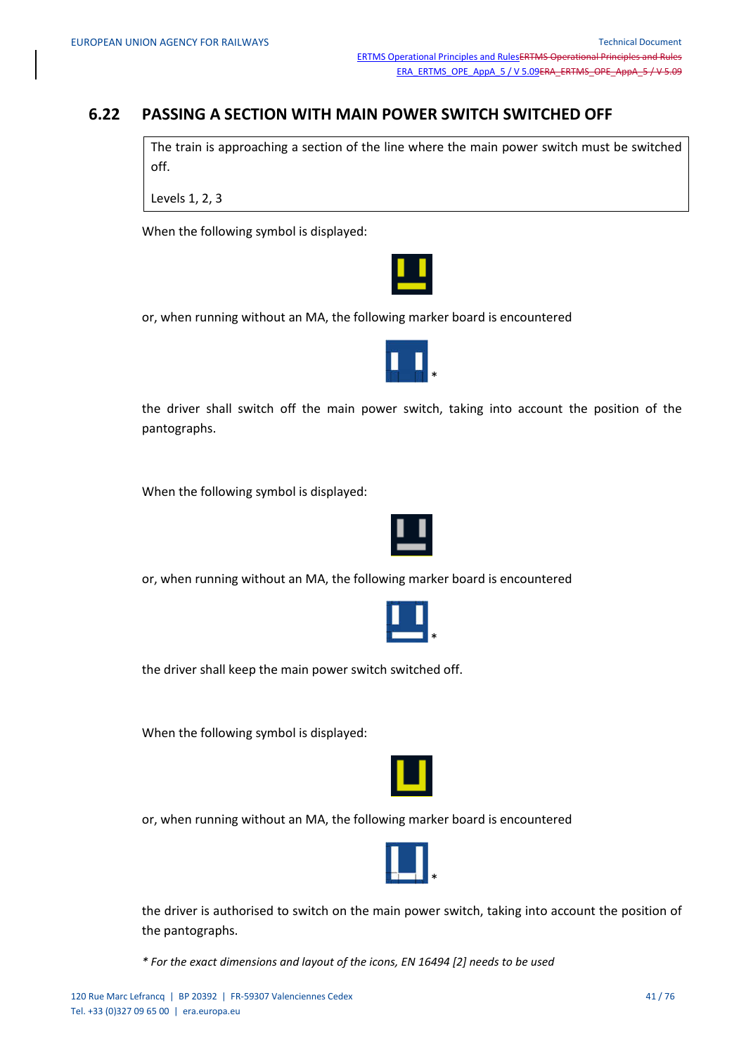## 6.22 PASSING A SECTION WITH MAIN POWER SWITCH SWITCHED OFF

| The train is approaching a section of the line where the main power switch must be switched off. |
|---|
| Levels 1, 2, 3 |

When the following symbol is displayed:

or, when running without an MA, the following marker board is encountered

*

the driver shall switch off the main power switch, taking into account the position of the pantographs.

When the following symbol is displayed:

or, when running without an MA, the following marker board is encountered

*

the driver shall keep the main power switch switched off.

When the following symbol is displayed:

or, when running without an MA, the following marker board is encountered

*

the driver is authorised to switch on the main power switch, taking into account the position of the pantographs.

*\* For the exact dimensions and layout of the icons, EN 16494 [2] needs to be used*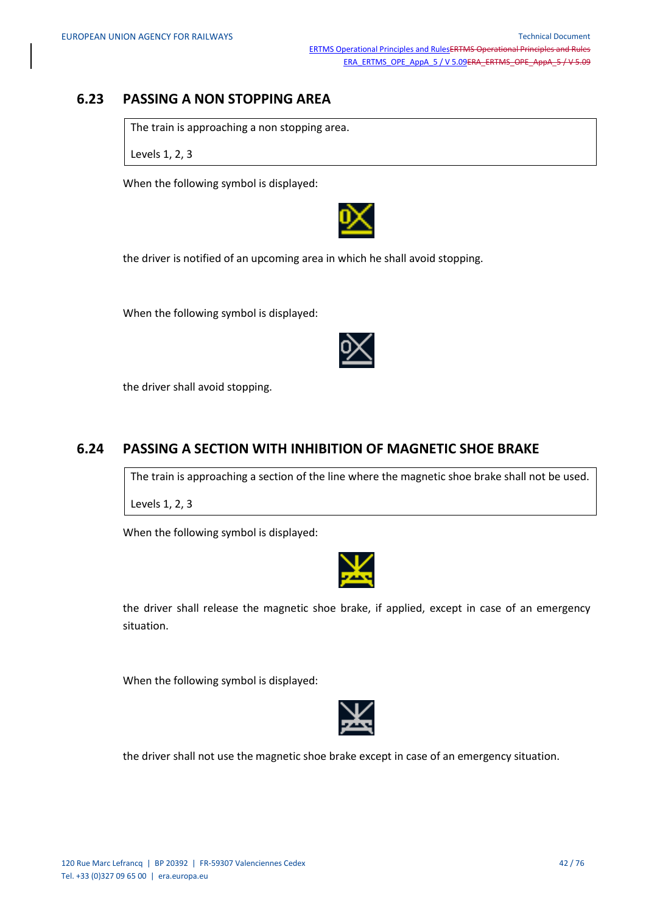## 6.23 PASSING A NON STOPPING AREA

| The train is approaching a non stopping area.<br><br>Levels 1, 2, 3 |
|---|

When the following symbol is displayed:

the driver is notified of an upcoming area in which he shall avoid stopping.

When the following symbol is displayed:

the driver shall avoid stopping.

## 6.24 PASSING A SECTION WITH INHIBITION OF MAGNETIC SHOE BRAKE

| The train is approaching a section of the line where the magnetic shoe brake shall not be used.<br><br>Levels 1, 2, 3 |
|---|

When the following symbol is displayed:

the driver shall release the magnetic shoe brake, if applied, except in case of an emergency situation.

When the following symbol is displayed:

the driver shall not use the magnetic shoe brake except in case of an emergency situation.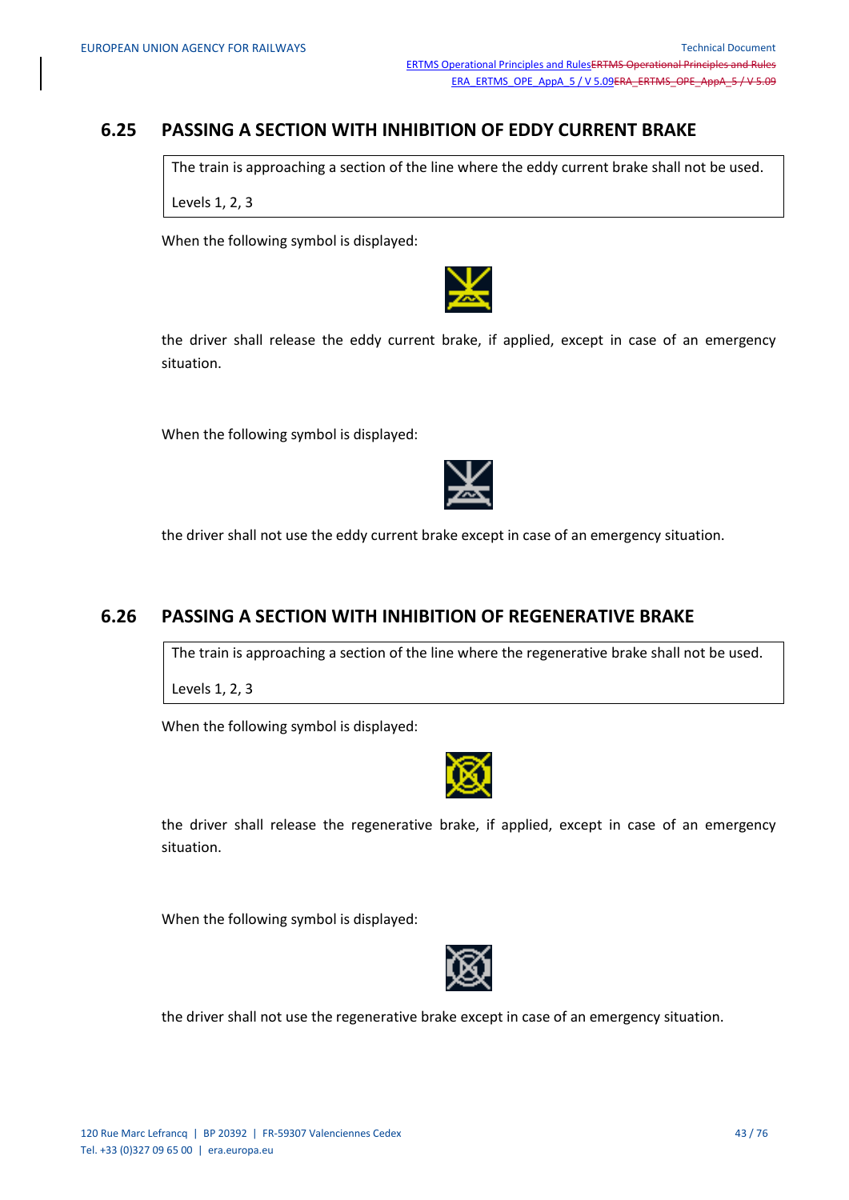## 6.25 PASSING A SECTION WITH INHIBITION OF EDDY CURRENT BRAKE

| The train is approaching a section of the line where the eddy current brake shall not be used. |
|---|
| Levels 1, 2, 3 |

When the following symbol is displayed:

the driver shall release the eddy current brake, if applied, except in case of an emergency situation.

When the following symbol is displayed:

the driver shall not use the eddy current brake except in case of an emergency situation.

## 6.26 PASSING A SECTION WITH INHIBITION OF REGENERATIVE BRAKE

| The train is approaching a section of the line where the regenerative brake shall not be used. |
|---|
| Levels 1, 2, 3 |

When the following symbol is displayed:

the driver shall release the regenerative brake, if applied, except in case of an emergency situation.

When the following symbol is displayed:

the driver shall not use the regenerative brake except in case of an emergency situation.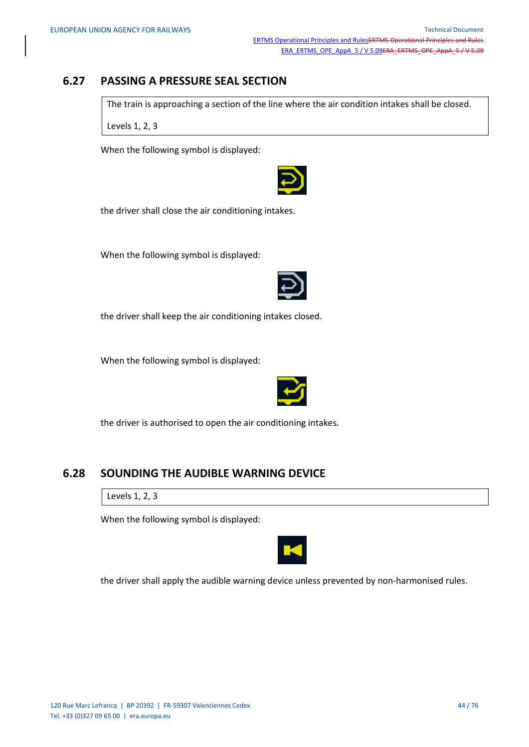## 6.27 PASSING A PRESSURE SEAL SECTION

| The train is approaching a section of the line where the air condition intakes shall be closed. |
|---|
| Levels 1, 2, 3 |

When the following symbol is displayed:

the driver shall close the air conditioning intakes.

When the following symbol is displayed:

the driver shall keep the air conditioning intakes closed.

When the following symbol is displayed:

the driver is authorised to open the air conditioning intakes.

## 6.28 SOUNDING THE AUDIBLE WARNING DEVICE

| Levels 1, 2, 3 |
|---|

When the following symbol is displayed:

the driver shall apply the audible warning device unless prevented by non-harmonised rules.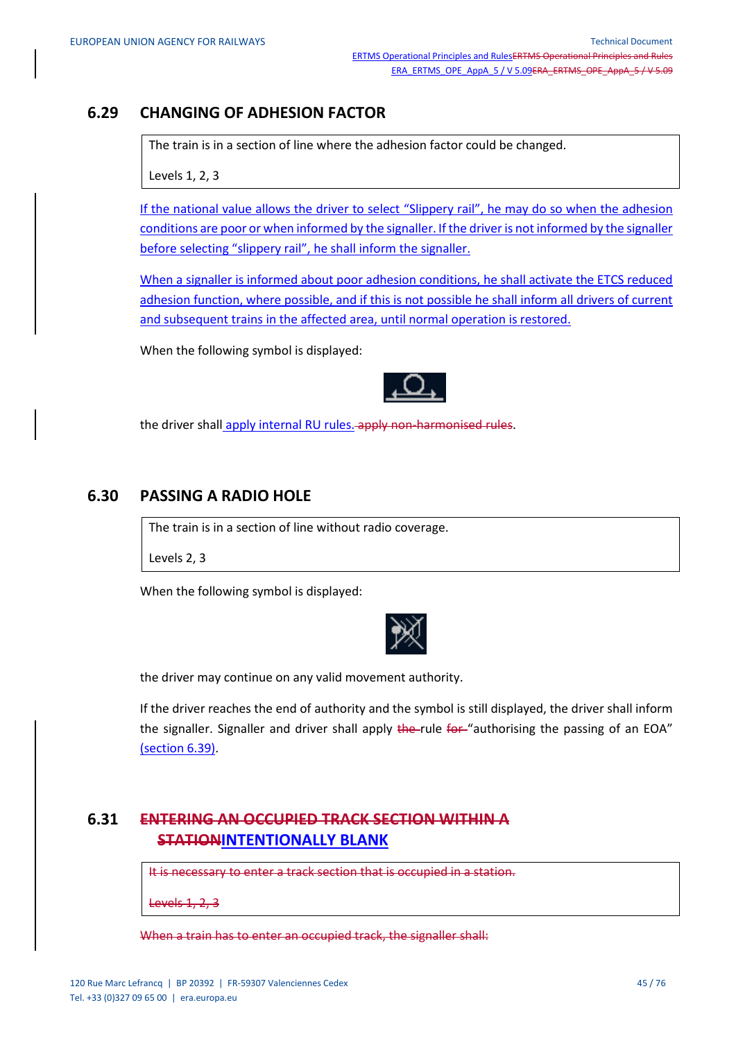## 6.29 CHANGING OF ADHESION FACTOR

| The train is in a section of line where the adhesion factor could be changed.<br><br>Levels 1, 2, 3 |
|---|

If the national value allows the driver to select "Slippery rail", he may do so when the adhesion conditions are poor or when informed by the signaller. If the driver is not informed by the signaller before selecting "slippery rail", he shall inform the signaller.

When a signaller is informed about poor adhesion conditions, he shall activate the ETCS reduced adhesion function, where possible, and if this is not possible he shall inform all drivers of current and subsequent trains in the affected area, until normal operation is restored.

When the following symbol is displayed:

the driver shall apply internal RU rules. ~~apply non-harmonised rules~~.

## 6.30 PASSING A RADIO HOLE

| The train is in a section of line without radio coverage.<br><br>Levels 2, 3 |
|---|

When the following symbol is displayed:

the driver may continue on any valid movement authority.

If the driver reaches the end of authority and the symbol is still displayed, the driver shall inform the signaller. Signaller and driver shall apply ~~the~~ rule ~~for~~ "authorising the passing of an EOA" (section 6.39).

## 6.31 ~~ENTERING AN OCCUPIED TRACK SECTION WITHIN A STATION~~ INTENTIONALLY BLANK

| ~~It is necessary to enter a track section that is occupied in a station.~~<br><br>~~Levels 1, 2, 3~~ |
|---|

~~When a train has to enter an occupied track, the signaller shall:~~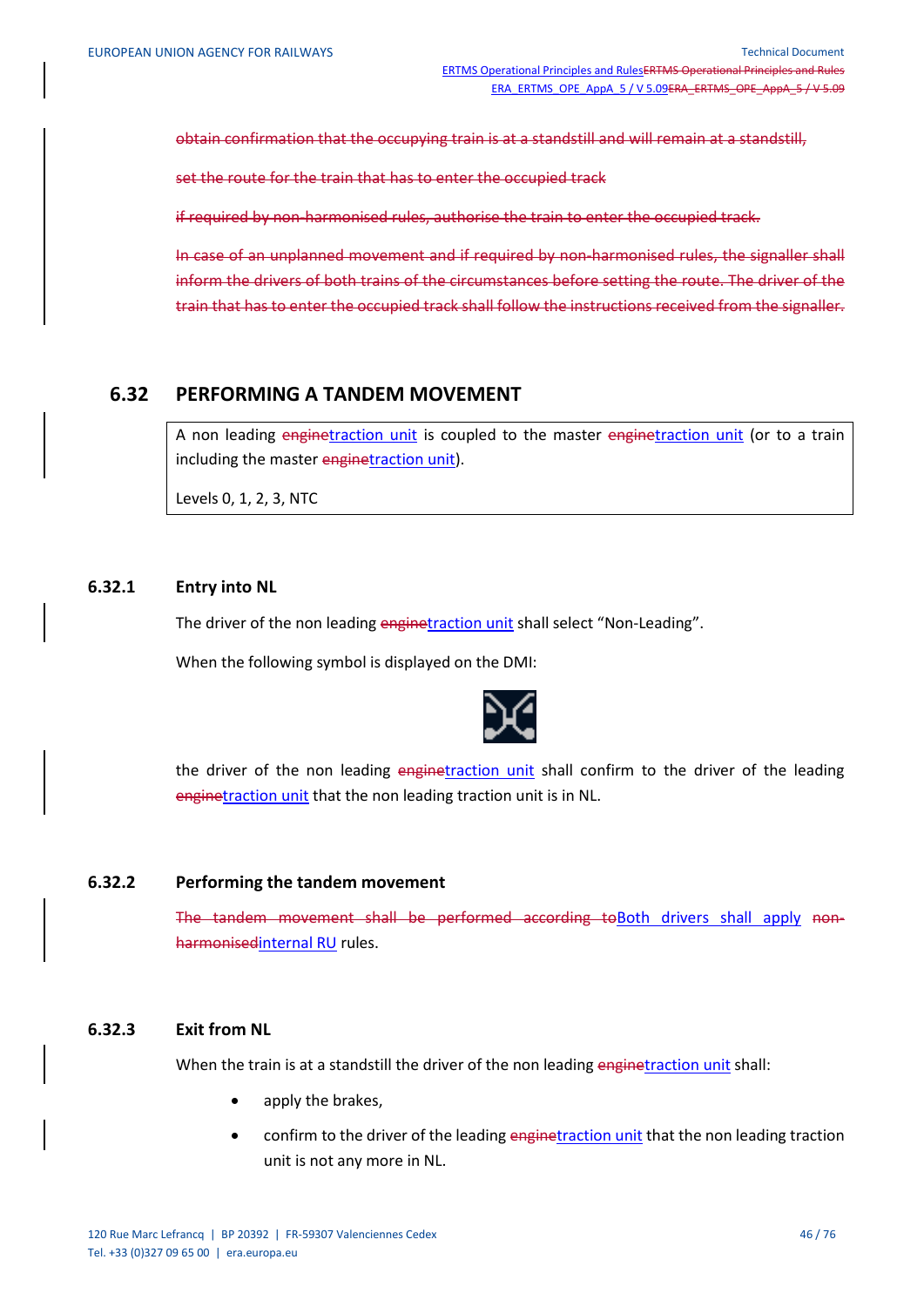~~obtain confirmation that the occupying train is at a standstill and will remain at a standstill,~~

~~set the route for the train that has to enter the occupied track~~

~~if required by non-harmonised rules, authorise the train to enter the occupied track.~~

~~In case of an unplanned movement and if required by non-harmonised rules, the signaller shall inform the drivers of both trains of the circumstances before setting the route. The driver of the train that has to enter the occupied track shall follow the instructions received from the signaller.~~

## 6.32 PERFORMING A TANDEM MOVEMENT

| A non leading ~~engine~~traction unit is coupled to the master ~~engine~~traction unit (or to a train including the master ~~engine~~traction unit).<br><br>Levels 0, 1, 2, 3, NTC |
|---|

### 6.32.1 Entry into NL

The driver of the non leading ~~engine~~traction unit shall select "Non-Leading".

When the following symbol is displayed on the DMI:

the driver of the non leading ~~engine~~traction unit shall confirm to the driver of the leading ~~engine~~traction unit that the non leading traction unit is in NL.

### 6.32.2 Performing the tandem movement

~~The tandem movement shall be performed according to~~Both drivers shall apply ~~non-harmonised~~internal RU rules.

### 6.32.3 Exit from NL

When the train is at a standstill the driver of the non leading ~~engine~~traction unit shall:

- apply the brakes,
- confirm to the driver of the leading ~~engine~~traction unit that the non leading traction unit is not any more in NL.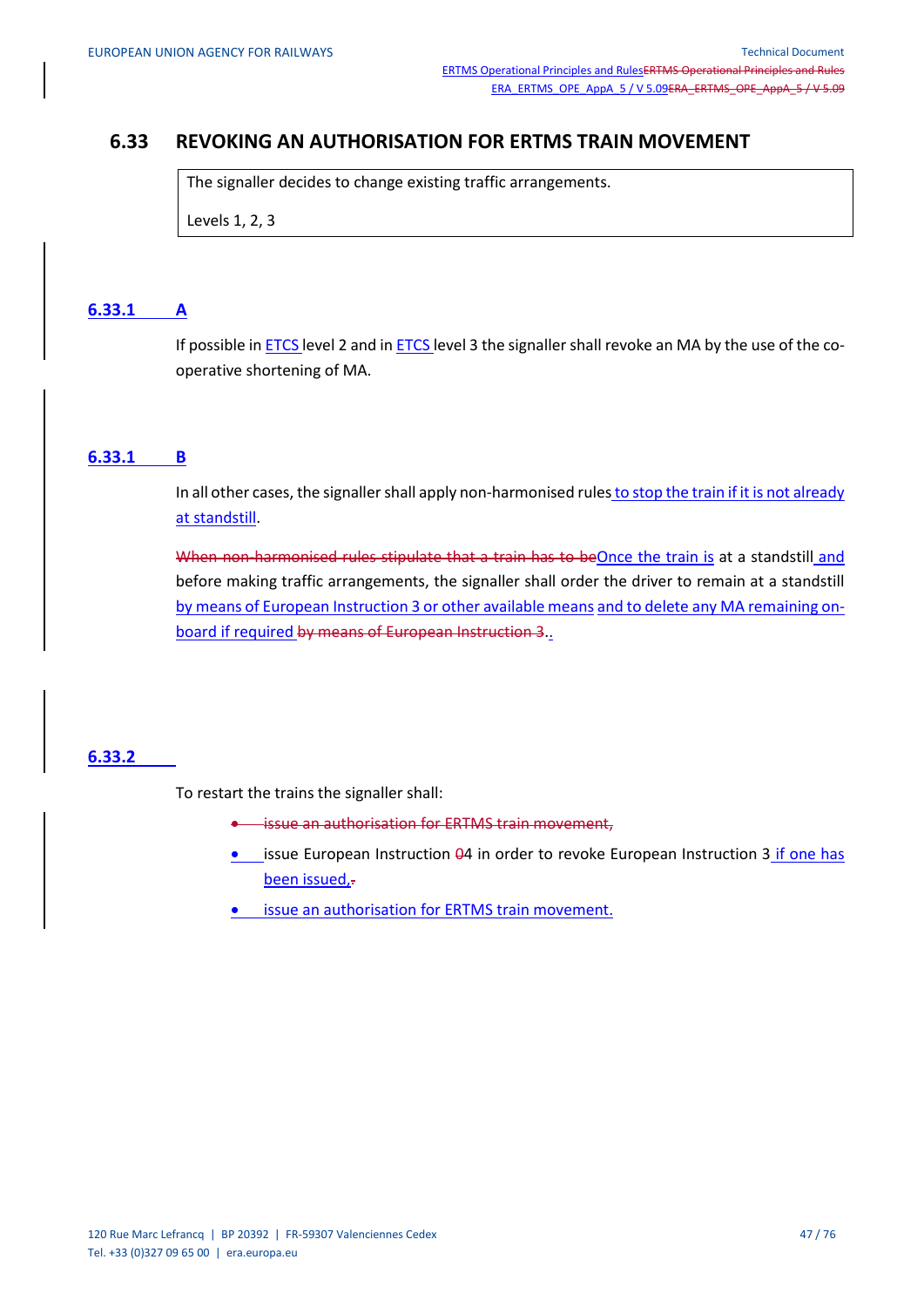## 6.33 REVOKING AN AUTHORISATION FOR ERTMS TRAIN MOVEMENT

| The signaller decides to change existing traffic arrangements.<br><br>Levels 1, 2, 3 |
|---|

### 6.33.1 A

If possible in ETCS level 2 and in ETCS level 3 the signaller shall revoke an MA by the use of the co-operative shortening of MA.

### 6.33.1 B

In all other cases, the signaller shall apply non-harmonised rules to stop the train if it is not already at standstill.

~~When non-harmonised rules stipulate that a train has to be~~Once the train is at a standstill and before making traffic arrangements, the signaller shall order the driver to remain at a standstill by means of European Instruction 3 or other available means and to delete any MA remaining on-board if required ~~by means of European Instruction 3~~..

### 6.33.2

To restart the trains the signaller shall:

- ~~issue an authorisation for ERTMS train movement,~~
- issue European Instruction ~~0~~4 in order to revoke European Instruction 3 if one has been issued,~~.~~
- issue an authorisation for ERTMS train movement.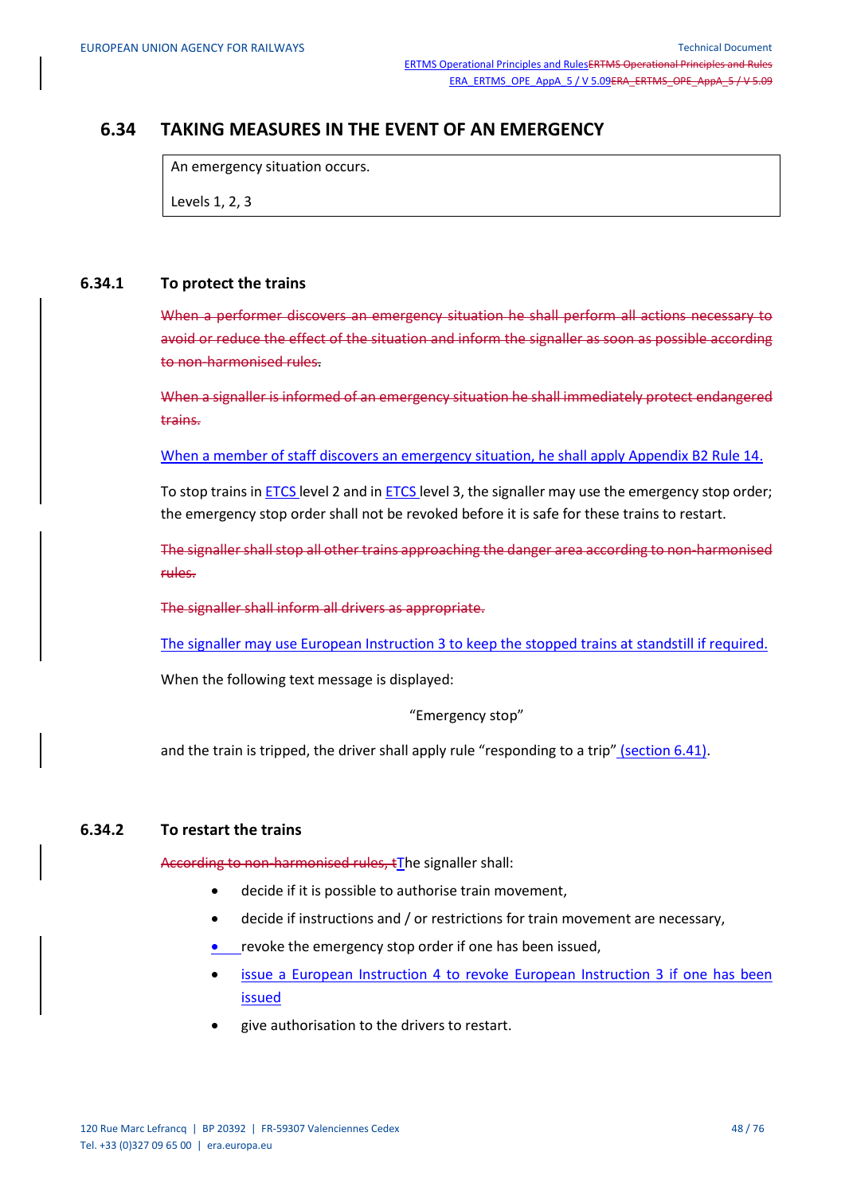## 6.34 TAKING MEASURES IN THE EVENT OF AN EMERGENCY

| An emergency situation occurs. |
|---|
| Levels 1, 2, 3 |

### 6.34.1 To protect the trains

~~When a performer discovers an emergency situation he shall perform all actions necessary to avoid or reduce the effect of the situation and inform the signaller as soon as possible according to non-harmonised rules.~~

~~When a signaller is informed of an emergency situation he shall immediately protect endangered trains.~~

When a member of staff discovers an emergency situation, he shall apply Appendix B2 Rule 14.

To stop trains in ETCS level 2 and in ETCS level 3, the signaller may use the emergency stop order; the emergency stop order shall not be revoked before it is safe for these trains to restart.

~~The signaller shall stop all other trains approaching the danger area according to non-harmonised rules.~~

~~The signaller shall inform all drivers as appropriate.~~

The signaller may use European Instruction 3 to keep the stopped trains at standstill if required.

When the following text message is displayed:

"Emergency stop"

and the train is tripped, the driver shall apply rule "responding to a trip" (section 6.41).

### 6.34.2 To restart the trains

~~According to non-harmonised rules, t~~The signaller shall:

- decide if it is possible to authorise train movement,
- decide if instructions and / or restrictions for train movement are necessary,
- revoke the emergency stop order if one has been issued,
- issue a European Instruction 4 to revoke European Instruction 3 if one has been issued
- give authorisation to the drivers to restart.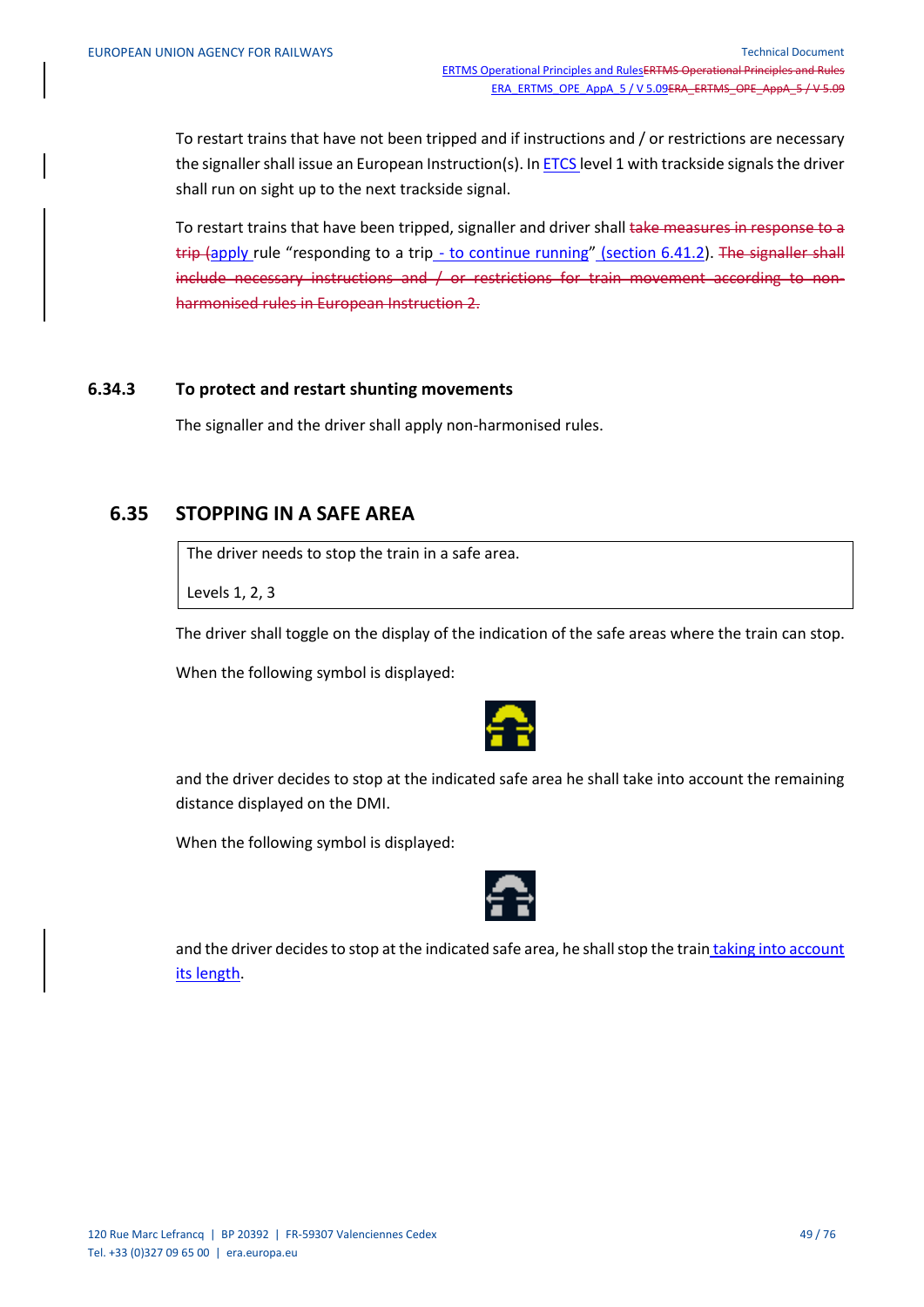To restart trains that have not been tripped and if instructions and / or restrictions are necessary the signaller shall issue an European Instruction(s). In ETCS level 1 with trackside signals the driver shall run on sight up to the next trackside signal.

To restart trains that have been tripped, signaller and driver shall ~~take measures in response to a trip (~~apply rule "responding to a trip - to continue running" (section 6.41.2). ~~The signaller shall include necessary instructions and / or restrictions for train movement according to non-harmonised rules in European Instruction 2.~~

### 6.34.3 To protect and restart shunting movements

The signaller and the driver shall apply non-harmonised rules.

## 6.35 STOPPING IN A SAFE AREA

| The driver needs to stop the train in a safe area. |
| --- |
| Levels 1, 2, 3 |

The driver shall toggle on the display of the indication of the safe areas where the train can stop.

When the following symbol is displayed:

and the driver decides to stop at the indicated safe area he shall take into account the remaining distance displayed on the DMI.

When the following symbol is displayed:

and the driver decides to stop at the indicated safe area, he shall stop the train taking into account its length.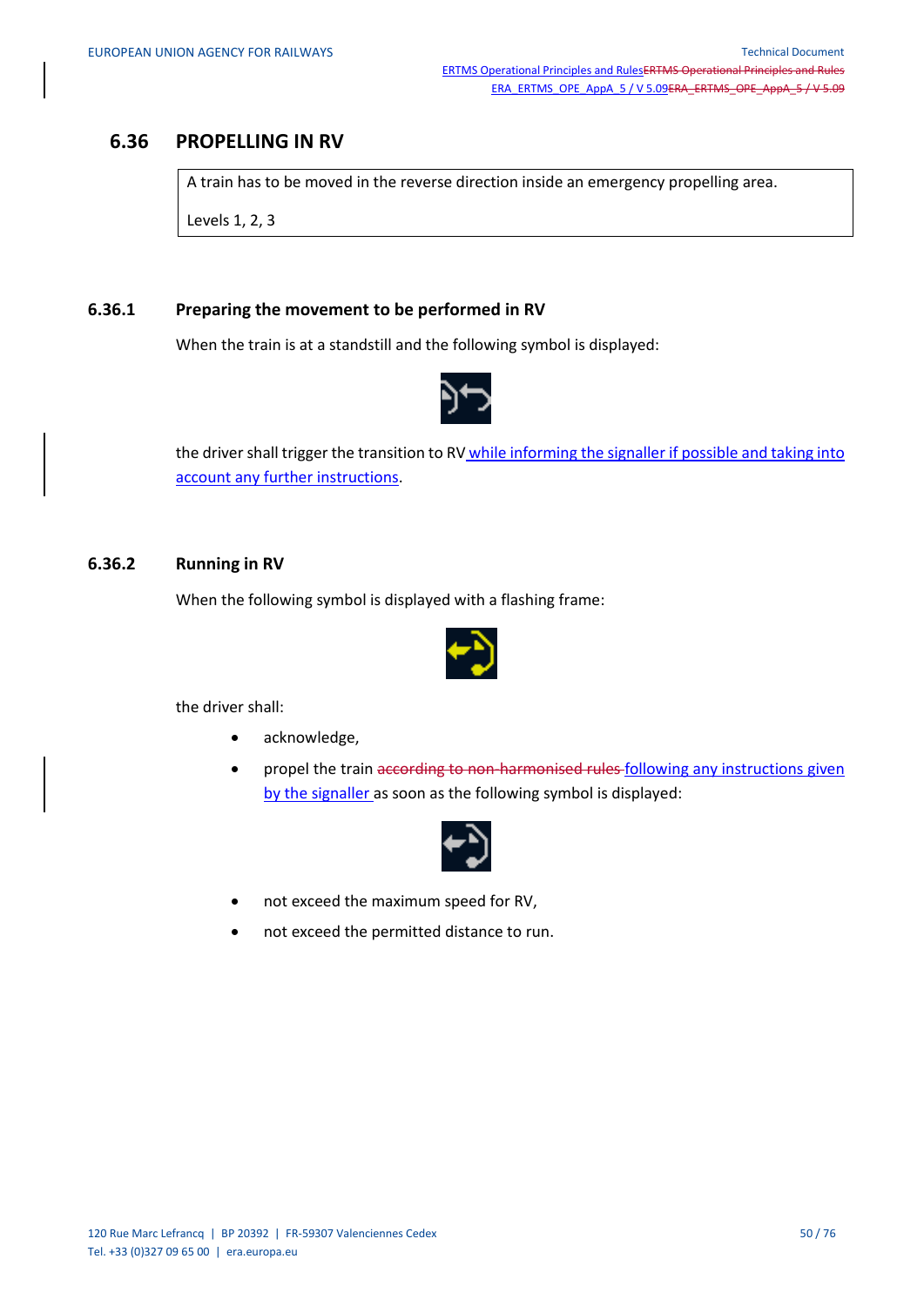# 6.36 PROPELLING IN RV

| A train has to be moved in the reverse direction inside an emergency propelling area. |
| --- |
| Levels 1, 2, 3 |

## 6.36.1 Preparing the movement to be performed in RV

When the train is at a standstill and the following symbol is displayed:

the driver shall trigger the transition to RV while informing the signaller if possible and taking into account any further instructions.

## 6.36.2 Running in RV

When the following symbol is displayed with a flashing frame:

the driver shall:

- acknowledge,
- propel the train ~~according to non-harmonised rules~~ following any instructions given by the signaller as soon as the following symbol is displayed:
- not exceed the maximum speed for RV,
- not exceed the permitted distance to run.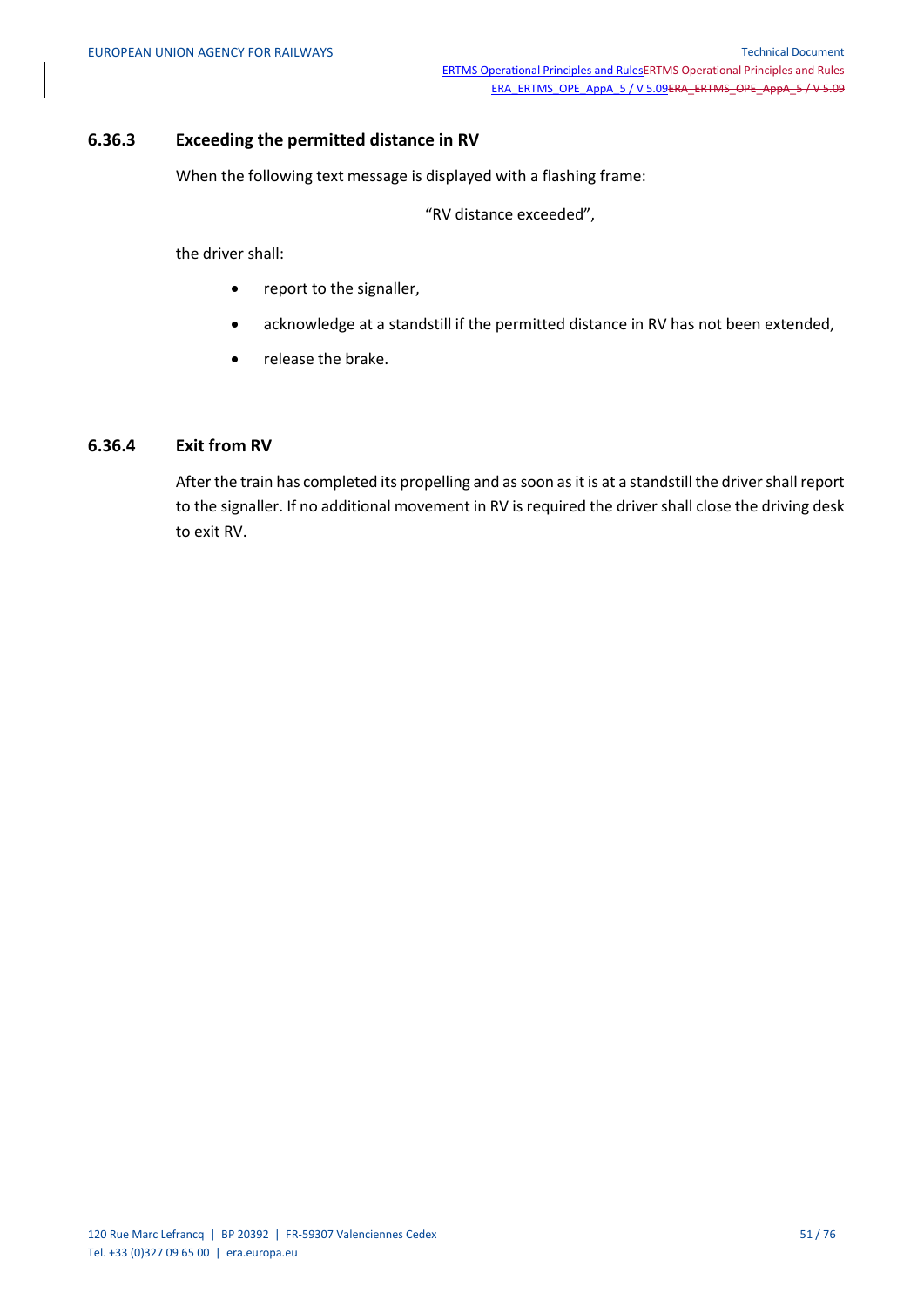### 6.36.3 Exceeding the permitted distance in RV

When the following text message is displayed with a flashing frame:

"RV distance exceeded",

the driver shall:

- report to the signaller,
- acknowledge at a standstill if the permitted distance in RV has not been extended,
- release the brake.

### 6.36.4 Exit from RV

After the train has completed its propelling and as soon as it is at a standstill the driver shall report to the signaller. If no additional movement in RV is required the driver shall close the driving desk to exit RV.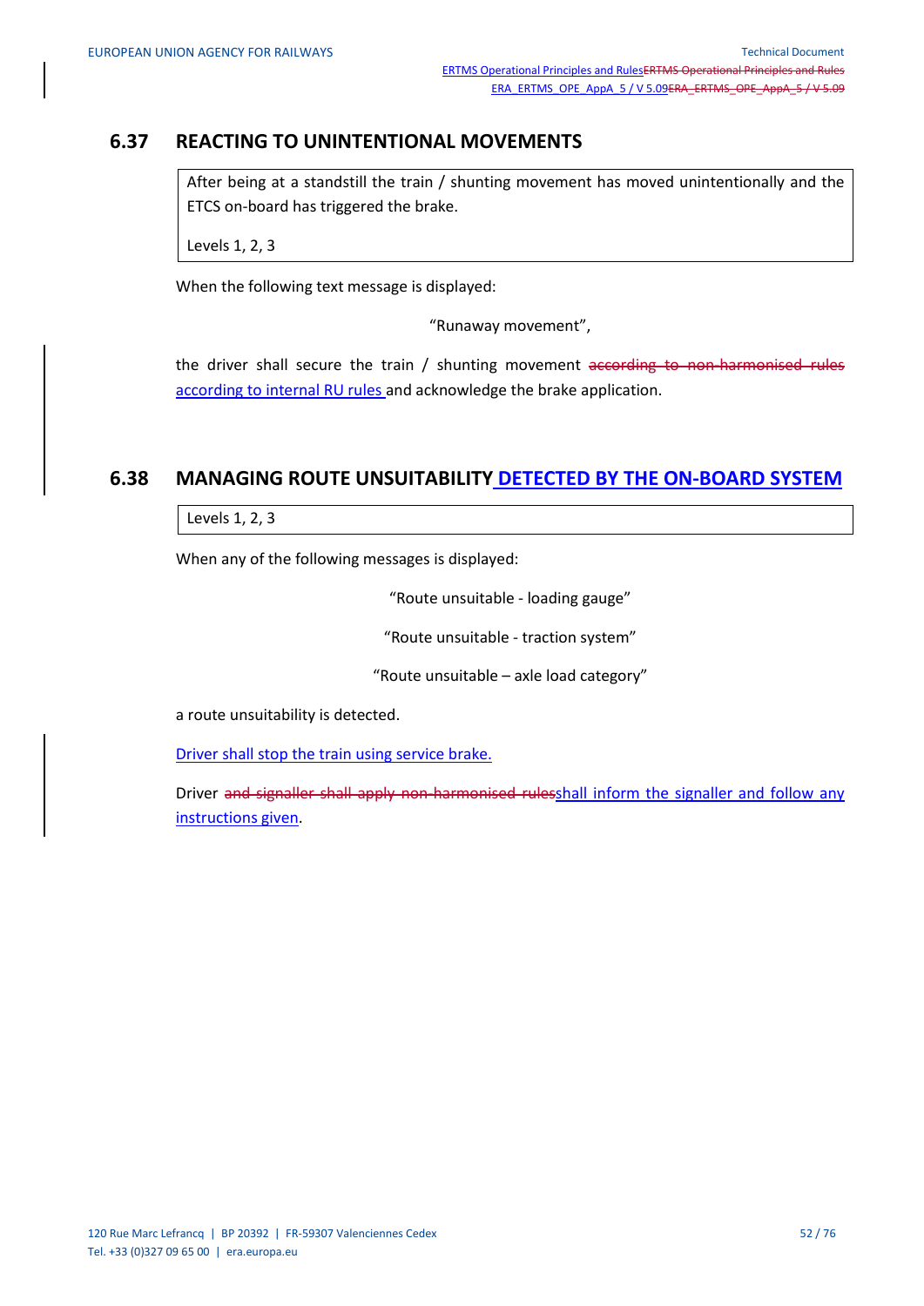## 6.37 REACTING TO UNINTENTIONAL MOVEMENTS

| After being at a standstill the train / shunting movement has moved unintentionally and the ETCS on-board has triggered the brake. |
|---|
| Levels 1, 2, 3 |

When the following text message is displayed:

"Runaway movement",

the driver shall secure the train / shunting movement ~~according to non-harmonised rules~~ according to internal RU rules and acknowledge the brake application.

## 6.38 MANAGING ROUTE UNSUITABILITY DETECTED BY THE ON-BOARD SYSTEM

| Levels 1, 2, 3 |
|---|

When any of the following messages is displayed:

"Route unsuitable - loading gauge"

"Route unsuitable - traction system"

"Route unsuitable – axle load category"

a route unsuitability is detected.

Driver shall stop the train using service brake.

Driver ~~and signaller shall apply non-harmonised rules~~shall inform the signaller and follow any instructions given.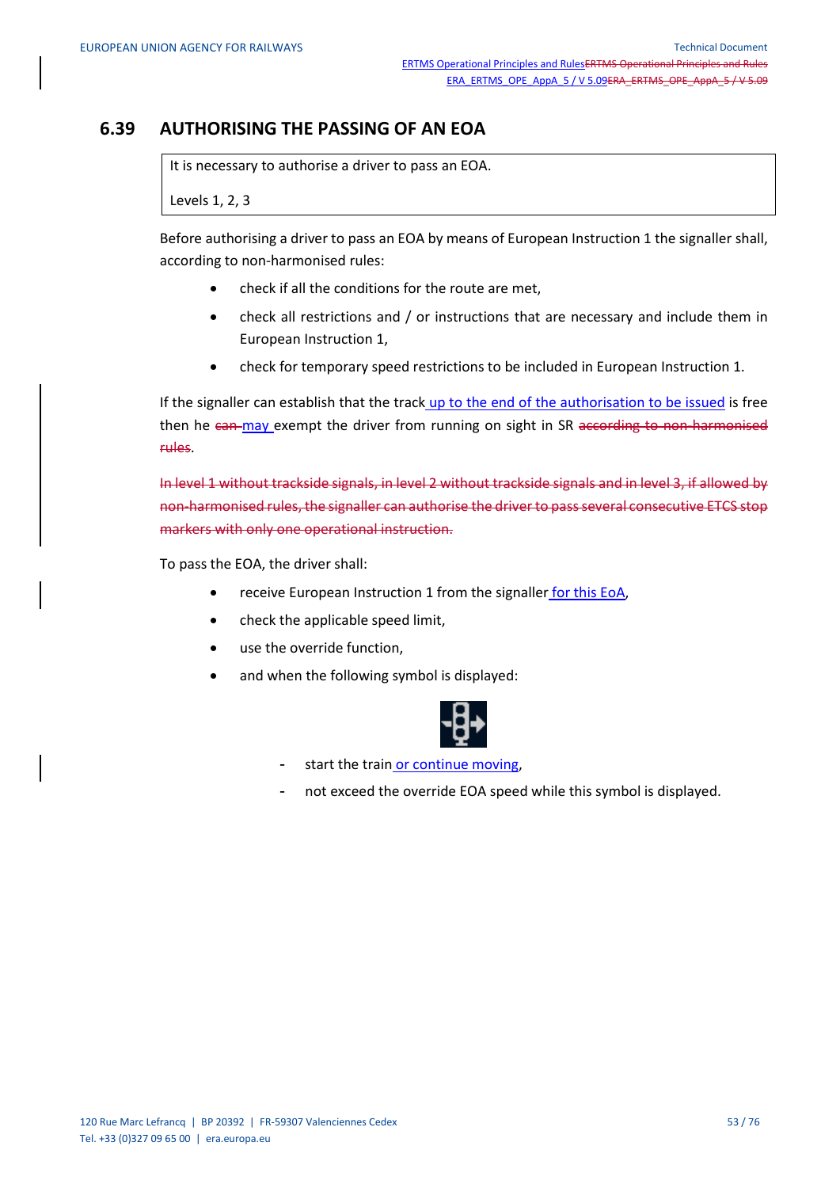## 6.39 AUTHORISING THE PASSING OF AN EOA

| It is necessary to authorise a driver to pass an EOA. |
| --- |
| Levels 1, 2, 3 |

Before authorising a driver to pass an EOA by means of European Instruction 1 the signaller shall, according to non-harmonised rules:

- check if all the conditions for the route are met,
- check all restrictions and / or instructions that are necessary and include them in European Instruction 1,
- check for temporary speed restrictions to be included in European Instruction 1.

If the signaller can establish that the track up to the end of the authorisation to be issued is free then he ~~can~~ may exempt the driver from running on sight in SR ~~according to non-harmonised rules~~.

~~In level 1 without trackside signals, in level 2 without trackside signals and in level 3, if allowed by non-harmonised rules, the signaller can authorise the driver to pass several consecutive ETCS stop markers with only one operational instruction.~~

To pass the EOA, the driver shall:

- receive European Instruction 1 from the signaller for this EoA,
- check the applicable speed limit,
- use the override function,
- and when the following symbol is displayed:
  - start the train or continue moving,
  - not exceed the override EOA speed while this symbol is displayed.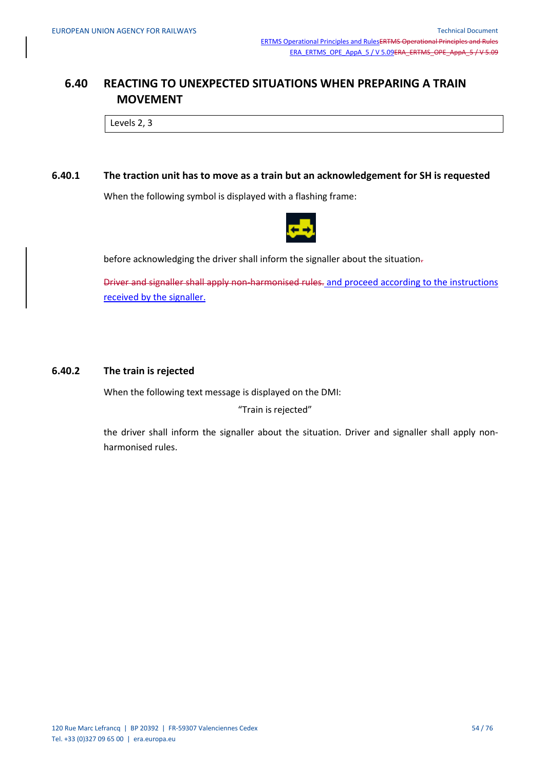## 6.40 REACTING TO UNEXPECTED SITUATIONS WHEN PREPARING A TRAIN MOVEMENT

| Levels 2, 3 |
|---|

### 6.40.1 The traction unit has to move as a train but an acknowledgement for SH is requested

When the following symbol is displayed with a flashing frame:

before acknowledging the driver shall inform the signaller about the situation~~.~~

~~Driver and signaller shall apply non-harmonised rules.~~ and proceed according to the instructions received by the signaller.

### 6.40.2 The train is rejected

When the following text message is displayed on the DMI:

"Train is rejected"

the driver shall inform the signaller about the situation. Driver and signaller shall apply non-harmonised rules.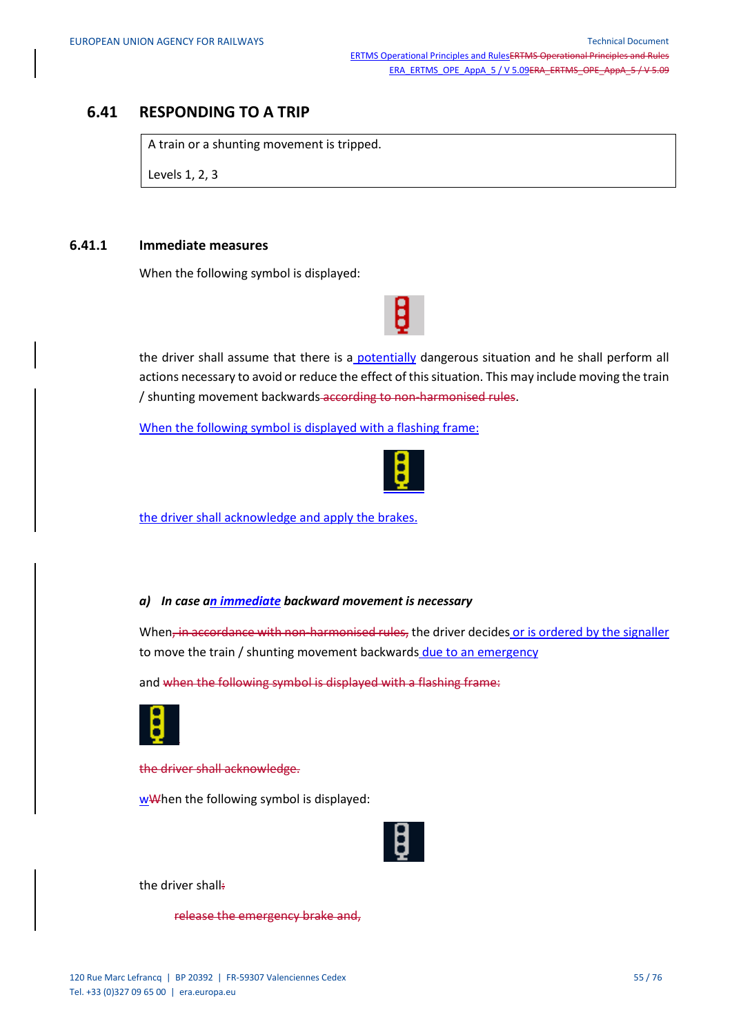## 6.41 RESPONDING TO A TRIP

| A train or a shunting movement is tripped.<br><br>Levels 1, 2, 3 |
|---|

### 6.41.1 Immediate measures

When the following symbol is displayed:

the driver shall assume that there is a potentially dangerous situation and he shall perform all actions necessary to avoid or reduce the effect of this situation. This may include moving the train / shunting movement backwards according to non-harmonised rules.

When the following symbol is displayed with a flashing frame:

the driver shall acknowledge and apply the brakes.

***a) In case an immediate backward movement is necessary***

When, in accordance with non-harmonised rules, the driver decides or is ordered by the signaller to move the train / shunting movement backwards due to an emergency

and when the following symbol is displayed with a flashing frame:

the driver shall acknowledge.

wWhen the following symbol is displayed:

the driver shall:

release the emergency brake and,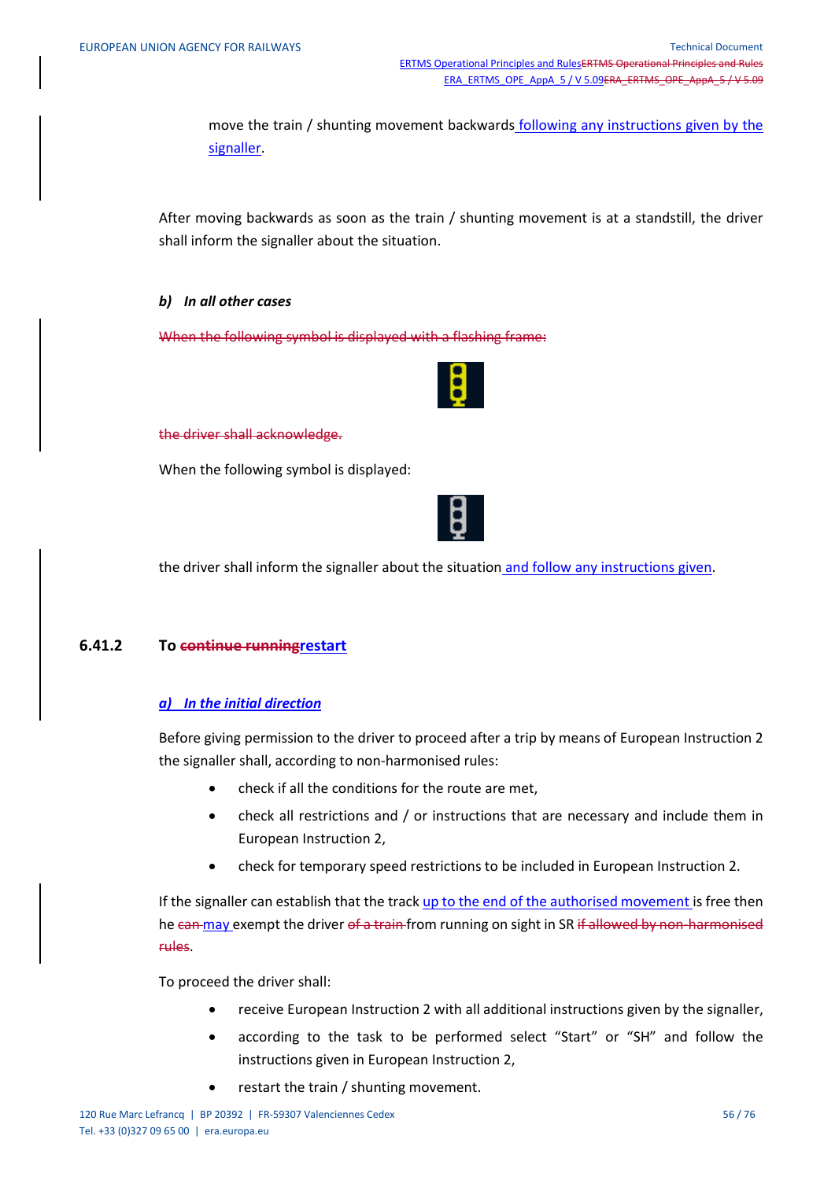move the train / shunting movement backwards following any instructions given by the signaller.

After moving backwards as soon as the train / shunting movement is at a standstill, the driver shall inform the signaller about the situation.

***b) In all other cases***

~~When the following symbol is displayed with a flashing frame:~~

~~the driver shall acknowledge.~~

When the following symbol is displayed:

the driver shall inform the signaller about the situation and follow any instructions given.

### 6.41.2 To ~~continue running~~restart

***a) In the initial direction***

Before giving permission to the driver to proceed after a trip by means of European Instruction 2 the signaller shall, according to non-harmonised rules:

- check if all the conditions for the route are met,
- check all restrictions and / or instructions that are necessary and include them in European Instruction 2,
- check for temporary speed restrictions to be included in European Instruction 2.

If the signaller can establish that the track up to the end of the authorised movement is free then he ~~can~~ may exempt the driver ~~of a train~~ from running on sight in SR ~~if allowed by non-harmonised rules~~.

To proceed the driver shall:

- receive European Instruction 2 with all additional instructions given by the signaller,
- according to the task to be performed select “Start” or “SH” and follow the instructions given in European Instruction 2,
- restart the train / shunting movement.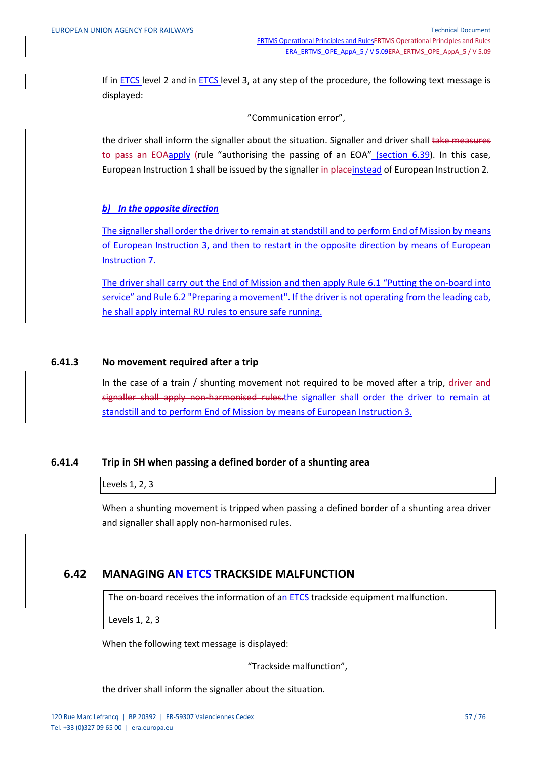If in ETCS level 2 and in ETCS level 3, at any step of the procedure, the following text message is displayed:

"Communication error",

the driver shall inform the signaller about the situation. Signaller and driver shall ~~take measures to pass an EOA~~apply ~~(~~rule "authorising the passing of an EOA" (section 6.39). In this case, European Instruction 1 shall be issued by the signaller ~~in place~~instead of European Instruction 2.

***b) In the opposite direction***

The signaller shall order the driver to remain at standstill and to perform End of Mission by means of European Instruction 3, and then to restart in the opposite direction by means of European Instruction 7.

The driver shall carry out the End of Mission and then apply Rule 6.1 "Putting the on-board into service" and Rule 6.2 "Preparing a movement". If the driver is not operating from the leading cab, he shall apply internal RU rules to ensure safe running.

### 6.41.3 No movement required after a trip

In the case of a train / shunting movement not required to be moved after a trip, ~~driver and signaller shall apply non-harmonised rules.~~the signaller shall order the driver to remain at standstill and to perform End of Mission by means of European Instruction 3.

### 6.41.4 Trip in SH when passing a defined border of a shunting area

| Levels 1, 2, 3 |
|---|

When a shunting movement is tripped when passing a defined border of a shunting area driver and signaller shall apply non-harmonised rules.

## 6.42 MANAGING AN ETCS TRACKSIDE MALFUNCTION

| The on-board receives the information of an ETCS trackside equipment malfunction.<br><br>Levels 1, 2, 3 |
|---|

When the following text message is displayed:

"Trackside malfunction",

the driver shall inform the signaller about the situation.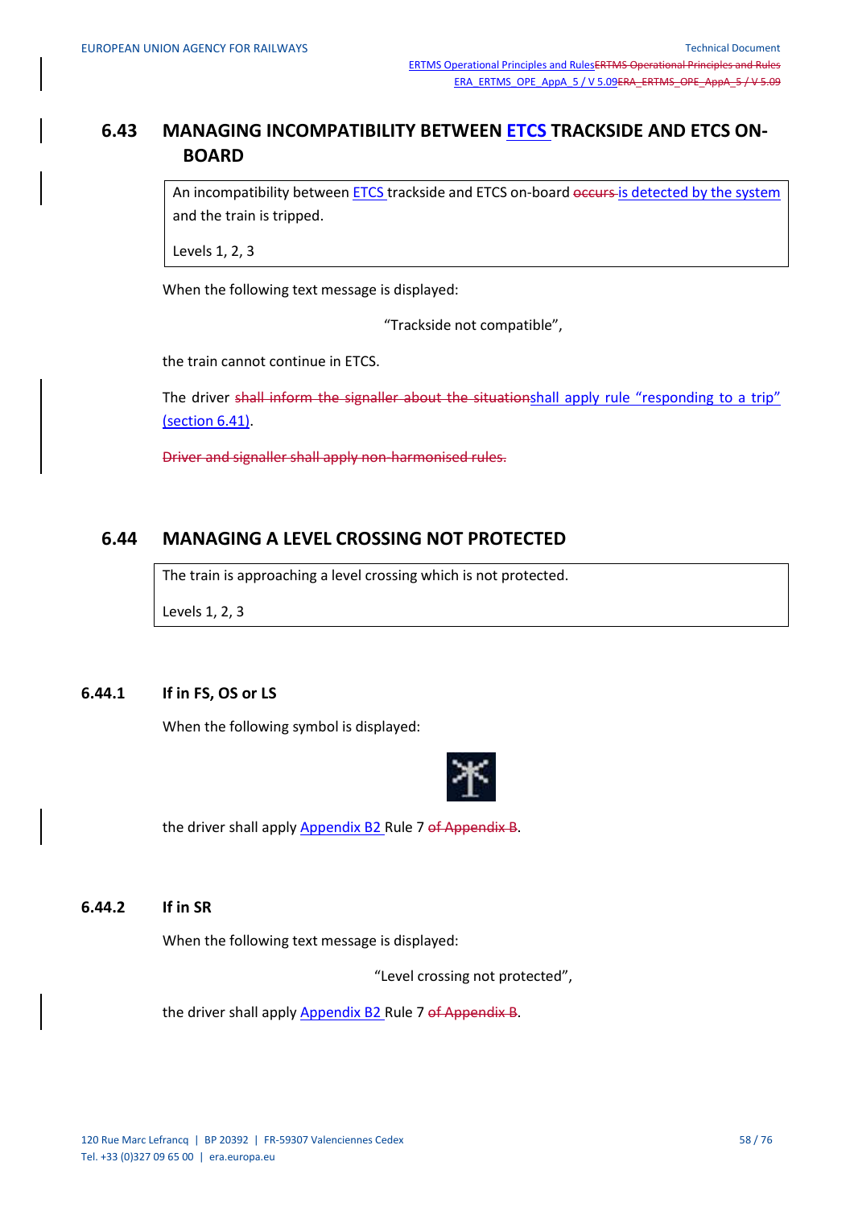## 6.43 MANAGING INCOMPATIBILITY BETWEEN ETCS TRACKSIDE AND ETCS ON-BOARD

| An incompatibility between ETCS trackside and ETCS on-board ~~occurs~~ is detected by the system and the train is tripped. Levels 1, 2, 3 |
|---|

When the following text message is displayed:

"Trackside not compatible",

the train cannot continue in ETCS.

The driver ~~shall inform the signaller about the situation~~shall apply rule "responding to a trip" (section 6.41).

~~Driver and signaller shall apply non-harmonised rules.~~

## 6.44 MANAGING A LEVEL CROSSING NOT PROTECTED

| The train is approaching a level crossing which is not protected. Levels 1, 2, 3 |
|---|

### 6.44.1 If in FS, OS or LS

When the following symbol is displayed:

the driver shall apply Appendix B2 Rule 7 ~~of Appendix B~~.

### 6.44.2 If in SR

When the following text message is displayed:

"Level crossing not protected",

the driver shall apply Appendix B2 Rule 7 ~~of Appendix B~~.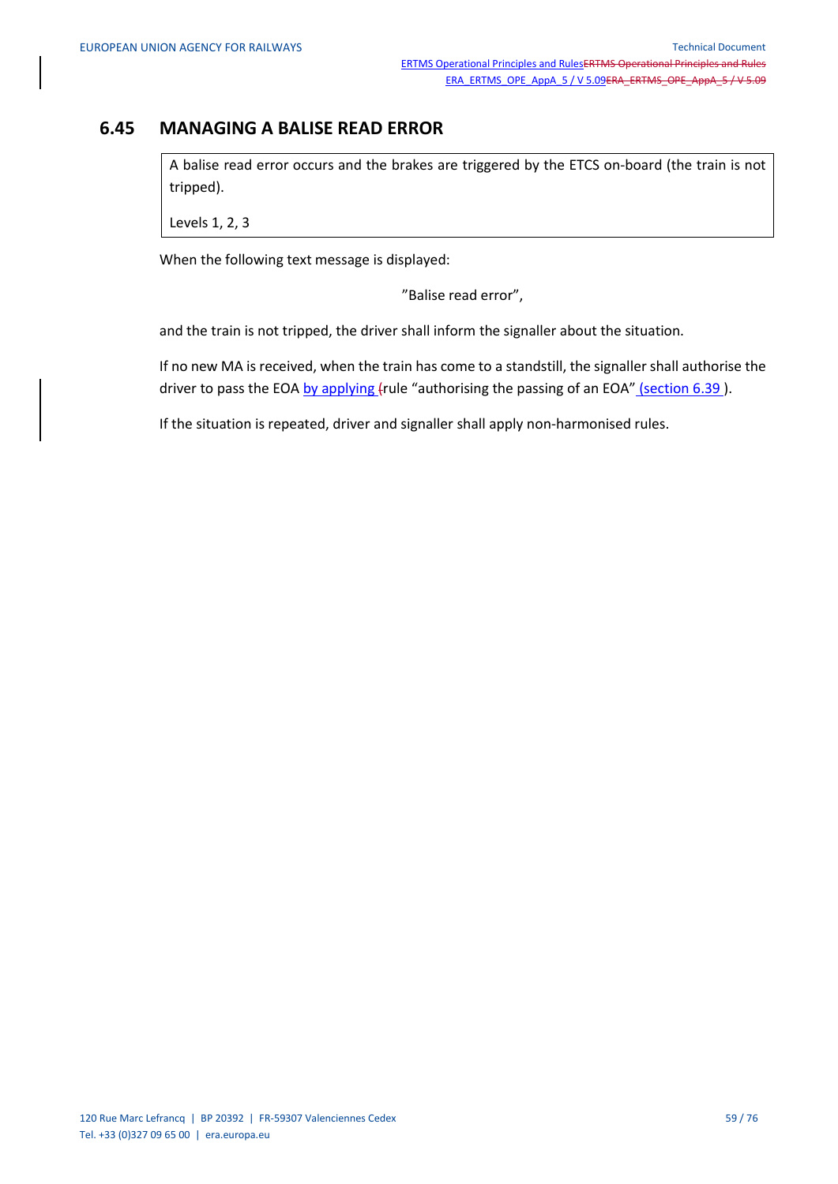## 6.45 MANAGING A BALISE READ ERROR

| A balise read error occurs and the brakes are triggered by the ETCS on-board (the train is not tripped).<br><br>Levels 1, 2, 3 |
|---|

When the following text message is displayed:

"Balise read error",

and the train is not tripped, the driver shall inform the signaller about the situation.

If no new MA is received, when the train has come to a standstill, the signaller shall authorise the driver to pass the EOA by applying rule "authorising the passing of an EOA" (section 6.39).

If the situation is repeated, driver and signaller shall apply non-harmonised rules.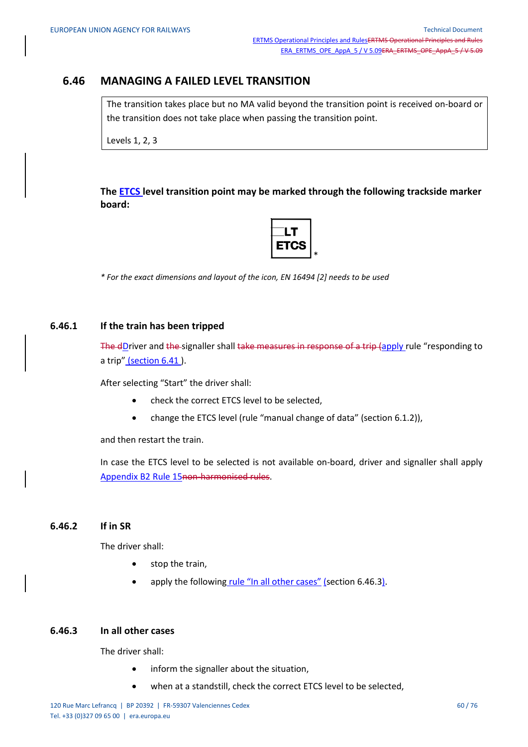## 6.46 MANAGING A FAILED LEVEL TRANSITION

| The transition takes place but no MA valid beyond the transition point is received on-board or the transition does not take place when passing the transition point. |
|---|
| Levels 1, 2, 3 |

**The ETCS level transition point may be marked through the following trackside marker board:**

LT
ETCS *

*\* For the exact dimensions and layout of the icon, EN 16494 [2] needs to be used*

### 6.46.1 If the train has been tripped

~~The d~~Driver and ~~the~~ signaller shall ~~take measures in response of a trip (~~apply rule "responding to a trip" (section 6.41).

After selecting "Start" the driver shall:

- check the correct ETCS level to be selected,
- change the ETCS level (rule "manual change of data" (section 6.1.2)),

and then restart the train.

In case the ETCS level to be selected is not available on-board, driver and signaller shall apply Appendix B2 Rule 15~~non-harmonised rules~~.

### 6.46.2 If in SR

The driver shall:

- stop the train,
- apply the following rule "In all other cases" (section 6.46.3).

### 6.46.3 In all other cases

The driver shall:

- inform the signaller about the situation,
- when at a standstill, check the correct ETCS level to be selected,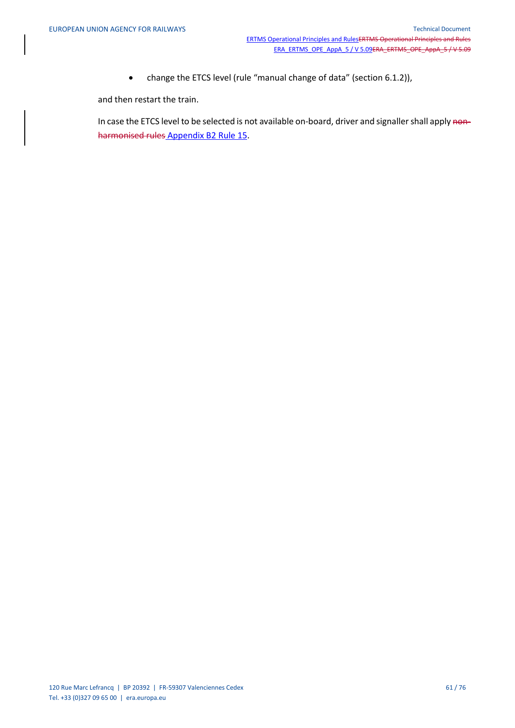- change the ETCS level (rule “manual change of data” (section 6.1.2)),

and then restart the train.

In case the ETCS level to be selected is not available on-board, driver and signaller shall apply ~~non-harmonised rules~~ Appendix B2 Rule 15.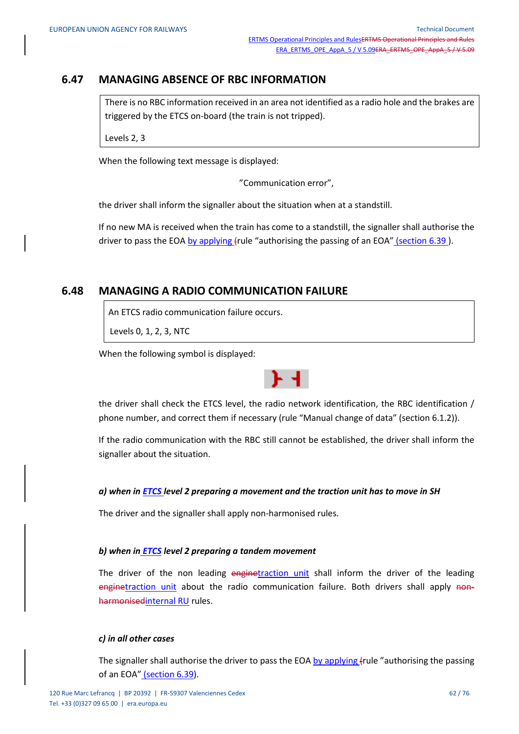## 6.47 MANAGING ABSENCE OF RBC INFORMATION

| There is no RBC information received in an area not identified as a radio hole and the brakes are triggered by the ETCS on-board (the train is not tripped). |
|---|
| Levels 2, 3 |

When the following text message is displayed:

"Communication error",

the driver shall inform the signaller about the situation when at a standstill.

If no new MA is received when the train has come to a standstill, the signaller shall authorise the driver to pass the EOA by applying rule "authorising the passing of an EOA" (section 6.39).

## 6.48 MANAGING A RADIO COMMUNICATION FAILURE

| An ETCS radio communication failure occurs. |
|---|
| Levels 0, 1, 2, 3, NTC |

When the following symbol is displayed:

the driver shall check the ETCS level, the radio network identification, the RBC identification / phone number, and correct them if necessary (rule "Manual change of data" (section 6.1.2)).

If the radio communication with the RBC still cannot be established, the driver shall inform the signaller about the situation.

***a) when in ETCS level 2 preparing a movement and the traction unit has to move in SH***

The driver and the signaller shall apply non-harmonised rules.

***b) when in ETCS level 2 preparing a tandem movement***

The driver of the non leading traction unit shall inform the driver of the leading traction unit about the radio communication failure. Both drivers shall apply internal RU rules.

***c) in all other cases***

The signaller shall authorise the driver to pass the EOA by applying rule "authorising the passing of an EOA" (section 6.39).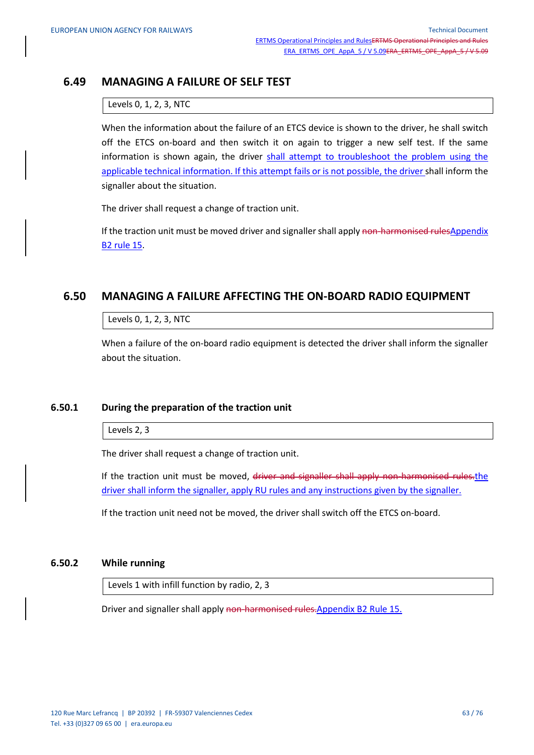## 6.49 MANAGING A FAILURE OF SELF TEST

| Levels 0, 1, 2, 3, NTC |
|---|

When the information about the failure of an ETCS device is shown to the driver, he shall switch off the ETCS on-board and then switch it on again to trigger a new self test. If the same information is shown again, the driver shall attempt to troubleshoot the problem using the applicable technical information. If this attempt fails or is not possible, the driver shall inform the signaller about the situation.

The driver shall request a change of traction unit.

If the traction unit must be moved driver and signaller shall apply ~~non-harmonised rules~~Appendix B2 rule 15.

## 6.50 MANAGING A FAILURE AFFECTING THE ON-BOARD RADIO EQUIPMENT

| Levels 0, 1, 2, 3, NTC |
|---|

When a failure of the on-board radio equipment is detected the driver shall inform the signaller about the situation.

### 6.50.1 During the preparation of the traction unit

| Levels 2, 3 |
|---|

The driver shall request a change of traction unit.

If the traction unit must be moved, ~~driver and signaller shall apply non-harmonised rules.~~the driver shall inform the signaller, apply RU rules and any instructions given by the signaller.

If the traction unit need not be moved, the driver shall switch off the ETCS on-board.

### 6.50.2 While running

| Levels 1 with infill function by radio, 2, 3 |
|---|

Driver and signaller shall apply ~~non-harmonised rules.~~Appendix B2 Rule 15.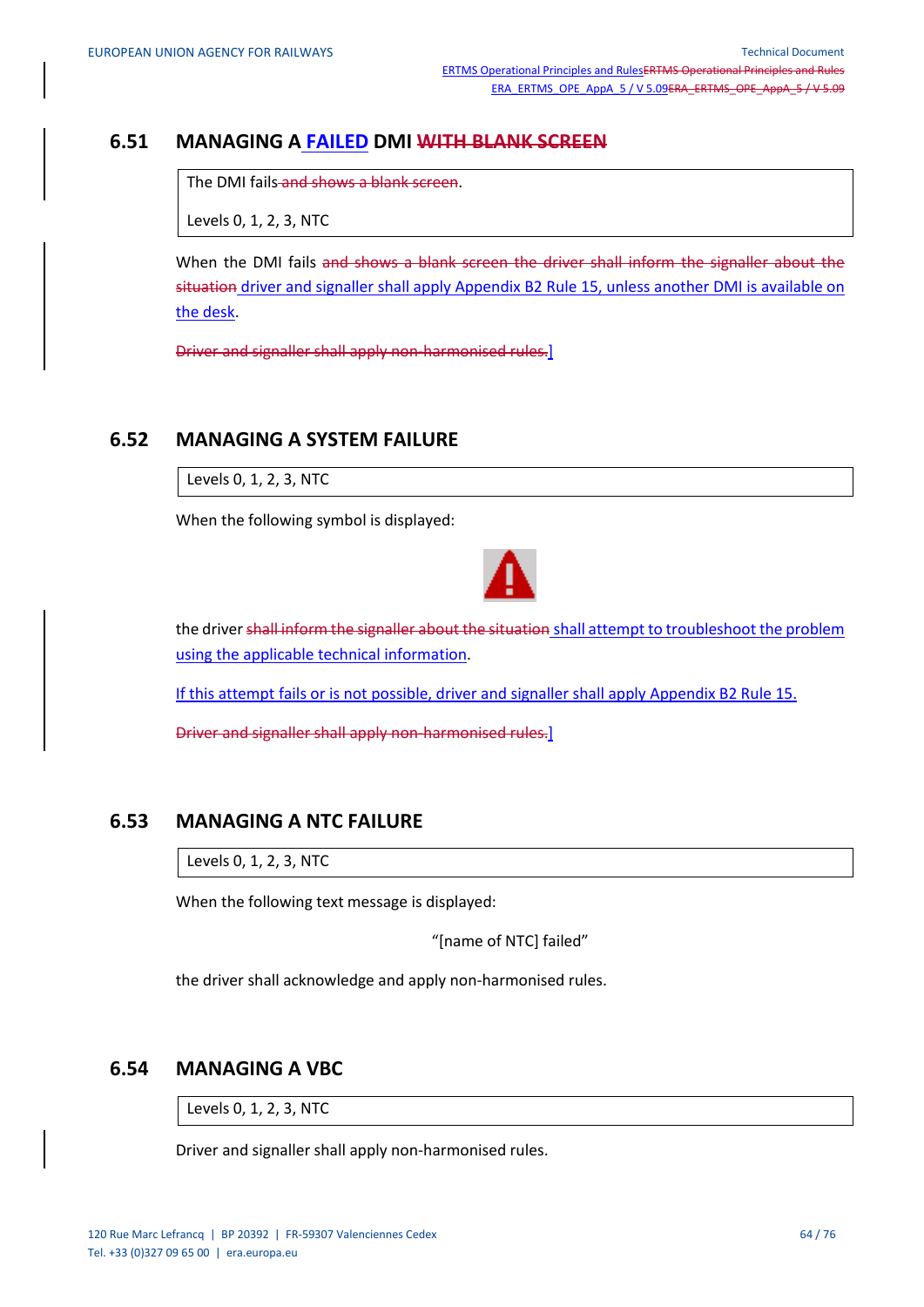## 6.51 MANAGING A FAILED DMI WITH BLANK SCREEN

| The DMI fails and shows a blank screen. |
|---|
| Levels 0, 1, 2, 3, NTC |

When the DMI fails and shows a blank screen the driver shall inform the signaller about the situation driver and signaller shall apply Appendix B2 Rule 15, unless another DMI is available on the desk.

Driver and signaller shall apply non-harmonised rules.]

## 6.52 MANAGING A SYSTEM FAILURE

| Levels 0, 1, 2, 3, NTC |
|---|

When the following symbol is displayed:

the driver shall inform the signaller about the situation shall attempt to troubleshoot the problem using the applicable technical information.

If this attempt fails or is not possible, driver and signaller shall apply Appendix B2 Rule 15.

Driver and signaller shall apply non-harmonised rules.]

## 6.53 MANAGING A NTC FAILURE

| Levels 0, 1, 2, 3, NTC |
|---|

When the following text message is displayed:

"[name of NTC] failed"

the driver shall acknowledge and apply non-harmonised rules.

## 6.54 MANAGING A VBC

| Levels 0, 1, 2, 3, NTC |
|---|

Driver and signaller shall apply non-harmonised rules.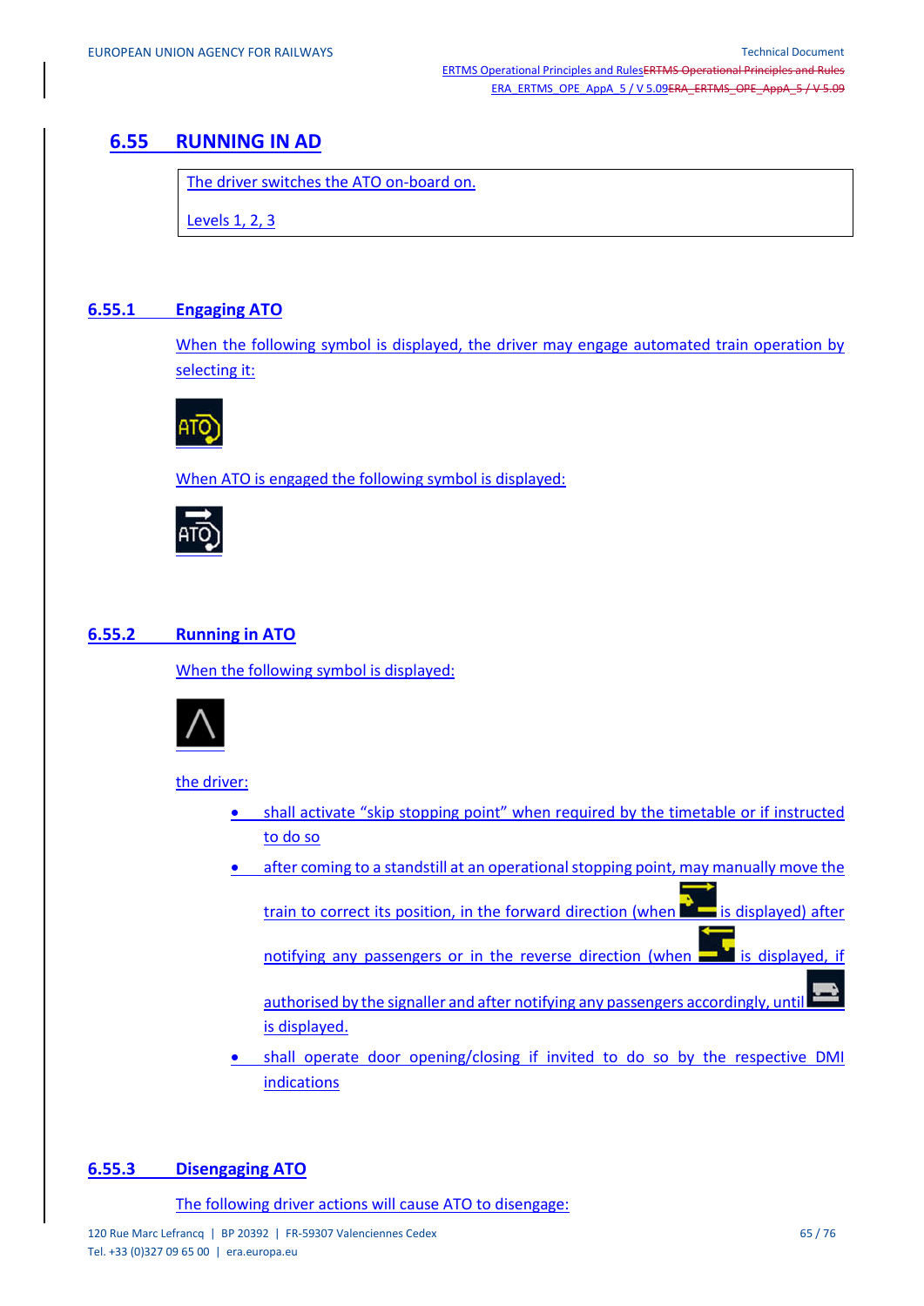## 6.55 RUNNING IN AD

| The driver switches the ATO on-board on. |
|---|
| Levels 1, 2, 3 |

### 6.55.1 Engaging ATO

When the following symbol is displayed, the driver may engage automated train operation by selecting it:

When ATO is engaged the following symbol is displayed:

### 6.55.2 Running in ATO

When the following symbol is displayed:

the driver:

- shall activate "skip stopping point" when required by the timetable or if instructed to do so
- after coming to a standstill at an operational stopping point, may manually move the train to correct its position, in the forward direction (when is displayed) after notifying any passengers or in the reverse direction (when is displayed, if authorised by the signaller and after notifying any passengers accordingly, until is displayed.
- shall operate door opening/closing if invited to do so by the respective DMI indications

### 6.55.3 Disengaging ATO

The following driver actions will cause ATO to disengage: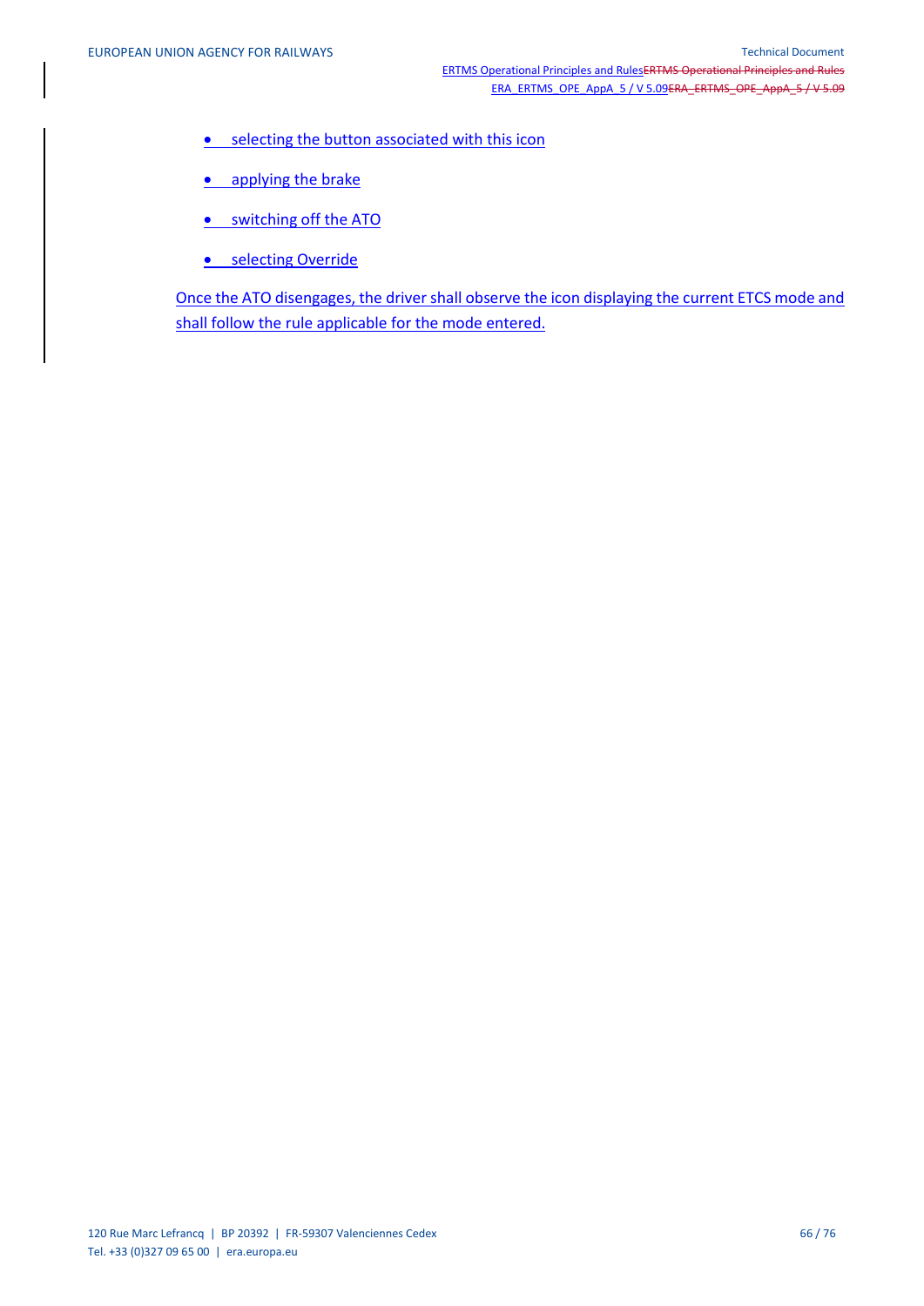- selecting the button associated with this icon
- applying the brake
- switching off the ATO
- selecting Override

Once the ATO disengages, the driver shall observe the icon displaying the current ETCS mode and shall follow the rule applicable for the mode entered.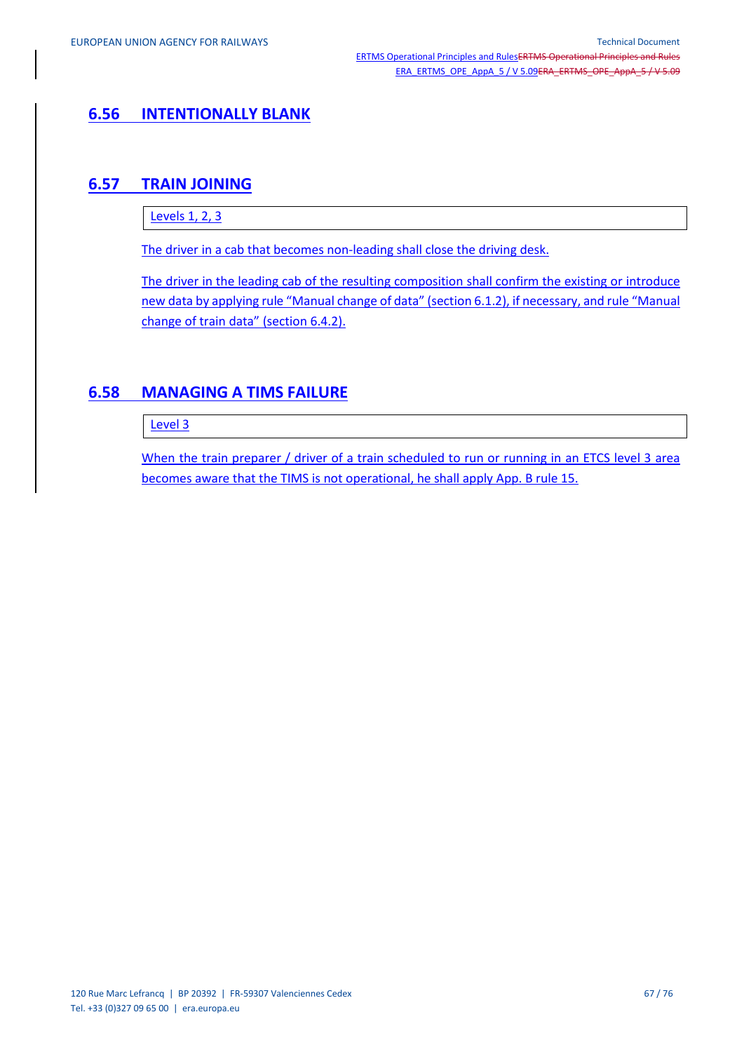## 6.56 INTENTIONALLY BLANK

## 6.57 TRAIN JOINING

| Levels 1, 2, 3 |
|---|

The driver in a cab that becomes non-leading shall close the driving desk.

The driver in the leading cab of the resulting composition shall confirm the existing or introduce new data by applying rule "Manual change of data" (section 6.1.2), if necessary, and rule "Manual change of train data" (section 6.4.2).

## 6.58 MANAGING A TIMS FAILURE

| Level 3 |
|---|

When the train preparer / driver of a train scheduled to run or running in an ETCS level 3 area becomes aware that the TIMS is not operational, he shall apply App. B rule 15.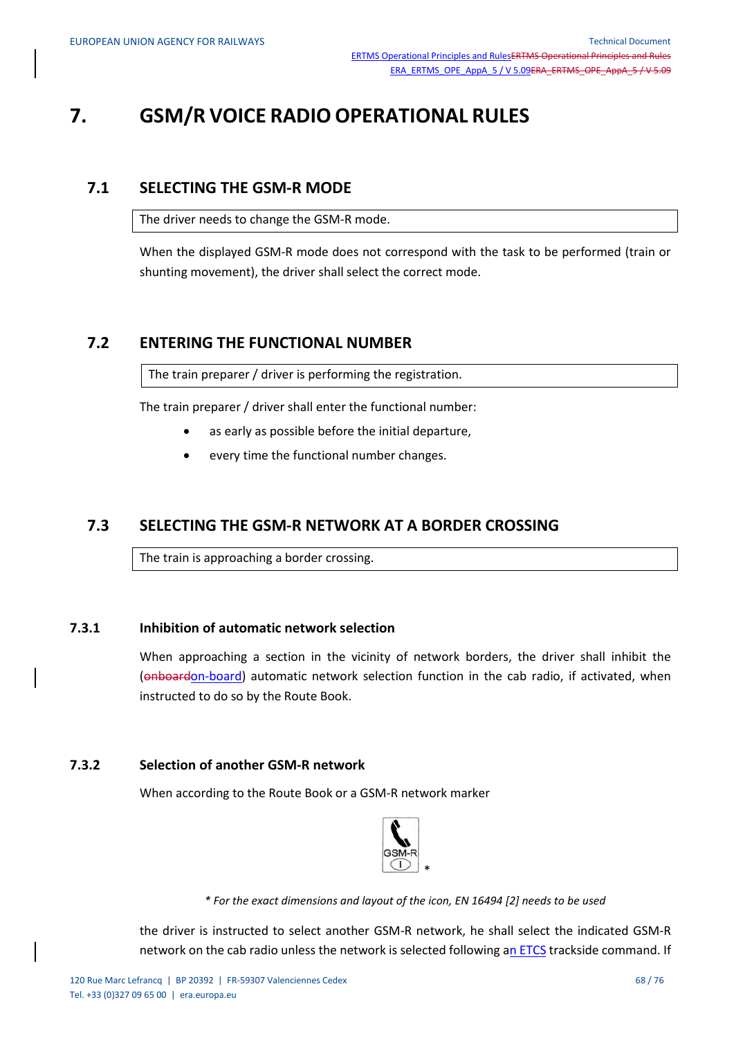# 7. GSM/R VOICE RADIO OPERATIONAL RULES

## 7.1 SELECTING THE GSM-R MODE

| The driver needs to change the GSM-R mode. |
|---|

When the displayed GSM-R mode does not correspond with the task to be performed (train or shunting movement), the driver shall select the correct mode.

## 7.2 ENTERING THE FUNCTIONAL NUMBER

| The train preparer / driver is performing the registration. |
|---|

The train preparer / driver shall enter the functional number:

- as early as possible before the initial departure,
- every time the functional number changes.

## 7.3 SELECTING THE GSM-R NETWORK AT A BORDER CROSSING

| The train is approaching a border crossing. |
|---|

### 7.3.1 Inhibition of automatic network selection

When approaching a section in the vicinity of network borders, the driver shall inhibit the (~~onboard~~on-board) automatic network selection function in the cab radio, if activated, when instructed to do so by the Route Book.

### 7.3.2 Selection of another GSM-R network

When according to the Route Book or a GSM-R network marker

GSM-R *

*\* For the exact dimensions and layout of the icon, EN 16494 [2] needs to be used*

the driver is instructed to select another GSM-R network, he shall select the indicated GSM-R network on the cab radio unless the network is selected following an ETCS trackside command. If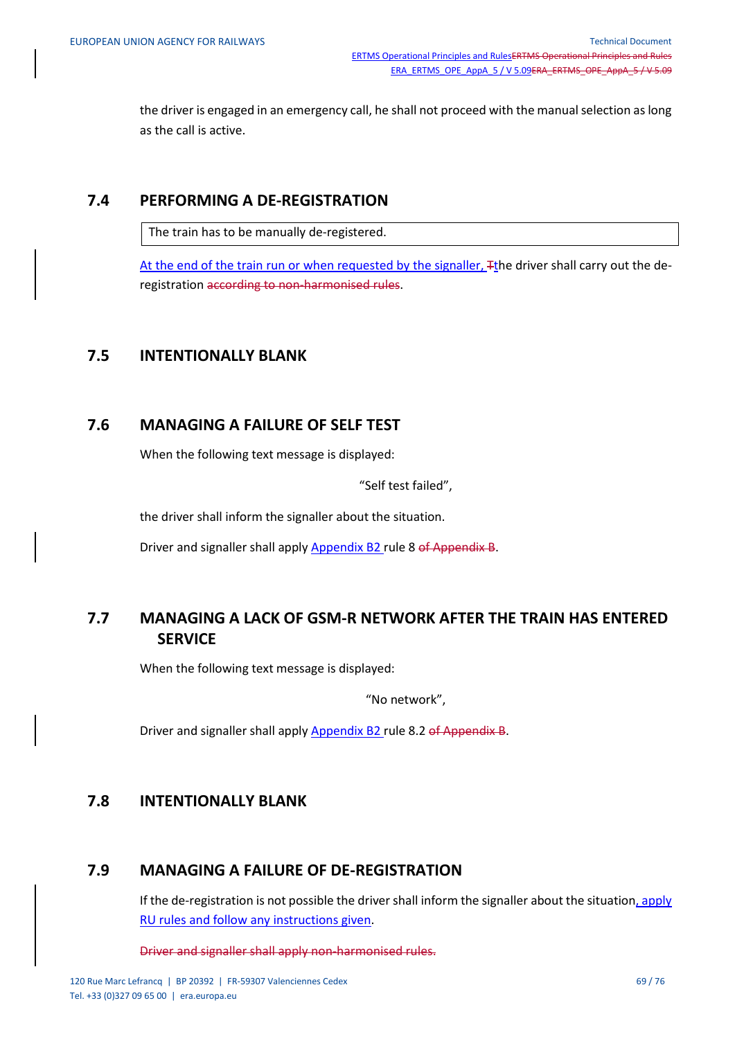the driver is engaged in an emergency call, he shall not proceed with the manual selection as long as the call is active.

## 7.4 PERFORMING A DE-REGISTRATION

| The train has to be manually de-registered. |
|---|

At the end of the train run or when requested by the signaller, Tthe driver shall carry out the de-registration according to non-harmonised rules.

## 7.5 INTENTIONALLY BLANK

## 7.6 MANAGING A FAILURE OF SELF TEST

When the following text message is displayed:

"Self test failed",

the driver shall inform the signaller about the situation.

Driver and signaller shall apply Appendix B2 rule 8 of Appendix B.

## 7.7 MANAGING A LACK OF GSM-R NETWORK AFTER THE TRAIN HAS ENTERED SERVICE

When the following text message is displayed:

"No network",

Driver and signaller shall apply Appendix B2 rule 8.2 of Appendix B.

## 7.8 INTENTIONALLY BLANK

## 7.9 MANAGING A FAILURE OF DE-REGISTRATION

If the de-registration is not possible the driver shall inform the signaller about the situation, apply RU rules and follow any instructions given.

~~Driver and signaller shall apply non-harmonised rules.~~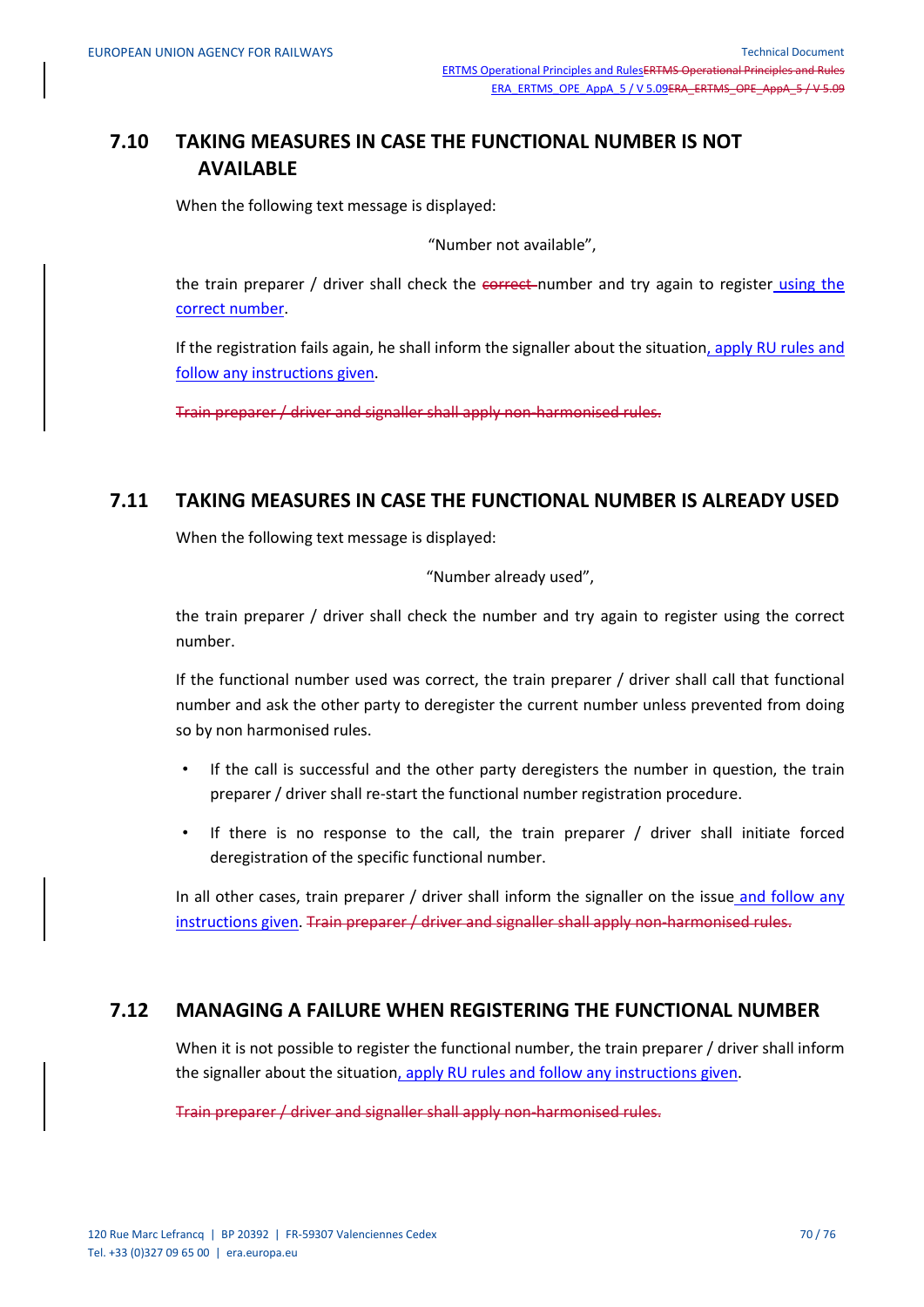## 7.10 TAKING MEASURES IN CASE THE FUNCTIONAL NUMBER IS NOT AVAILABLE

When the following text message is displayed:

"Number not available",

the train preparer / driver shall check the ~~correct~~ number and try again to register using the correct number.

If the registration fails again, he shall inform the signaller about the situation, apply RU rules and follow any instructions given.

~~Train preparer / driver and signaller shall apply non-harmonised rules.~~

## 7.11 TAKING MEASURES IN CASE THE FUNCTIONAL NUMBER IS ALREADY USED

When the following text message is displayed:

"Number already used",

the train preparer / driver shall check the number and try again to register using the correct number.

If the functional number used was correct, the train preparer / driver shall call that functional number and ask the other party to deregister the current number unless prevented from doing so by non harmonised rules.

- If the call is successful and the other party deregisters the number in question, the train preparer / driver shall re-start the functional number registration procedure.
- If there is no response to the call, the train preparer / driver shall initiate forced deregistration of the specific functional number.

In all other cases, train preparer / driver shall inform the signaller on the issue and follow any instructions given. ~~Train preparer / driver and signaller shall apply non-harmonised rules.~~

## 7.12 MANAGING A FAILURE WHEN REGISTERING THE FUNCTIONAL NUMBER

When it is not possible to register the functional number, the train preparer / driver shall inform the signaller about the situation, apply RU rules and follow any instructions given.

~~Train preparer / driver and signaller shall apply non-harmonised rules.~~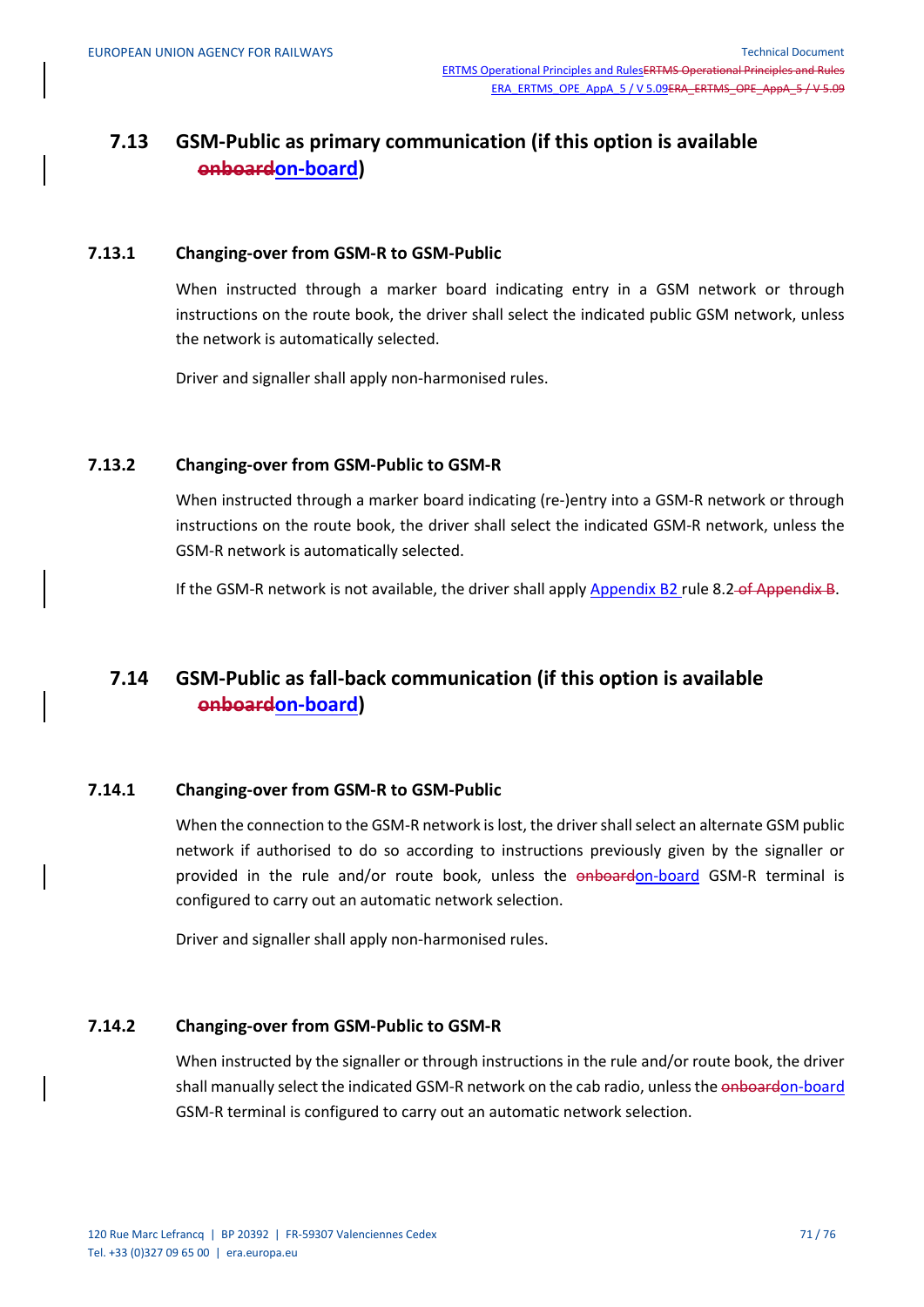## 7.13 GSM-Public as primary communication (if this option is available ~~onboard~~on-board)

### 7.13.1 Changing-over from GSM-R to GSM-Public

When instructed through a marker board indicating entry in a GSM network or through instructions on the route book, the driver shall select the indicated public GSM network, unless the network is automatically selected.

Driver and signaller shall apply non-harmonised rules.

### 7.13.2 Changing-over from GSM-Public to GSM-R

When instructed through a marker board indicating (re-)entry into a GSM-R network or through instructions on the route book, the driver shall select the indicated GSM-R network, unless the GSM-R network is automatically selected.

If the GSM-R network is not available, the driver shall apply Appendix B2 rule 8.2 ~~of Appendix B~~.

## 7.14 GSM-Public as fall-back communication (if this option is available ~~onboard~~on-board)

### 7.14.1 Changing-over from GSM-R to GSM-Public

When the connection to the GSM-R network is lost, the driver shall select an alternate GSM public network if authorised to do so according to instructions previously given by the signaller or provided in the rule and/or route book, unless the ~~onboard~~on-board GSM-R terminal is configured to carry out an automatic network selection.

Driver and signaller shall apply non-harmonised rules.

### 7.14.2 Changing-over from GSM-Public to GSM-R

When instructed by the signaller or through instructions in the rule and/or route book, the driver shall manually select the indicated GSM-R network on the cab radio, unless the ~~onboard~~on-board GSM-R terminal is configured to carry out an automatic network selection.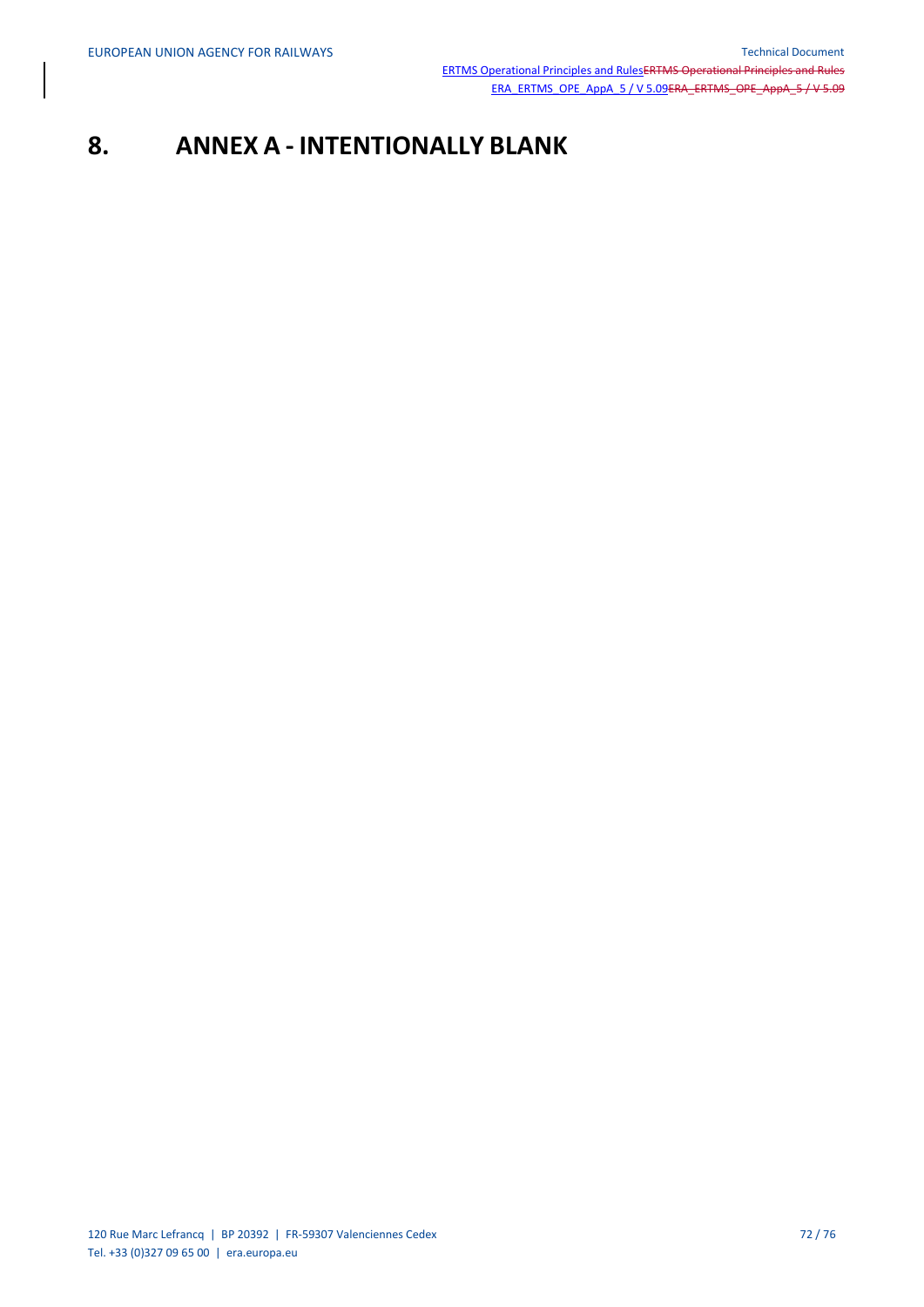# 8. ANNEX A - INTENTIONALLY BLANK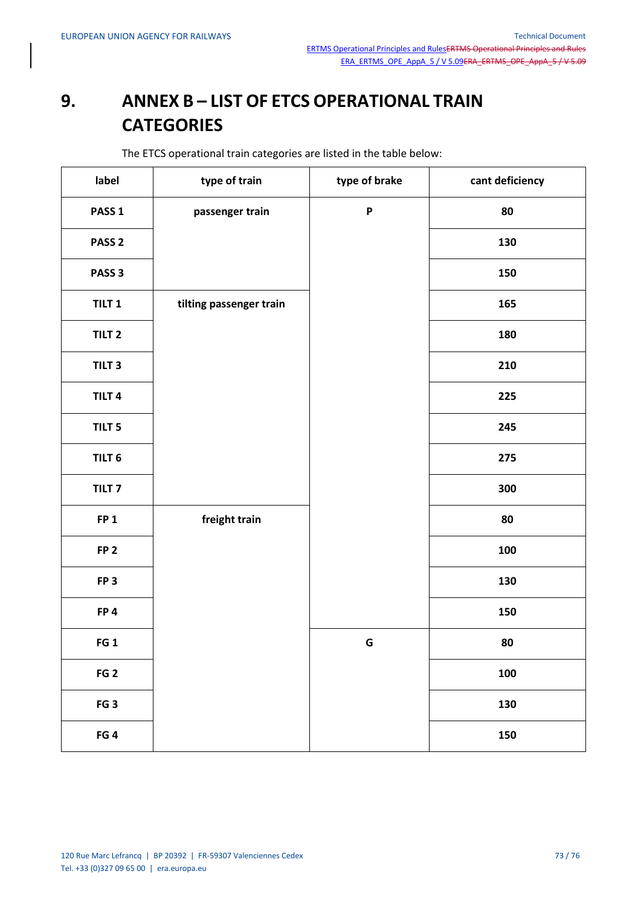# 9. ANNEX B – LIST OF ETCS OPERATIONAL TRAIN CATEGORIES

The ETCS operational train categories are listed in the table below:

| label | type of train | type of brake | cant deficiency |
|---|---|---|---|
| PASS 1 | passenger train | P | 80 |
| PASS 2 | | | 130 |
| PASS 3 | | | 150 |
| TILT 1 | tilting passenger train | | 165 |
| TILT 2 | | | 180 |
| TILT 3 | | | 210 |
| TILT 4 | | | 225 |
| TILT 5 | | | 245 |
| TILT 6 | | | 275 |
| TILT 7 | | | 300 |
| FP 1 | freight train | | 80 |
| FP 2 | | | 100 |
| FP 3 | | | 130 |
| FP 4 | | | 150 |
| FG 1 | | G | 80 |
| FG 2 | | | 100 |
| FG 3 | | | 130 |
| FG 4 | | | 150 |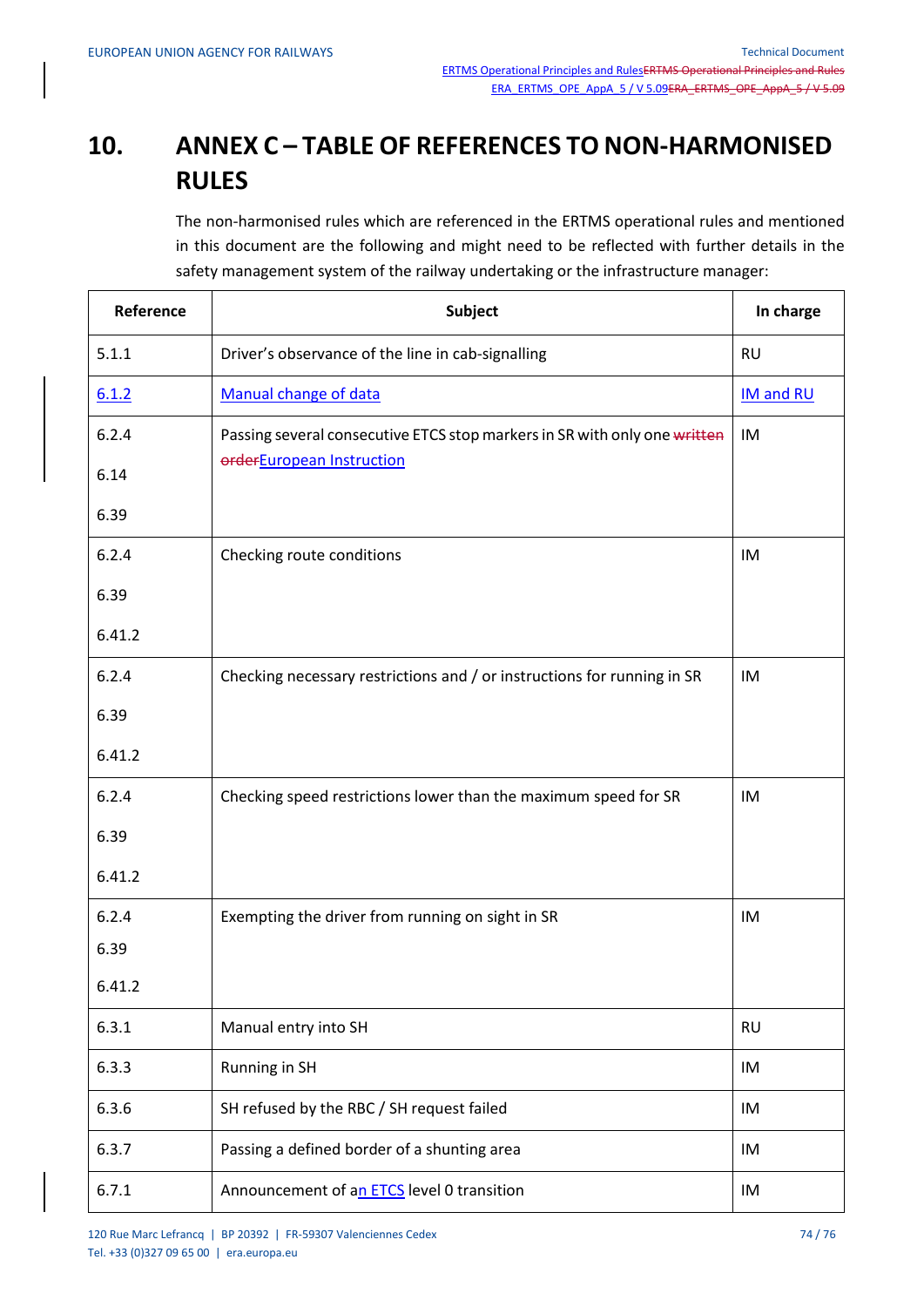# 10. ANNEX C – TABLE OF REFERENCES TO NON-HARMONISED RULES

The non-harmonised rules which are referenced in the ERTMS operational rules and mentioned in this document are the following and might need to be reflected with further details in the safety management system of the railway undertaking or the infrastructure manager:

| Reference | Subject | In charge |
|---|---|---|
| 5.1.1 | Driver's observance of the line in cab-signalling | RU |
| 6.1.2 | Manual change of data | IM and RU |
| 6.2.4<br>6.14<br>6.39 | Passing several consecutive ETCS stop markers in SR with only one ~~written order~~European Instruction | IM |
| 6.2.4<br>6.39<br>6.41.2 | Checking route conditions | IM |
| 6.2.4<br>6.39<br>6.41.2 | Checking necessary restrictions and / or instructions for running in SR | IM |
| 6.2.4<br>6.39<br>6.41.2 | Checking speed restrictions lower than the maximum speed for SR | IM |
| 6.2.4<br>6.39<br>6.41.2 | Exempting the driver from running on sight in SR | IM |
| 6.3.1 | Manual entry into SH | RU |
| 6.3.3 | Running in SH | IM |
| 6.3.6 | SH refused by the RBC / SH request failed | IM |
| 6.3.7 | Passing a defined border of a shunting area | IM |
| 6.7.1 | Announcement of an ETCS level 0 transition | IM |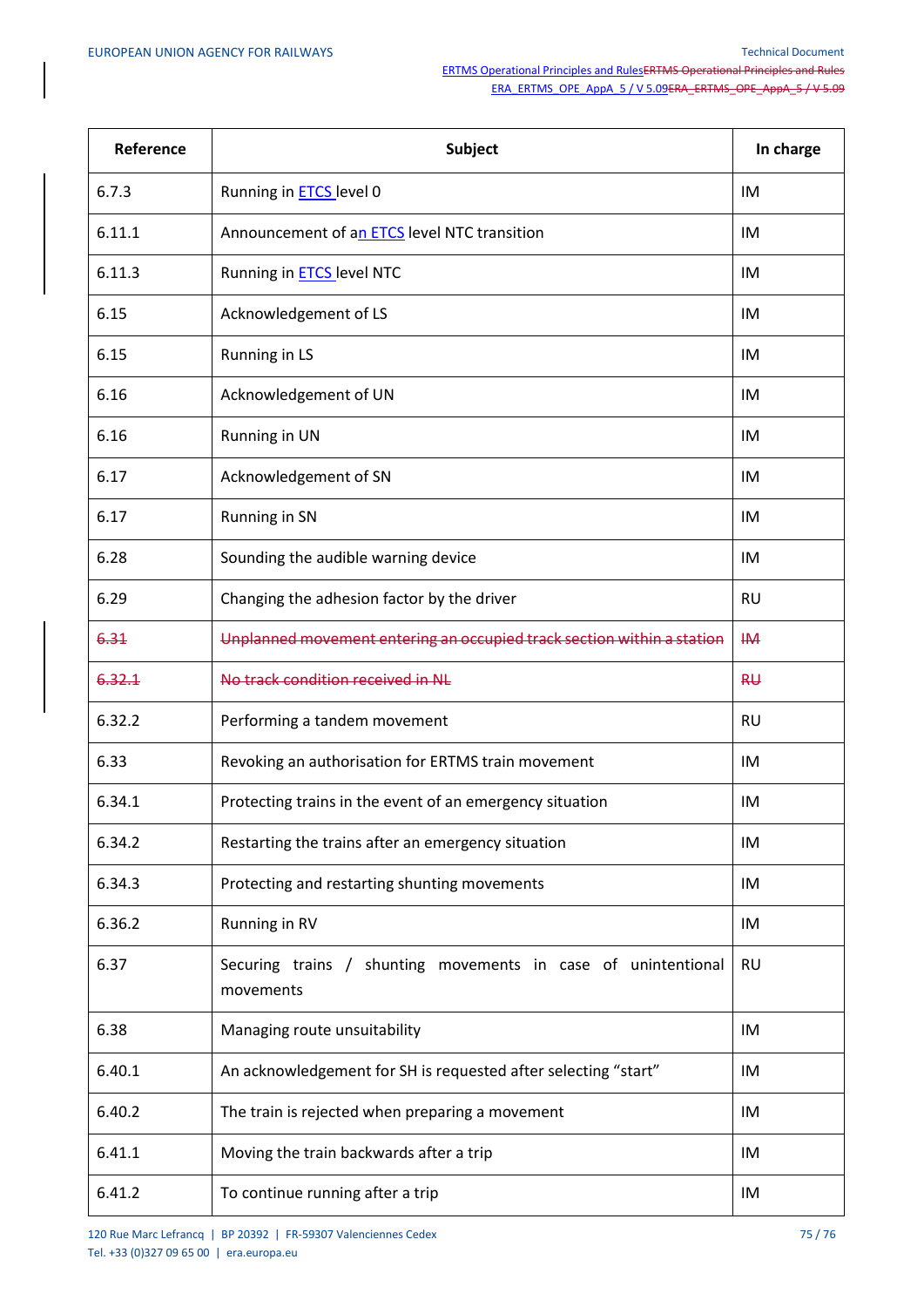| Reference | Subject | In charge |
| --- | --- | --- |
| 6.7.3 | Running in ETCS level 0 | IM |
| 6.11.1 | Announcement of an ETCS level NTC transition | IM |
| 6.11.3 | Running in ETCS level NTC | IM |
| 6.15 | Acknowledgement of LS | IM |
| 6.15 | Running in LS | IM |
| 6.16 | Acknowledgement of UN | IM |
| 6.16 | Running in UN | IM |
| 6.17 | Acknowledgement of SN | IM |
| 6.17 | Running in SN | IM |
| 6.28 | Sounding the audible warning device | IM |
| 6.29 | Changing the adhesion factor by the driver | RU |
| ~~6.31~~ | ~~Unplanned movement entering an occupied track section within a station~~ | ~~IM~~ |
| ~~6.32.1~~ | ~~No track condition received in NL~~ | ~~RU~~ |
| 6.32.2 | Performing a tandem movement | RU |
| 6.33 | Revoking an authorisation for ERTMS train movement | IM |
| 6.34.1 | Protecting trains in the event of an emergency situation | IM |
| 6.34.2 | Restarting the trains after an emergency situation | IM |
| 6.34.3 | Protecting and restarting shunting movements | IM |
| 6.36.2 | Running in RV | IM |
| 6.37 | Securing trains / shunting movements in case of unintentional movements | RU |
| 6.38 | Managing route unsuitability | IM |
| 6.40.1 | An acknowledgement for SH is requested after selecting “start” | IM |
| 6.40.2 | The train is rejected when preparing a movement | IM |
| 6.41.1 | Moving the train backwards after a trip | IM |
| 6.41.2 | To continue running after a trip | IM |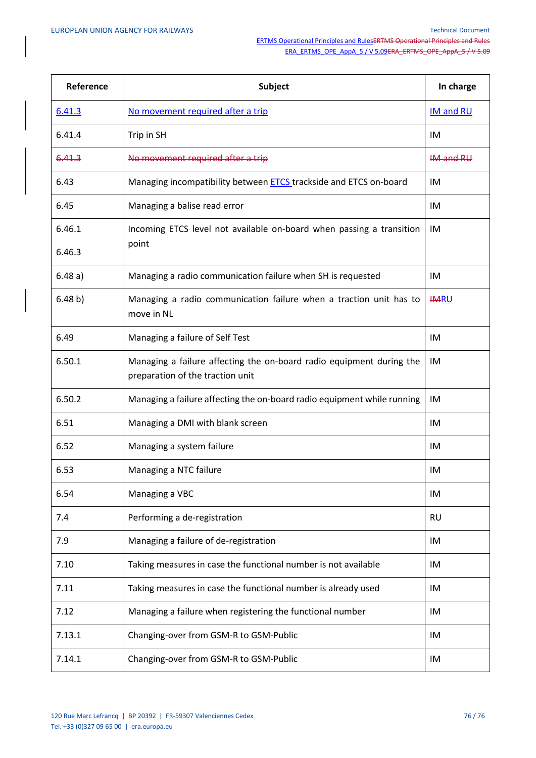| Reference | Subject | In charge |
|---|---|---|
| 6.41.3 | No movement required after a trip | IM and RU |
| 6.41.4 | Trip in SH | IM |
| 6.41.3 | No movement required after a trip | IM and RU |
| 6.43 | Managing incompatibility between ETCS trackside and ETCS on-board | IM |
| 6.45 | Managing a balise read error | IM |
| 6.46.1<br>6.46.3 | Incoming ETCS level not available on-board when passing a transition point | IM |
| 6.48 a) | Managing a radio communication failure when SH is requested | IM |
| 6.48 b) | Managing a radio communication failure when a traction unit has to move in NL | IMRU |
| 6.49 | Managing a failure of Self Test | IM |
| 6.50.1 | Managing a failure affecting the on-board radio equipment during the preparation of the traction unit | IM |
| 6.50.2 | Managing a failure affecting the on-board radio equipment while running | IM |
| 6.51 | Managing a DMI with blank screen | IM |
| 6.52 | Managing a system failure | IM |
| 6.53 | Managing a NTC failure | IM |
| 6.54 | Managing a VBC | IM |
| 7.4 | Performing a de-registration | RU |
| 7.9 | Managing a failure of de-registration | IM |
| 7.10 | Taking measures in case the functional number is not available | IM |
| 7.11 | Taking measures in case the functional number is already used | IM |
| 7.12 | Managing a failure when registering the functional number | IM |
| 7.13.1 | Changing-over from GSM-R to GSM-Public | IM |
| 7.14.1 | Changing-over from GSM-R to GSM-Public | IM |